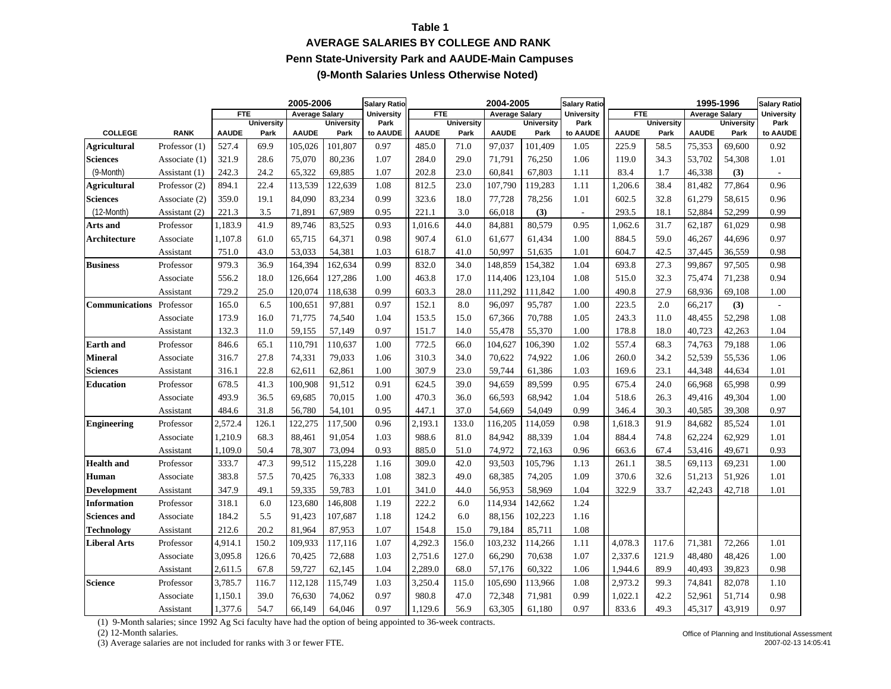# Table 1

## AVERAGE SALARIES BY COLLEGE AND RANK

### Penn State-University Park and AAUDE-Main Campuses

### (9-Month Salaries Unless Otherwise Noted)

| | | 2005-2006 | | | | Salary Ratio | 2004-2005 | | | | Salary Ratio | 1995-1996 | | | | Salary Ratio |
|---|---|---|---|---|---|---|---|---|---|---|---|---|---|---|---|---|
| | | FTE | | Average Salary | | University Park | FTE | | Average Salary | | University Park | FTE | | Average Salary | | University Park |
| COLLEGE | RANK | AAUDE | University Park | AAUDE | University Park | to AAUDE | AAUDE | University Park | AAUDE | University Park | to AAUDE | AAUDE | University Park | AAUDE | University Park | to AAUDE |
| **Agricultural** | Professor (1) | 527.4 | 69.9 | 105,026 | 101,807 | 0.97 | 485.0 | 71.0 | 97,037 | 101,409 | 1.05 | 225.9 | 58.5 | 75,353 | 69,600 | 0.92 |
| **Sciences** | Associate (1) | 321.9 | 28.6 | 75,070 | 80,236 | 1.07 | 284.0 | 29.0 | 71,791 | 76,250 | 1.06 | 119.0 | 34.3 | 53,702 | 54,308 | 1.01 |
| (9-Month) | Assistant (1) | 242.3 | 24.2 | 65,322 | 69,885 | 1.07 | 202.8 | 23.0 | 60,841 | 67,803 | 1.11 | 83.4 | 1.7 | 46,338 | **(3)** | - |
| **Agricultural** | Professor (2) | 894.1 | 22.4 | 113,539 | 122,639 | 1.08 | 812.5 | 23.0 | 107,790 | 119,283 | 1.11 | 1,206.6 | 38.4 | 81,482 | 77,864 | 0.96 |
| **Sciences** | Associate (2) | 359.0 | 19.1 | 84,090 | 83,234 | 0.99 | 323.6 | 18.0 | 77,728 | 78,256 | 1.01 | 602.5 | 32.8 | 61,279 | 58,615 | 0.96 |
| (12-Month) | Assistant (2) | 221.3 | 3.5 | 71,891 | 67,989 | 0.95 | 221.1 | 3.0 | 66,018 | **(3)** | - | 293.5 | 18.1 | 52,884 | 52,299 | 0.99 |
| **Arts and** | Professor | 1,183.9 | 41.9 | 89,746 | 83,525 | 0.93 | 1,016.6 | 44.0 | 84,881 | 80,579 | 0.95 | 1,062.6 | 31.7 | 62,187 | 61,029 | 0.98 |
| **Architecture** | Associate | 1,107.8 | 61.0 | 65,715 | 64,371 | 0.98 | 907.4 | 61.0 | 61,677 | 61,434 | 1.00 | 884.5 | 59.0 | 46,267 | 44,696 | 0.97 |
| | Assistant | 751.0 | 43.0 | 53,033 | 54,381 | 1.03 | 618.7 | 41.0 | 50,997 | 51,635 | 1.01 | 604.7 | 42.5 | 37,445 | 36,559 | 0.98 |
| **Business** | Professor | 979.3 | 36.9 | 164,394 | 162,634 | 0.99 | 832.0 | 34.0 | 148,859 | 154,382 | 1.04 | 693.8 | 27.3 | 99,867 | 97,505 | 0.98 |
| | Associate | 556.2 | 18.0 | 126,664 | 127,286 | 1.00 | 463.8 | 17.0 | 114,406 | 123,104 | 1.08 | 515.0 | 32.3 | 75,474 | 71,238 | 0.94 |
| | Assistant | 729.2 | 25.0 | 120,074 | 118,638 | 0.99 | 603.3 | 28.0 | 111,292 | 111,842 | 1.00 | 490.8 | 27.9 | 68,936 | 69,108 | 1.00 |
| **Communications** | Professor | 165.0 | 6.5 | 100,651 | 97,881 | 0.97 | 152.1 | 8.0 | 96,097 | 95,787 | 1.00 | 223.5 | 2.0 | 66,217 | **(3)** | - |
| | Associate | 173.9 | 16.0 | 71,775 | 74,540 | 1.04 | 153.5 | 15.0 | 67,366 | 70,788 | 1.05 | 243.3 | 11.0 | 48,455 | 52,298 | 1.08 |
| | Assistant | 132.3 | 11.0 | 59,155 | 57,149 | 0.97 | 151.7 | 14.0 | 55,478 | 55,370 | 1.00 | 178.8 | 18.0 | 40,723 | 42,263 | 1.04 |
| **Earth and** | Professor | 846.6 | 65.1 | 110,791 | 110,637 | 1.00 | 772.5 | 66.0 | 104,627 | 106,390 | 1.02 | 557.4 | 68.3 | 74,763 | 79,188 | 1.06 |
| **Mineral** | Associate | 316.7 | 27.8 | 74,331 | 79,033 | 1.06 | 310.3 | 34.0 | 70,622 | 74,922 | 1.06 | 260.0 | 34.2 | 52,539 | 55,536 | 1.06 |
| **Sciences** | Assistant | 316.1 | 22.8 | 62,611 | 62,861 | 1.00 | 307.9 | 23.0 | 59,744 | 61,386 | 1.03 | 169.6 | 23.1 | 44,348 | 44,634 | 1.01 |
| **Education** | Professor | 678.5 | 41.3 | 100,908 | 91,512 | 0.91 | 624.5 | 39.0 | 94,659 | 89,599 | 0.95 | 675.4 | 24.0 | 66,968 | 65,998 | 0.99 |
| | Associate | 493.9 | 36.5 | 69,685 | 70,015 | 1.00 | 470.3 | 36.0 | 66,593 | 68,942 | 1.04 | 518.6 | 26.3 | 49,416 | 49,304 | 1.00 |
| | Assistant | 484.6 | 31.8 | 56,780 | 54,101 | 0.95 | 447.1 | 37.0 | 54,669 | 54,049 | 0.99 | 346.4 | 30.3 | 40,585 | 39,308 | 0.97 |
| **Engineering** | Professor | 2,572.4 | 126.1 | 122,275 | 117,500 | 0.96 | 2,193.1 | 133.0 | 116,205 | 114,059 | 0.98 | 1,618.3 | 91.9 | 84,682 | 85,524 | 1.01 |
| | Associate | 1,210.9 | 68.3 | 88,461 | 91,054 | 1.03 | 988.6 | 81.0 | 84,942 | 88,339 | 1.04 | 884.4 | 74.8 | 62,224 | 62,929 | 1.01 |
| | Assistant | 1,109.0 | 50.4 | 78,307 | 73,094 | 0.93 | 885.0 | 51.0 | 74,972 | 72,163 | 0.96 | 663.6 | 67.4 | 53,416 | 49,671 | 0.93 |
| **Health and** | Professor | 333.7 | 47.3 | 99,512 | 115,228 | 1.16 | 309.0 | 42.0 | 93,503 | 105,796 | 1.13 | 261.1 | 38.5 | 69,113 | 69,231 | 1.00 |
| **Human** | Associate | 383.8 | 57.5 | 70,425 | 76,333 | 1.08 | 382.3 | 49.0 | 68,385 | 74,205 | 1.09 | 370.6 | 32.6 | 51,213 | 51,926 | 1.01 |
| **Development** | Assistant | 347.9 | 49.1 | 59,335 | 59,783 | 1.01 | 341.0 | 44.0 | 56,953 | 58,969 | 1.04 | 322.9 | 33.7 | 42,243 | 42,718 | 1.01 |
| **Information** | Professor | 318.1 | 6.0 | 123,680 | 146,808 | 1.19 | 222.2 | 6.0 | 114,934 | 142,662 | 1.24 | | | | | |
| **Sciences and** | Associate | 184.2 | 5.5 | 91,423 | 107,687 | 1.18 | 124.2 | 6.0 | 88,156 | 102,223 | 1.16 | | | | | |
| **Technology** | Assistant | 212.6 | 20.2 | 81,964 | 87,953 | 1.07 | 154.8 | 15.0 | 79,184 | 85,711 | 1.08 | | | | | |
| **Liberal Arts** | Professor | 4,914.1 | 150.2 | 109,933 | 117,116 | 1.07 | 4,292.3 | 156.0 | 103,232 | 114,266 | 1.11 | 4,078.3 | 117.6 | 71,381 | 72,266 | 1.01 |
| | Associate | 3,095.8 | 126.6 | 70,425 | 72,688 | 1.03 | 2,751.6 | 127.0 | 66,290 | 70,638 | 1.07 | 2,337.6 | 121.9 | 48,480 | 48,426 | 1.00 |
| | Assistant | 2,611.5 | 67.8 | 59,727 | 62,145 | 1.04 | 2,289.0 | 68.0 | 57,176 | 60,322 | 1.06 | 1,944.6 | 89.9 | 40,493 | 39,823 | 0.98 |
| **Science** | Professor | 3,785.7 | 116.7 | 112,128 | 115,749 | 1.03 | 3,250.4 | 115.0 | 105,690 | 113,966 | 1.08 | 2,973.2 | 99.3 | 74,841 | 82,078 | 1.10 |
| | Associate | 1,150.1 | 39.0 | 76,630 | 74,062 | 0.97 | 980.8 | 47.0 | 72,348 | 71,981 | 0.99 | 1,022.1 | 42.2 | 52,961 | 51,714 | 0.98 |
| | Assistant | 1,377.6 | 54.7 | 66,149 | 64,046 | 0.97 | 1,129.6 | 56.9 | 63,305 | 61,180 | 0.97 | 833.6 | 49.3 | 45,317 | 43,919 | 0.97 |

(1) 9-Month salaries; since 1992 Ag Sci faculty have had the option of being appointed to 36-week contracts.

(2) 12-Month salaries.

(3) Average salaries are not included for ranks with 3 or fewer FTE.

Office of Planning and Institutional Assessment
2007-02-13 14:05:41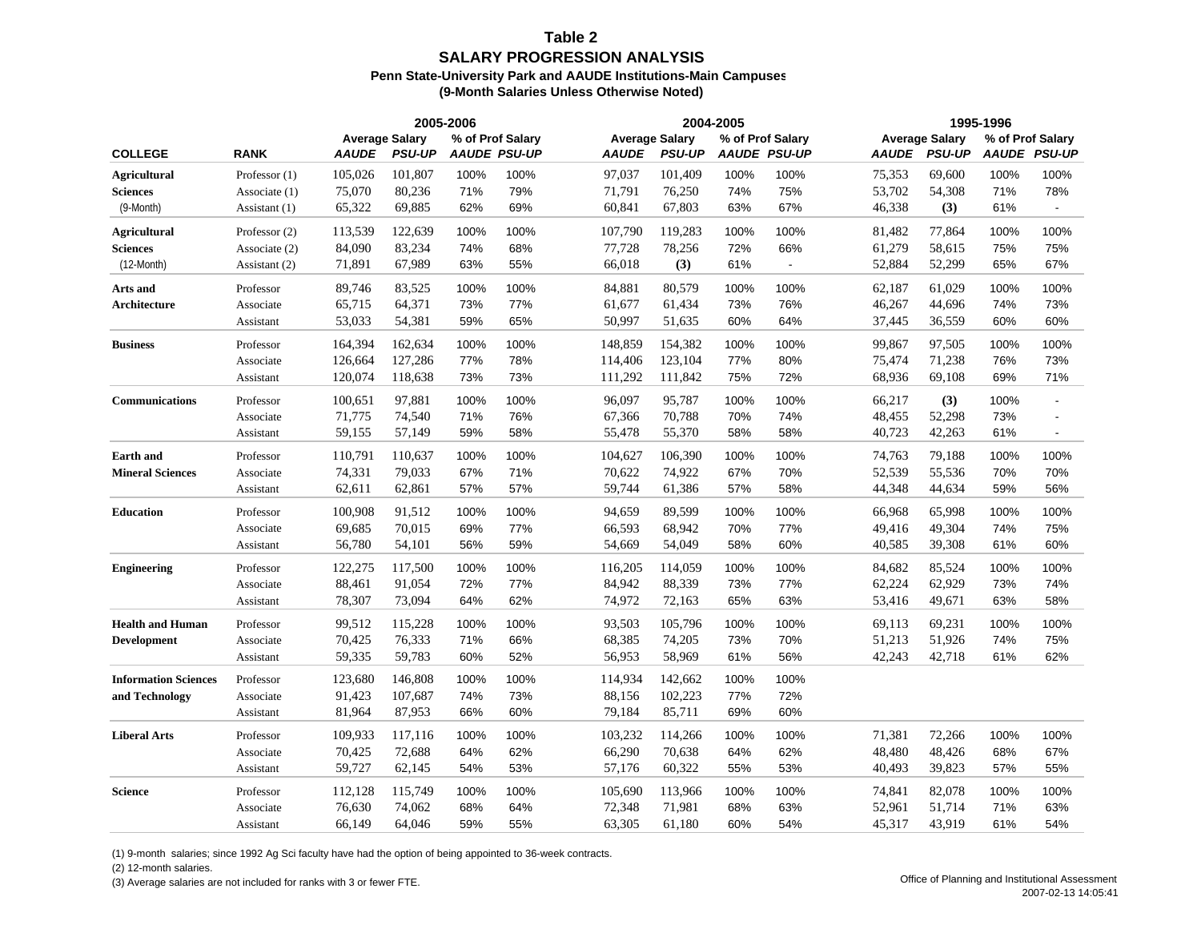# Table 2
## SALARY PROGRESSION ANALYSIS
### Penn State-University Park and AAUDE Institutions-Main Campuses
### (9-Month Salaries Unless Otherwise Noted)

| | | 2005-2006 | | | | 2004-2005 | | | | 1995-1996 | | | |
|---|---|---|---|---|---|---|---|---|---|---|---|---|---|
| | | Average Salary | | % of Prof Salary | | Average Salary | | % of Prof Salary | | Average Salary | | % of Prof Salary | |
| **COLLEGE** | **RANK** | *AAUDE* | *PSU-UP* | *AAUDE* | *PSU-UP* | *AAUDE* | *PSU-UP* | *AAUDE* | *PSU-UP* | *AAUDE* | *PSU-UP* | *AAUDE* | *PSU-UP* |
| **Agricultural** | Professor (1) | 105,026 | 101,807 | 100% | 100% | 97,037 | 101,409 | 100% | 100% | 75,353 | 69,600 | 100% | 100% |
| **Sciences** | Associate (1) | 75,070 | 80,236 | 71% | 79% | 71,791 | 76,250 | 74% | 75% | 53,702 | 54,308 | 71% | 78% |
| (9-Month) | Assistant (1) | 65,322 | 69,885 | 62% | 69% | 60,841 | 67,803 | 63% | 67% | 46,338 | **(3)** | 61% | - |
| **Agricultural** | Professor (2) | 113,539 | 122,639 | 100% | 100% | 107,790 | 119,283 | 100% | 100% | 81,482 | 77,864 | 100% | 100% |
| **Sciences** | Associate (2) | 84,090 | 83,234 | 74% | 68% | 77,728 | 78,256 | 72% | 66% | 61,279 | 58,615 | 75% | 75% |
| (12-Month) | Assistant (2) | 71,891 | 67,989 | 63% | 55% | 66,018 | **(3)** | 61% | - | 52,884 | 52,299 | 65% | 67% |
| **Arts and** | Professor | 89,746 | 83,525 | 100% | 100% | 84,881 | 80,579 | 100% | 100% | 62,187 | 61,029 | 100% | 100% |
| **Architecture** | Associate | 65,715 | 64,371 | 73% | 77% | 61,677 | 61,434 | 73% | 76% | 46,267 | 44,696 | 74% | 73% |
| | Assistant | 53,033 | 54,381 | 59% | 65% | 50,997 | 51,635 | 60% | 64% | 37,445 | 36,559 | 60% | 60% |
| **Business** | Professor | 164,394 | 162,634 | 100% | 100% | 148,859 | 154,382 | 100% | 100% | 99,867 | 97,505 | 100% | 100% |
| | Associate | 126,664 | 127,286 | 77% | 78% | 114,406 | 123,104 | 77% | 80% | 75,474 | 71,238 | 76% | 73% |
| | Assistant | 120,074 | 118,638 | 73% | 73% | 111,292 | 111,842 | 75% | 72% | 68,936 | 69,108 | 69% | 71% |
| **Communications** | Professor | 100,651 | 97,881 | 100% | 100% | 96,097 | 95,787 | 100% | 100% | 66,217 | **(3)** | 100% | - |
| | Associate | 71,775 | 74,540 | 71% | 76% | 67,366 | 70,788 | 70% | 74% | 48,455 | 52,298 | 73% | - |
| | Assistant | 59,155 | 57,149 | 59% | 58% | 55,478 | 55,370 | 58% | 58% | 40,723 | 42,263 | 61% | - |
| **Earth and** | Professor | 110,791 | 110,637 | 100% | 100% | 104,627 | 106,390 | 100% | 100% | 74,763 | 79,188 | 100% | 100% |
| **Mineral Sciences** | Associate | 74,331 | 79,033 | 67% | 71% | 70,622 | 74,922 | 67% | 70% | 52,539 | 55,536 | 70% | 70% |
| | Assistant | 62,611 | 62,861 | 57% | 57% | 59,744 | 61,386 | 57% | 58% | 44,348 | 44,634 | 59% | 56% |
| **Education** | Professor | 100,908 | 91,512 | 100% | 100% | 94,659 | 89,599 | 100% | 100% | 66,968 | 65,998 | 100% | 100% |
| | Associate | 69,685 | 70,015 | 69% | 77% | 66,593 | 68,942 | 70% | 77% | 49,416 | 49,304 | 74% | 75% |
| | Assistant | 56,780 | 54,101 | 56% | 59% | 54,669 | 54,049 | 58% | 60% | 40,585 | 39,308 | 61% | 60% |
| **Engineering** | Professor | 122,275 | 117,500 | 100% | 100% | 116,205 | 114,059 | 100% | 100% | 84,682 | 85,524 | 100% | 100% |
| | Associate | 88,461 | 91,054 | 72% | 77% | 84,942 | 88,339 | 73% | 77% | 62,224 | 62,929 | 73% | 74% |
| | Assistant | 78,307 | 73,094 | 64% | 62% | 74,972 | 72,163 | 65% | 63% | 53,416 | 49,671 | 63% | 58% |
| **Health and Human** | Professor | 99,512 | 115,228 | 100% | 100% | 93,503 | 105,796 | 100% | 100% | 69,113 | 69,231 | 100% | 100% |
| **Development** | Associate | 70,425 | 76,333 | 71% | 66% | 68,385 | 74,205 | 73% | 70% | 51,213 | 51,926 | 74% | 75% |
| | Assistant | 59,335 | 59,783 | 60% | 52% | 56,953 | 58,969 | 61% | 56% | 42,243 | 42,718 | 61% | 62% |
| **Information Sciences** | Professor | 123,680 | 146,808 | 100% | 100% | 114,934 | 142,662 | 100% | 100% | | | | |
| **and Technology** | Associate | 91,423 | 107,687 | 74% | 73% | 88,156 | 102,223 | 77% | 72% | | | | |
| | Assistant | 81,964 | 87,953 | 66% | 60% | 79,184 | 85,711 | 69% | 60% | | | | |
| **Liberal Arts** | Professor | 109,933 | 117,116 | 100% | 100% | 103,232 | 114,266 | 100% | 100% | 71,381 | 72,266 | 100% | 100% |
| | Associate | 70,425 | 72,688 | 64% | 62% | 66,290 | 70,638 | 64% | 62% | 48,480 | 48,426 | 68% | 67% |
| | Assistant | 59,727 | 62,145 | 54% | 53% | 57,176 | 60,322 | 55% | 53% | 40,493 | 39,823 | 57% | 55% |
| **Science** | Professor | 112,128 | 115,749 | 100% | 100% | 105,690 | 113,966 | 100% | 100% | 74,841 | 82,078 | 100% | 100% |
| | Associate | 76,630 | 74,062 | 68% | 64% | 72,348 | 71,981 | 68% | 63% | 52,961 | 51,714 | 71% | 63% |
| | Assistant | 66,149 | 64,046 | 59% | 55% | 63,305 | 61,180 | 60% | 54% | 45,317 | 43,919 | 61% | 54% |

(1) 9-month salaries; since 1992 Ag Sci faculty have had the option of being appointed to 36-week contracts.

(2) 12-month salaries.

(3) Average salaries are not included for ranks with 3 or fewer FTE.

Office of Planning and Institutional Assessment
2007-02-13 14:05:41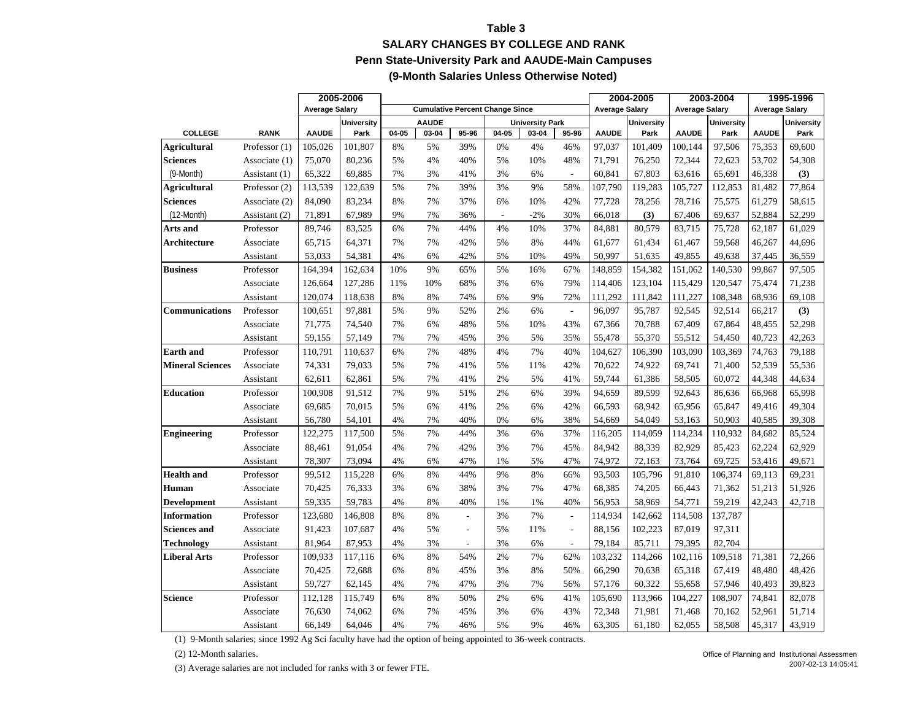# Table 3

## SALARY CHANGES BY COLLEGE AND RANK

### Penn State-University Park and AAUDE-Main Campuses

### (9-Month Salaries Unless Otherwise Noted)

| | | 2005-2006 | | Cumulative Percent Change Since | | | | | | 2004-2005 | | 2003-2004 | | 1995-1996 | |
|---|---|---|---|---|---|---|---|---|---|---|---|---|---|---|---|
| | | Average Salary | | AAUDE | | | University Park | | | Average Salary | | Average Salary | | Average Salary | |
| COLLEGE | RANK | AAUDE | University Park | 04-05 | 03-04 | 95-96 | 04-05 | 03-04 | 95-96 | AAUDE | University Park | AAUDE | University Park | AAUDE | University Park |
| Agricultural | Professor (1) | 105,026 | 101,807 | 8% | 5% | 39% | 0% | 4% | 46% | 97,037 | 101,409 | 100,144 | 97,506 | 75,353 | 69,600 |
| Sciences | Associate (1) | 75,070 | 80,236 | 5% | 4% | 40% | 5% | 10% | 48% | 71,791 | 76,250 | 72,344 | 72,623 | 53,702 | 54,308 |
| (9-Month) | Assistant (1) | 65,322 | 69,885 | 7% | 3% | 41% | 3% | 6% | - | 60,841 | 67,803 | 63,616 | 65,691 | 46,338 | **(3)** |
| Agricultural | Professor (2) | 113,539 | 122,639 | 5% | 7% | 39% | 3% | 9% | 58% | 107,790 | 119,283 | 105,727 | 112,853 | 81,482 | 77,864 |
| Sciences | Associate (2) | 84,090 | 83,234 | 8% | 7% | 37% | 6% | 10% | 42% | 77,728 | 78,256 | 78,716 | 75,575 | 61,279 | 58,615 |
| (12-Month) | Assistant (2) | 71,891 | 67,989 | 9% | 7% | 36% | - | -2% | 30% | 66,018 | **(3)** | 67,406 | 69,637 | 52,884 | 52,299 |
| Arts and | Professor | 89,746 | 83,525 | 6% | 7% | 44% | 4% | 10% | 37% | 84,881 | 80,579 | 83,715 | 75,728 | 62,187 | 61,029 |
| Architecture | Associate | 65,715 | 64,371 | 7% | 7% | 42% | 5% | 8% | 44% | 61,677 | 61,434 | 61,467 | 59,568 | 46,267 | 44,696 |
| | Assistant | 53,033 | 54,381 | 4% | 6% | 42% | 5% | 10% | 49% | 50,997 | 51,635 | 49,855 | 49,638 | 37,445 | 36,559 |
| Business | Professor | 164,394 | 162,634 | 10% | 9% | 65% | 5% | 16% | 67% | 148,859 | 154,382 | 151,062 | 140,530 | 99,867 | 97,505 |
| | Associate | 126,664 | 127,286 | 11% | 10% | 68% | 3% | 6% | 79% | 114,406 | 123,104 | 115,429 | 120,547 | 75,474 | 71,238 |
| | Assistant | 120,074 | 118,638 | 8% | 8% | 74% | 6% | 9% | 72% | 111,292 | 111,842 | 111,227 | 108,348 | 68,936 | 69,108 |
| Communications | Professor | 100,651 | 97,881 | 5% | 9% | 52% | 2% | 6% | - | 96,097 | 95,787 | 92,545 | 92,514 | 66,217 | **(3)** |
| | Associate | 71,775 | 74,540 | 7% | 6% | 48% | 5% | 10% | 43% | 67,366 | 70,788 | 67,409 | 67,864 | 48,455 | 52,298 |
| | Assistant | 59,155 | 57,149 | 7% | 7% | 45% | 3% | 5% | 35% | 55,478 | 55,370 | 55,512 | 54,450 | 40,723 | 42,263 |
| Earth and | Professor | 110,791 | 110,637 | 6% | 7% | 48% | 4% | 7% | 40% | 104,627 | 106,390 | 103,090 | 103,369 | 74,763 | 79,188 |
| Mineral Sciences | Associate | 74,331 | 79,033 | 5% | 7% | 41% | 5% | 11% | 42% | 70,622 | 74,922 | 69,741 | 71,400 | 52,539 | 55,536 |
| | Assistant | 62,611 | 62,861 | 5% | 7% | 41% | 2% | 5% | 41% | 59,744 | 61,386 | 58,505 | 60,072 | 44,348 | 44,634 |
| Education | Professor | 100,908 | 91,512 | 7% | 9% | 51% | 2% | 6% | 39% | 94,659 | 89,599 | 92,643 | 86,636 | 66,968 | 65,998 |
| | Associate | 69,685 | 70,015 | 5% | 6% | 41% | 2% | 6% | 42% | 66,593 | 68,942 | 65,956 | 65,847 | 49,416 | 49,304 |
| | Assistant | 56,780 | 54,101 | 4% | 7% | 40% | 0% | 6% | 38% | 54,669 | 54,049 | 53,163 | 50,903 | 40,585 | 39,308 |
| Engineering | Professor | 122,275 | 117,500 | 5% | 7% | 44% | 3% | 6% | 37% | 116,205 | 114,059 | 114,234 | 110,932 | 84,682 | 85,524 |
| | Associate | 88,461 | 91,054 | 4% | 7% | 42% | 3% | 7% | 45% | 84,942 | 88,339 | 82,929 | 85,423 | 62,224 | 62,929 |
| | Assistant | 78,307 | 73,094 | 4% | 6% | 47% | 1% | 5% | 47% | 74,972 | 72,163 | 73,764 | 69,725 | 53,416 | 49,671 |
| Health and | Professor | 99,512 | 115,228 | 6% | 8% | 44% | 9% | 8% | 66% | 93,503 | 105,796 | 91,810 | 106,374 | 69,113 | 69,231 |
| Human | Associate | 70,425 | 76,333 | 3% | 6% | 38% | 3% | 7% | 47% | 68,385 | 74,205 | 66,443 | 71,362 | 51,213 | 51,926 |
| Development | Assistant | 59,335 | 59,783 | 4% | 8% | 40% | 1% | 1% | 40% | 56,953 | 58,969 | 54,771 | 59,219 | 42,243 | 42,718 |
| Information | Professor | 123,680 | 146,808 | 8% | 8% | - | 3% | 7% | - | 114,934 | 142,662 | 114,508 | 137,787 | | |
| Sciences and | Associate | 91,423 | 107,687 | 4% | 5% | - | 5% | 11% | - | 88,156 | 102,223 | 87,019 | 97,311 | | |
| Technology | Assistant | 81,964 | 87,953 | 4% | 3% | - | 3% | 6% | - | 79,184 | 85,711 | 79,395 | 82,704 | | |
| Liberal Arts | Professor | 109,933 | 117,116 | 6% | 8% | 54% | 2% | 7% | 62% | 103,232 | 114,266 | 102,116 | 109,518 | 71,381 | 72,266 |
| | Associate | 70,425 | 72,688 | 6% | 8% | 45% | 3% | 8% | 50% | 66,290 | 70,638 | 65,318 | 67,419 | 48,480 | 48,426 |
| | Assistant | 59,727 | 62,145 | 4% | 7% | 47% | 3% | 7% | 56% | 57,176 | 60,322 | 55,658 | 57,946 | 40,493 | 39,823 |
| Science | Professor | 112,128 | 115,749 | 6% | 8% | 50% | 2% | 6% | 41% | 105,690 | 113,966 | 104,227 | 108,907 | 74,841 | 82,078 |
| | Associate | 76,630 | 74,062 | 6% | 7% | 45% | 3% | 6% | 43% | 72,348 | 71,981 | 71,468 | 70,162 | 52,961 | 51,714 |
| | Assistant | 66,149 | 64,046 | 4% | 7% | 46% | 5% | 9% | 46% | 63,305 | 61,180 | 62,055 | 58,508 | 45,317 | 43,919 |

(1) 9-Month salaries; since 1992 Ag Sci faculty have had the option of being appointed to 36-week contracts.

(2) 12-Month salaries.

(3) Average salaries are not included for ranks with 3 or fewer FTE.

Office of Planning and Institutional Assessment
2007-02-13 14:05:41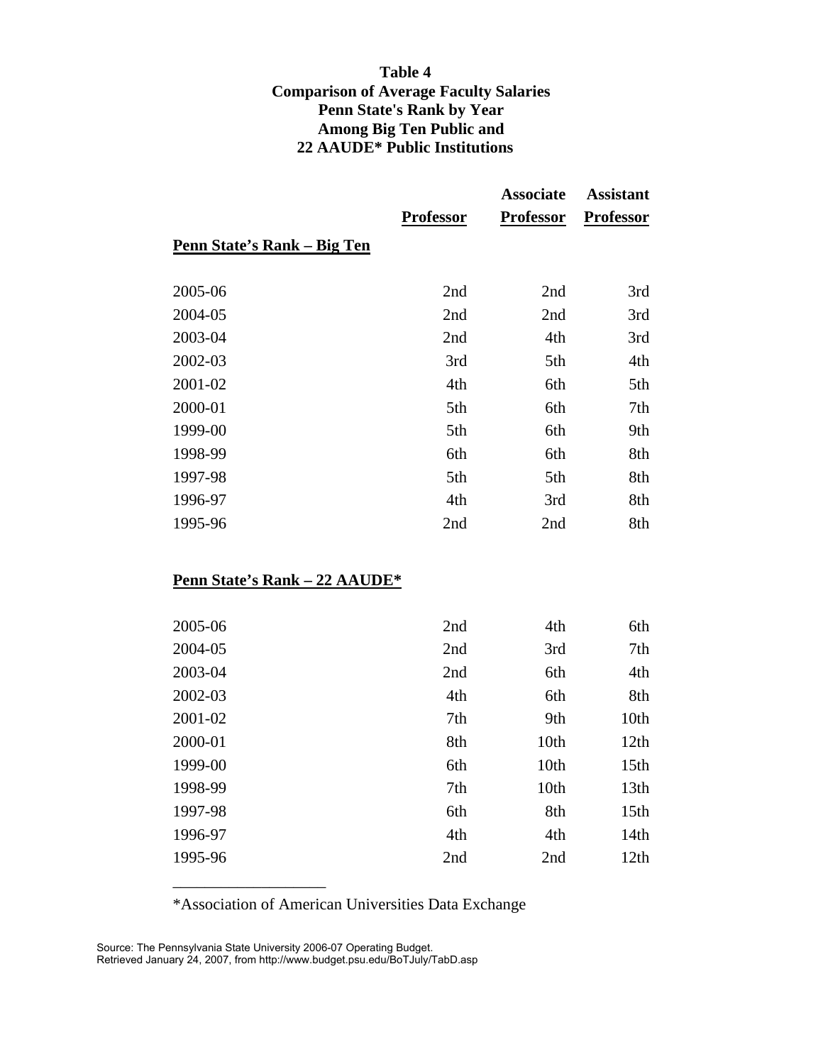**Table 4**
**Comparison of Average Faculty Salaries**
**Penn State's Rank by Year**
**Among Big Ten Public and**
**22 AAUDE* Public Institutions**

| | Professor | Associate Professor | Assistant Professor |
|---|---|---|---|
| **Penn State's Rank – Big Ten** | | | |
| 2005-06 | 2nd | 2nd | 3rd |
| 2004-05 | 2nd | 2nd | 3rd |
| 2003-04 | 2nd | 4th | 3rd |
| 2002-03 | 3rd | 5th | 4th |
| 2001-02 | 4th | 6th | 5th |
| 2000-01 | 5th | 6th | 7th |
| 1999-00 | 5th | 6th | 9th |
| 1998-99 | 6th | 6th | 8th |
| 1997-98 | 5th | 5th | 8th |
| 1996-97 | 4th | 3rd | 8th |
| 1995-96 | 2nd | 2nd | 8th |
| **Penn State's Rank – 22 AAUDE*** | | | |
| 2005-06 | 2nd | 4th | 6th |
| 2004-05 | 2nd | 3rd | 7th |
| 2003-04 | 2nd | 6th | 4th |
| 2002-03 | 4th | 6th | 8th |
| 2001-02 | 7th | 9th | 10th |
| 2000-01 | 8th | 10th | 12th |
| 1999-00 | 6th | 10th | 15th |
| 1998-99 | 7th | 10th | 13th |
| 1997-98 | 6th | 8th | 15th |
| 1996-97 | 4th | 4th | 14th |
| 1995-96 | 2nd | 2nd | 12th |

*Association of American Universities Data Exchange

Source: The Pennsylvania State University 2006-07 Operating Budget.
Retrieved January 24, 2007, from http://www.budget.psu.edu/BoTJuly/TabD.asp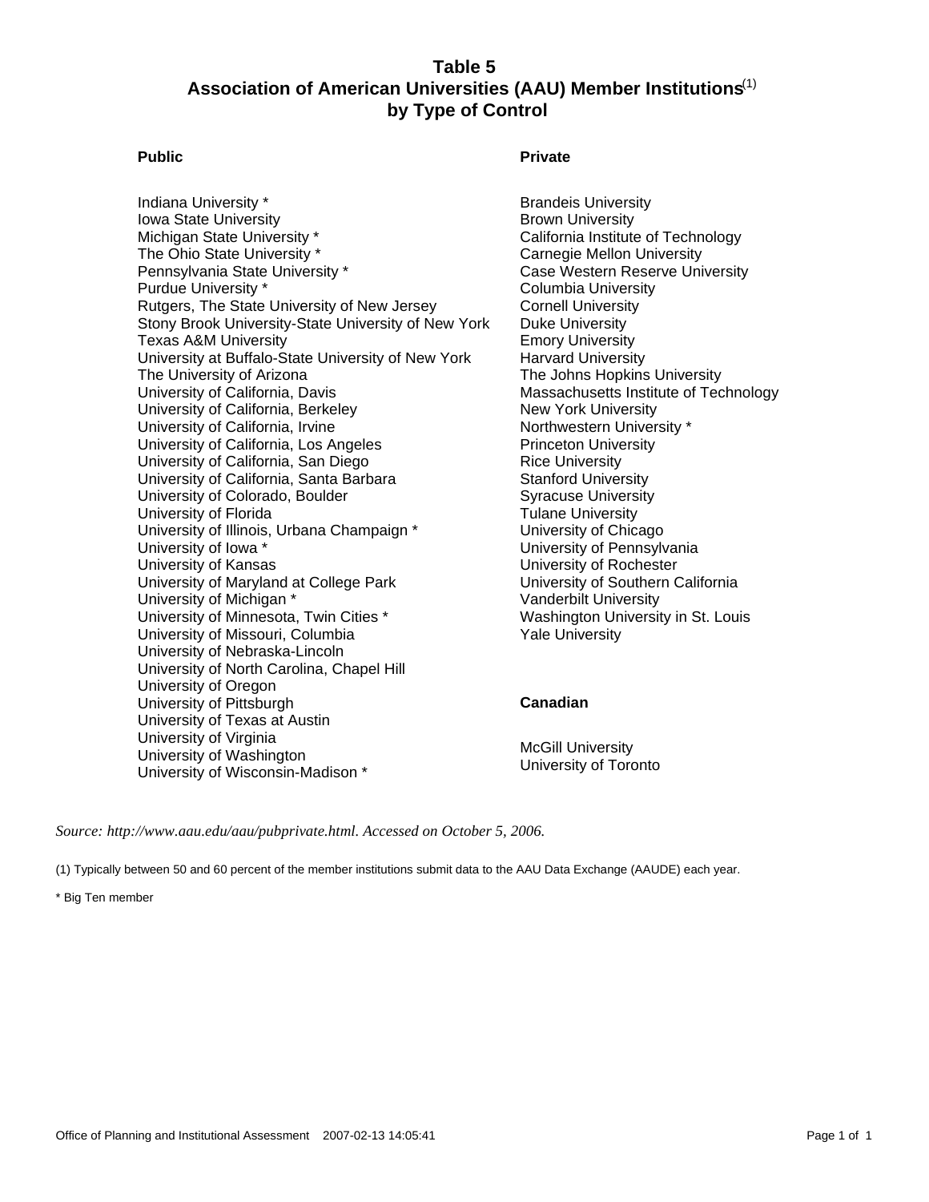# Table 5
## Association of American Universities (AAU) Member Institutions[1] by Type of Control

### Public

- Indiana University *
- Iowa State University
- Michigan State University *
- The Ohio State University *
- Pennsylvania State University *
- Purdue University *
- Rutgers, The State University of New Jersey
- Stony Brook University-State University of New York
- Texas A&M University
- University at Buffalo-State University of New York
- The University of Arizona
- University of California, Davis
- University of California, Berkeley
- University of California, Irvine
- University of California, Los Angeles
- University of California, San Diego
- University of California, Santa Barbara
- University of Colorado, Boulder
- University of Florida
- University of Illinois, Urbana Champaign *
- University of Iowa *
- University of Kansas
- University of Maryland at College Park
- University of Michigan *
- University of Minnesota, Twin Cities *
- University of Missouri, Columbia
- University of Nebraska-Lincoln
- University of North Carolina, Chapel Hill
- University of Oregon
- University of Pittsburgh
- University of Texas at Austin
- University of Virginia
- University of Washington
- University of Wisconsin-Madison *

### Private

- Brandeis University
- Brown University
- California Institute of Technology
- Carnegie Mellon University
- Case Western Reserve University
- Columbia University
- Cornell University
- Duke University
- Emory University
- Harvard University
- The Johns Hopkins University
- Massachusetts Institute of Technology
- New York University
- Northwestern University *
- Princeton University
- Rice University
- Stanford University
- Syracuse University
- Tulane University
- University of Chicago
- University of Pennsylvania
- University of Rochester
- University of Southern California
- Vanderbilt University
- Washington University in St. Louis
- Yale University

### Canadian

- McGill University
- University of Toronto

*Source: http://www.aau.edu/aau/pubprivate.html. Accessed on October 5, 2006.*

(1) Typically between 50 and 60 percent of the member institutions submit data to the AAU Data Exchange (AAUDE) each year.

* Big Ten member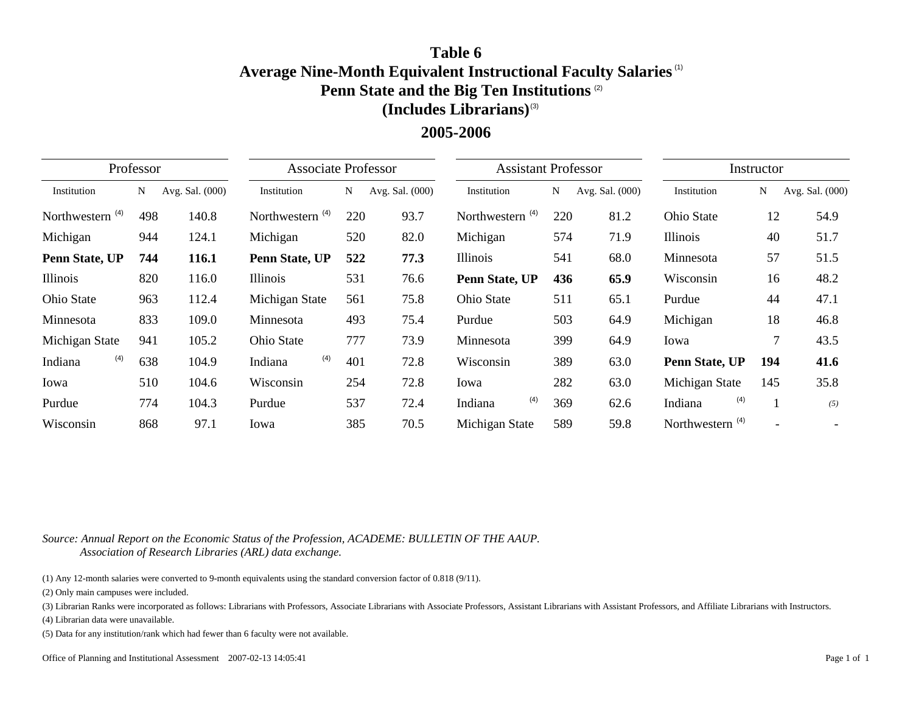# Table 6
## Average Nine-Month Equivalent Instructional Faculty Salaries (1)
## Penn State and the Big Ten Institutions (2)
## (Includes Librarians) (3)
## 2005-2006

| Professor | | | Associate Professor | | | Assistant Professor | | | Instructor | | |
|---|---|---|---|---|---|---|---|---|---|---|---|
| Institution | N | Avg. Sal. (000) | Institution | N | Avg. Sal. (000) | Institution | N | Avg. Sal. (000) | Institution | N | Avg. Sal. (000) |
| Northwestern (4) | 498 | 140.8 | Northwestern (4) | 220 | 93.7 | Northwestern (4) | 220 | 81.2 | Ohio State | 12 | 54.9 |
| Michigan | 944 | 124.1 | Michigan | 520 | 82.0 | Michigan | 574 | 71.9 | Illinois | 40 | 51.7 |
| **Penn State, UP** | **744** | **116.1** | **Penn State, UP** | **522** | **77.3** | Illinois | 541 | 68.0 | Minnesota | 57 | 51.5 |
| Illinois | 820 | 116.0 | Illinois | 531 | 76.6 | **Penn State, UP** | **436** | **65.9** | Wisconsin | 16 | 48.2 |
| Ohio State | 963 | 112.4 | Michigan State | 561 | 75.8 | Ohio State | 511 | 65.1 | Purdue | 44 | 47.1 |
| Minnesota | 833 | 109.0 | Minnesota | 493 | 75.4 | Purdue | 503 | 64.9 | Michigan | 18 | 46.8 |
| Michigan State | 941 | 105.2 | Ohio State | 777 | 73.9 | Minnesota | 399 | 64.9 | Iowa | 7 | 43.5 |
| Indiana (4) | 638 | 104.9 | Indiana (4) | 401 | 72.8 | Wisconsin | 389 | 63.0 | **Penn State, UP** | **194** | **41.6** |
| Iowa | 510 | 104.6 | Wisconsin | 254 | 72.8 | Iowa | 282 | 63.0 | Michigan State | 145 | 35.8 |
| Purdue | 774 | 104.3 | Purdue | 537 | 72.4 | Indiana (4) | 369 | 62.6 | Indiana (4) | 1 | *(5)* |
| Wisconsin | 868 | 97.1 | Iowa | 385 | 70.5 | Michigan State | 589 | 59.8 | Northwestern (4) | - | - |

*Source: Annual Report on the Economic Status of the Profession, ACADEME: BULLETIN OF THE AAUP.*
*Association of Research Libraries (ARL) data exchange.*

(1) Any 12-month salaries were converted to 9-month equivalents using the standard conversion factor of 0.818 (9/11).

(2) Only main campuses were included.

(3) Librarian Ranks were incorporated as follows: Librarians with Professors, Associate Librarians with Associate Professors, Assistant Librarians with Assistant Professors, and Affiliate Librarians with Instructors.

(4) Librarian data were unavailable.

(5) Data for any institution/rank which had fewer than 6 faculty were not available.

Office of Planning and Institutional Assessment 2007-02-13 14:05:41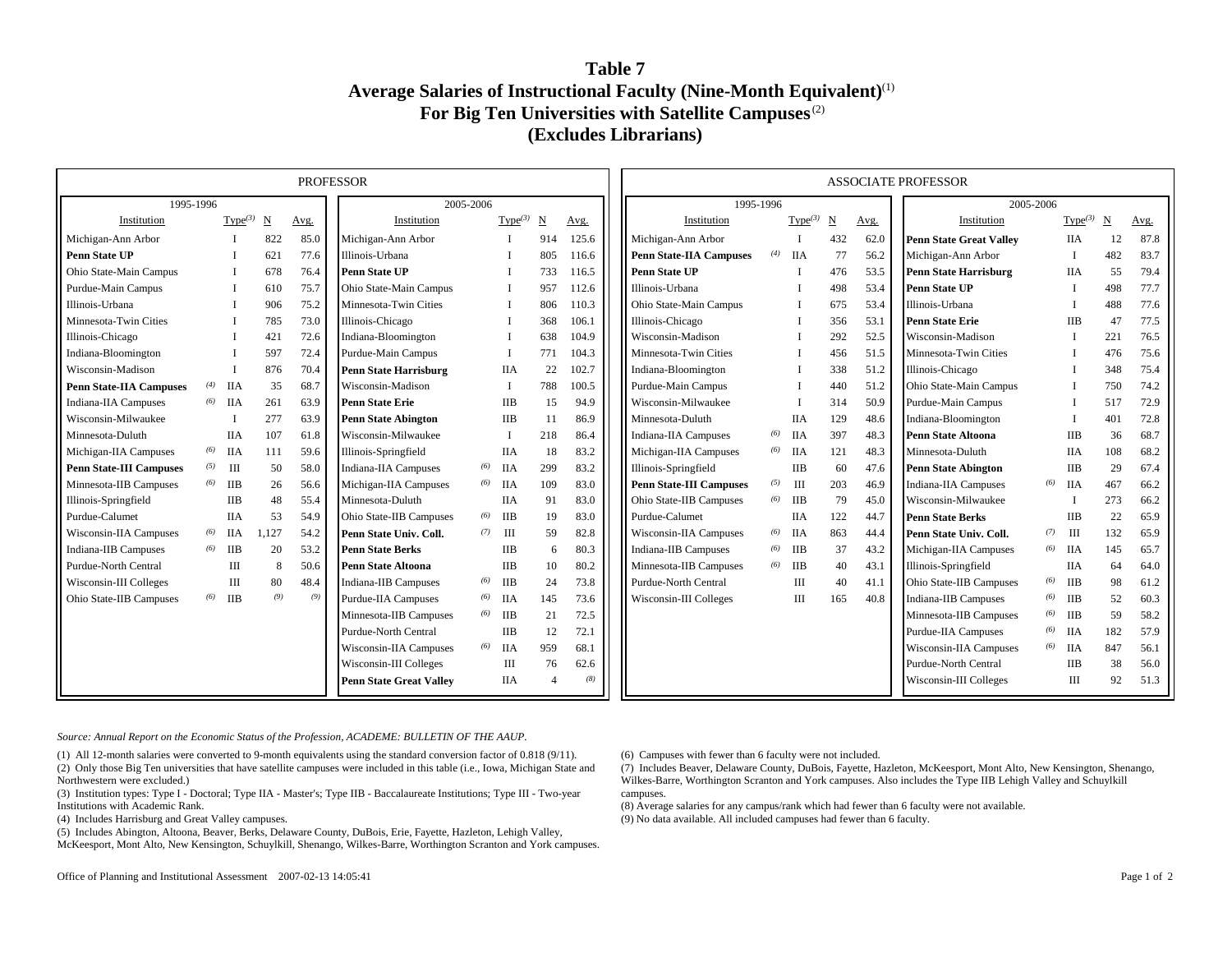# Table 7
## Average Salaries of Instructional Faculty (Nine-Month Equivalent)[(1)]
## For Big Ten Universities with Satellite Campuses[(2)]
## (Excludes Librarians)

### PROFESSOR

| 1995-1996 | | | | | 2005-2006 | | | | |
|---|---|---|---|---|---|---|---|---|---|
| Institution | | Type[(3)] | N | Avg. | Institution | | Type[(3)] | N | Avg. |
| Michigan-Ann Arbor | | I | 822 | 85.0 | Michigan-Ann Arbor | | I | 914 | 125.6 |
| **Penn State UP** | | I | 621 | 77.6 | Illinois-Urbana | | I | 805 | 116.6 |
| Ohio State-Main Campus | | I | 678 | 76.4 | **Penn State UP** | | I | 733 | 116.5 |
| Purdue-Main Campus | | I | 610 | 75.7 | Ohio State-Main Campus | | I | 957 | 112.6 |
| Illinois-Urbana | | I | 906 | 75.2 | Minnesota-Twin Cities | | I | 806 | 110.3 |
| Minnesota-Twin Cities | | I | 785 | 73.0 | Illinois-Chicago | | I | 368 | 106.1 |
| Illinois-Chicago | | I | 421 | 72.6 | Indiana-Bloomington | | I | 638 | 104.9 |
| Indiana-Bloomington | | I | 597 | 72.4 | Purdue-Main Campus | | I | 771 | 104.3 |
| Wisconsin-Madison | | I | 876 | 70.4 | **Penn State Harrisburg** | | IIA | 22 | 102.7 |
| **Penn State-IIA Campuses** | (4) | IIA | 35 | 68.7 | Wisconsin-Madison | | I | 788 | 100.5 |
| Indiana-IIA Campuses | (6) | IIA | 261 | 63.9 | **Penn State Erie** | | IIB | 15 | 94.9 |
| Wisconsin-Milwaukee | | I | 277 | 63.9 | **Penn State Abington** | | IIB | 11 | 86.9 |
| Minnesota-Duluth | | IIA | 107 | 61.8 | Wisconsin-Milwaukee | | I | 218 | 86.4 |
| Michigan-IIA Campuses | (6) | IIA | 111 | 59.6 | Illinois-Springfield | | IIA | 18 | 83.2 |
| **Penn State-III Campuses** | (5) | III | 50 | 58.0 | Indiana-IIA Campuses | (6) | IIA | 299 | 83.2 |
| Minnesota-IIB Campuses | (6) | IIB | 26 | 56.6 | Michigan-IIA Campuses | (6) | IIA | 109 | 83.0 |
| Illinois-Springfield | | IIB | 48 | 55.4 | Minnesota-Duluth | | IIA | 91 | 83.0 |
| Purdue-Calumet | | IIA | 53 | 54.9 | Ohio State-IIB Campuses | (6) | IIB | 19 | 83.0 |
| Wisconsin-IIA Campuses | (6) | IIA | 1,127 | 54.2 | **Penn State Univ. Coll.** | (7) | III | 59 | 82.8 |
| Indiana-IIB Campuses | (6) | IIB | 20 | 53.2 | **Penn State Berks** | | IIB | 6 | 80.3 |
| Purdue-North Central | | III | 8 | 50.6 | **Penn State Altoona** | | IIB | 10 | 80.2 |
| Wisconsin-III Colleges | | III | 80 | 48.4 | Indiana-IIB Campuses | (6) | IIB | 24 | 73.8 |
| Ohio State-IIB Campuses | (6) | IIB | (9) | (9) | Purdue-IIA Campuses | (6) | IIA | 145 | 73.6 |
| | | | | | Minnesota-IIB Campuses | (6) | IIB | 21 | 72.5 |
| | | | | | Purdue-North Central | | IIB | 12 | 72.1 |
| | | | | | Wisconsin-IIA Campuses | (6) | IIA | 959 | 68.1 |
| | | | | | Wisconsin-III Colleges | | III | 76 | 62.6 |
| | | | | | **Penn State Great Valley** | | IIA | 4 | (8) |

### ASSOCIATE PROFESSOR

| 1995-1996 | | | | | 2005-2006 | | | | |
|---|---|---|---|---|---|---|---|---|---|
| Institution | | Type[(3)] | N | Avg. | Institution | | Type[(3)] | N | Avg. |
| Michigan-Ann Arbor | | I | 432 | 62.0 | **Penn State Great Valley** | | IIA | 12 | 87.8 |
| **Penn State-IIA Campuses** | (4) | IIA | 77 | 56.2 | Michigan-Ann Arbor | | I | 482 | 83.7 |
| **Penn State UP** | | I | 476 | 53.5 | **Penn State Harrisburg** | | IIA | 55 | 79.4 |
| Illinois-Urbana | | I | 498 | 53.4 | **Penn State UP** | | I | 498 | 77.7 |
| Ohio State-Main Campus | | I | 675 | 53.4 | Illinois-Urbana | | I | 488 | 77.6 |
| Illinois-Chicago | | I | 356 | 53.1 | **Penn State Erie** | | IIB | 47 | 77.5 |
| Wisconsin-Madison | | I | 292 | 52.5 | Wisconsin-Madison | | I | 221 | 76.5 |
| Minnesota-Twin Cities | | I | 456 | 51.5 | Minnesota-Twin Cities | | I | 476 | 75.6 |
| Indiana-Bloomington | | I | 338 | 51.2 | Illinois-Chicago | | I | 348 | 75.4 |
| Purdue-Main Campus | | I | 440 | 51.2 | Ohio State-Main Campus | | I | 750 | 74.2 |
| Wisconsin-Milwaukee | | I | 314 | 50.9 | Purdue-Main Campus | | I | 517 | 72.9 |
| Minnesota-Duluth | | IIA | 129 | 48.6 | Indiana-Bloomington | | I | 401 | 72.8 |
| Indiana-IIA Campuses | (6) | IIA | 397 | 48.3 | **Penn State Altoona** | | IIB | 36 | 68.7 |
| Michigan-IIA Campuses | (6) | IIA | 121 | 48.3 | Minnesota-Duluth | | IIA | 108 | 68.2 |
| Illinois-Springfield | | IIB | 60 | 47.6 | **Penn State Abington** | | IIB | 29 | 67.4 |
| **Penn State-III Campuses** | (5) | III | 203 | 46.9 | Indiana-IIA Campuses | (6) | IIA | 467 | 66.2 |
| Ohio State-IIB Campuses | (6) | IIB | 79 | 45.0 | Wisconsin-Milwaukee | | I | 273 | 66.2 |
| Purdue-Calumet | | IIA | 122 | 44.7 | **Penn State Berks** | | IIB | 22 | 65.9 |
| Wisconsin-IIA Campuses | (6) | IIA | 863 | 44.4 | **Penn State Univ. Coll.** | (7) | III | 132 | 65.9 |
| Indiana-IIB Campuses | (6) | IIB | 37 | 43.2 | Michigan-IIA Campuses | (6) | IIA | 145 | 65.7 |
| Minnesota-IIB Campuses | (6) | IIB | 40 | 43.1 | Illinois-Springfield | | IIA | 64 | 64.0 |
| Purdue-North Central | | III | 40 | 41.1 | Ohio State-IIB Campuses | (6) | IIB | 98 | 61.2 |
| Wisconsin-III Colleges | | III | 165 | 40.8 | Indiana-IIB Campuses | (6) | IIB | 52 | 60.3 |
| | | | | | Minnesota-IIB Campuses | (6) | IIB | 59 | 58.2 |
| | | | | | Purdue-IIA Campuses | (6) | IIA | 182 | 57.9 |
| | | | | | Wisconsin-IIA Campuses | (6) | IIA | 847 | 56.1 |
| | | | | | Purdue-North Central | | IIB | 38 | 56.0 |
| | | | | | Wisconsin-III Colleges | | III | 92 | 51.3 |

*Source: Annual Report on the Economic Status of the Profession, ACADEME: BULLETIN OF THE AAUP.*

(1) All 12-month salaries were converted to 9-month equivalents using the standard conversion factor of 0.818 (9/11).
(2) Only those Big Ten universities that have satellite campuses were included in this table (i.e., Iowa, Michigan State and Northwestern were excluded.)
(3) Institution types: Type I - Doctoral; Type IIA - Master's; Type IIB - Baccalaureate Institutions; Type III - Two-year Institutions with Academic Rank.
(4) Includes Harrisburg and Great Valley campuses.
(5) Includes Abington, Altoona, Beaver, Berks, Delaware County, DuBois, Erie, Fayette, Hazleton, Lehigh Valley, McKeesport, Mont Alto, New Kensington, Schuylkill, Shenango, Wilkes-Barre, Worthington Scranton and York campuses.
(6) Campuses with fewer than 6 faculty were not included.
(7) Includes Beaver, Delaware County, DuBois, Fayette, Hazleton, McKeesport, Mont Alto, New Kensington, Shenango, Wilkes-Barre, Worthington Scranton and York campuses. Also includes the Type IIB Lehigh Valley and Schuylkill campuses.
(8) Average salaries for any campus/rank which had fewer than 6 faculty were not available.
(9) No data available. All included campuses had fewer than 6 faculty.

Office of Planning and Institutional Assessment 2007-02-13 14:05:41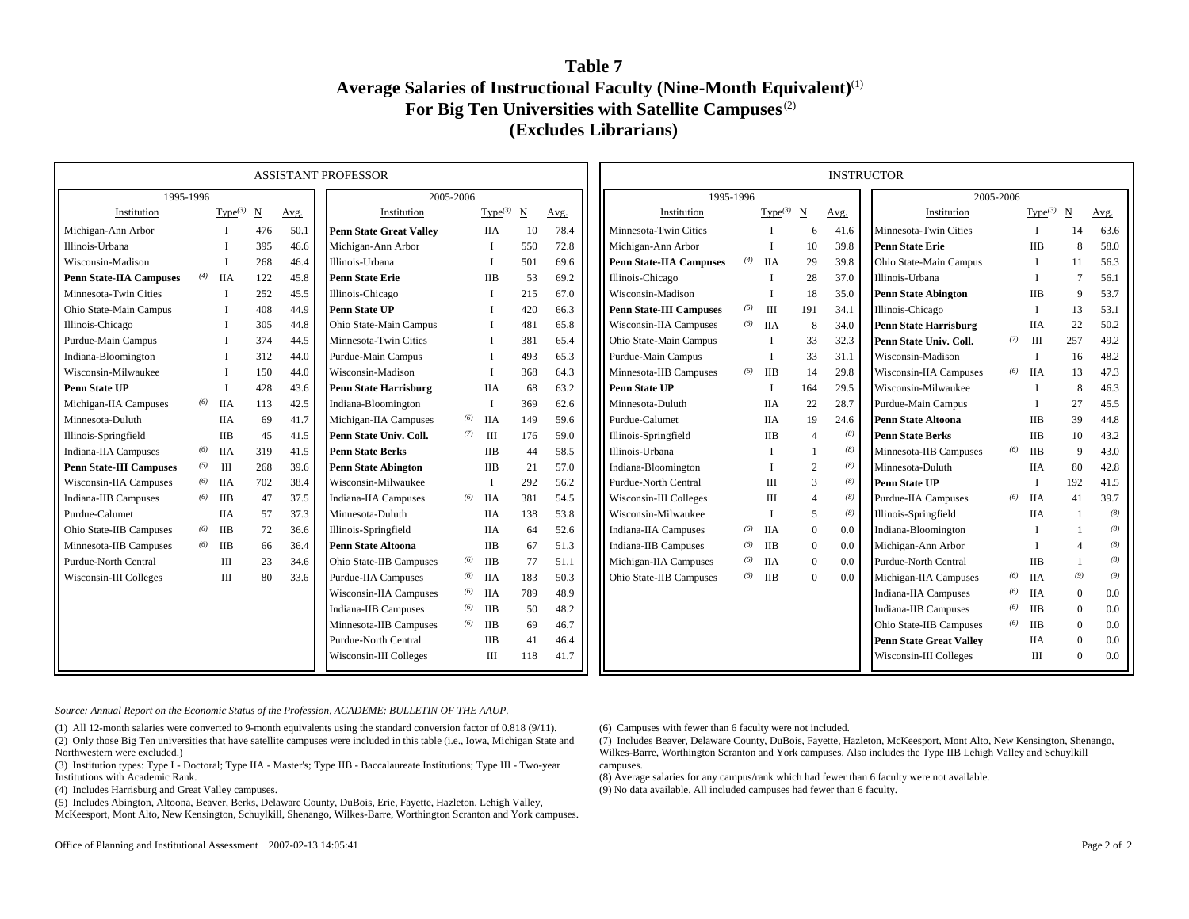# Table 7

## Average Salaries of Instructional Faculty (Nine-Month Equivalent)[1]
## For Big Ten Universities with Satellite Campuses[2]
## (Excludes Librarians)

### ASSISTANT PROFESSOR

| 1995-1996 Institution | | Type[3] | N | Avg. | 2005-2006 Institution | | Type[3] | N | Avg. |
|---|---|---|---|---|---|---|---|---|---|
| Michigan-Ann Arbor | | I | 476 | 50.1 | **Penn State Great Valley** | | IIA | 10 | 78.4 |
| Illinois-Urbana | | I | 395 | 46.6 | Michigan-Ann Arbor | | I | 550 | 72.8 |
| Wisconsin-Madison | | I | 268 | 46.4 | Illinois-Urbana | | I | 501 | 69.6 |
| **Penn State-IIA Campuses** | (4) | IIA | 122 | 45.8 | **Penn State Erie** | | IIB | 53 | 69.2 |
| Minnesota-Twin Cities | | I | 252 | 45.5 | Illinois-Chicago | | I | 215 | 67.0 |
| Ohio State-Main Campus | | I | 408 | 44.9 | **Penn State UP** | | I | 420 | 66.3 |
| Illinois-Chicago | | I | 305 | 44.8 | Ohio State-Main Campus | | I | 481 | 65.8 |
| Purdue-Main Campus | | I | 374 | 44.5 | Minnesota-Twin Cities | | I | 381 | 65.4 |
| Indiana-Bloomington | | I | 312 | 44.0 | Purdue-Main Campus | | I | 493 | 65.3 |
| Wisconsin-Milwaukee | | I | 150 | 44.0 | Wisconsin-Madison | | I | 368 | 64.3 |
| **Penn State UP** | | I | 428 | 43.6 | **Penn State Harrisburg** | | IIA | 68 | 63.2 |
| Michigan-IIA Campuses | (6) | IIA | 113 | 42.5 | Indiana-Bloomington | | I | 369 | 62.6 |
| Minnesota-Duluth | | IIA | 69 | 41.7 | Michigan-IIA Campuses | (6) | IIA | 149 | 59.6 |
| Illinois-Springfield | | IIB | 45 | 41.5 | **Penn State Univ. Coll.** | (7) | III | 176 | 59.0 |
| Indiana-IIA Campuses | (6) | IIA | 319 | 41.5 | **Penn State Berks** | | IIB | 44 | 58.5 |
| **Penn State-III Campuses** | (5) | III | 268 | 39.6 | **Penn State Abington** | | IIB | 21 | 57.0 |
| Wisconsin-IIA Campuses | (6) | IIA | 702 | 38.4 | Wisconsin-Milwaukee | | I | 292 | 56.2 |
| Indiana-IIB Campuses | (6) | IIB | 47 | 37.5 | Indiana-IIA Campuses | (6) | IIA | 381 | 54.5 |
| Purdue-Calumet | | IIA | 57 | 37.3 | Minnesota-Duluth | | IIA | 138 | 53.8 |
| Ohio State-IIB Campuses | (6) | IIB | 72 | 36.6 | Illinois-Springfield | | IIA | 64 | 52.6 |
| Minnesota-IIB Campuses | (6) | IIB | 66 | 36.4 | **Penn State Altoona** | | IIB | 67 | 51.3 |
| Purdue-North Central | | III | 23 | 34.6 | Ohio State-IIB Campuses | (6) | IIB | 77 | 51.1 |
| Wisconsin-III Colleges | | III | 80 | 33.6 | Purdue-IIA Campuses | (6) | IIA | 183 | 50.3 |
| | | | | | Wisconsin-IIA Campuses | (6) | IIA | 789 | 48.9 |
| | | | | | Indiana-IIB Campuses | (6) | IIB | 50 | 48.2 |
| | | | | | Minnesota-IIB Campuses | (6) | IIB | 69 | 46.7 |
| | | | | | Purdue-North Central | | IIB | 41 | 46.4 |
| | | | | | Wisconsin-III Colleges | | III | 118 | 41.7 |

### INSTRUCTOR

| 1995-1996 Institution | | Type[3] | N | Avg. | 2005-2006 Institution | | Type[3] | N | Avg. |
|---|---|---|---|---|---|---|---|---|---|
| Minnesota-Twin Cities | | I | 6 | 41.6 | Minnesota-Twin Cities | | I | 14 | 63.6 |
| Michigan-Ann Arbor | | I | 10 | 39.8 | **Penn State Erie** | | IIB | 8 | 58.0 |
| **Penn State-IIA Campuses** | (4) | IIA | 29 | 39.8 | Ohio State-Main Campus | | I | 11 | 56.3 |
| Illinois-Chicago | | I | 28 | 37.0 | Illinois-Urbana | | I | 7 | 56.1 |
| Wisconsin-Madison | | I | 18 | 35.0 | **Penn State Abington** | | IIB | 9 | 53.7 |
| **Penn State-III Campuses** | (5) | III | 191 | 34.1 | Illinois-Chicago | | I | 13 | 53.1 |
| Wisconsin-IIA Campuses | (6) | IIA | 8 | 34.0 | **Penn State Harrisburg** | | IIA | 22 | 50.2 |
| Ohio State-Main Campus | | I | 33 | 32.3 | **Penn State Univ. Coll.** | (7) | III | 257 | 49.2 |
| Purdue-Main Campus | | I | 33 | 31.1 | Wisconsin-Madison | | I | 16 | 48.2 |
| Minnesota-IIB Campuses | (6) | IIB | 14 | 29.8 | Wisconsin-IIA Campuses | (6) | IIA | 13 | 47.3 |
| **Penn State UP** | | I | 164 | 29.5 | Wisconsin-Milwaukee | | I | 8 | 46.3 |
| Minnesota-Duluth | | IIA | 22 | 28.7 | Purdue-Main Campus | | I | 27 | 45.5 |
| Purdue-Calumet | | IIA | 19 | 24.6 | **Penn State Altoona** | | IIB | 39 | 44.8 |
| Illinois-Springfield | | IIB | 4 | (8) | **Penn State Berks** | | IIB | 10 | 43.2 |
| Illinois-Urbana | | I | 1 | (8) | Minnesota-IIB Campuses | (6) | IIB | 9 | 43.0 |
| Indiana-Bloomington | | I | 2 | (8) | Minnesota-Duluth | | IIA | 80 | 42.8 |
| Purdue-North Central | | III | 3 | (8) | **Penn State UP** | | I | 192 | 41.5 |
| Wisconsin-III Colleges | | III | 4 | (8) | Purdue-IIA Campuses | (6) | IIA | 41 | 39.7 |
| Wisconsin-Milwaukee | | I | 5 | (8) | Illinois-Springfield | | IIA | 1 | (8) |
| Indiana-IIA Campuses | (6) | IIA | 0 | 0.0 | Indiana-Bloomington | | I | 1 | (8) |
| Indiana-IIB Campuses | (6) | IIB | 0 | 0.0 | Michigan-Ann Arbor | | I | 4 | (8) |
| Michigan-IIA Campuses | (6) | IIA | 0 | 0.0 | Purdue-North Central | | IIB | 1 | (8) |
| Ohio State-IIB Campuses | (6) | IIB | 0 | 0.0 | Michigan-IIA Campuses | (6) | IIA | (9) | (9) |
| | | | | | Indiana-IIA Campuses | (6) | IIA | 0 | 0.0 |
| | | | | | Indiana-IIB Campuses | (6) | IIB | 0 | 0.0 |
| | | | | | Ohio State-IIB Campuses | (6) | IIB | 0 | 0.0 |
| | | | | | **Penn State Great Valley** | | IIA | 0 | 0.0 |
| | | | | | Wisconsin-III Colleges | | III | 0 | 0.0 |

*Source: Annual Report on the Economic Status of the Profession, ACADEME: BULLETIN OF THE AAUP.*

(1) All 12-month salaries were converted to 9-month equivalents using the standard conversion factor of 0.818 (9/11).
(2) Only those Big Ten universities that have satellite campuses were included in this table (i.e., Iowa, Michigan State and Northwestern were excluded.)
(3) Institution types: Type I - Doctoral; Type IIA - Master's; Type IIB - Baccalaureate Institutions; Type III - Two-year Institutions with Academic Rank.
(4) Includes Harrisburg and Great Valley campuses.
(5) Includes Abington, Altoona, Beaver, Berks, Delaware County, DuBois, Erie, Fayette, Hazleton, Lehigh Valley, McKeesport, Mont Alto, New Kensington, Schuylkill, Shenango, Wilkes-Barre, Worthington Scranton and York campuses.
(6) Campuses with fewer than 6 faculty were not included.
(7) Includes Beaver, Delaware County, DuBois, Fayette, Hazleton, McKeesport, Mont Alto, New Kensington, Shenango, Wilkes-Barre, Worthington Scranton and York campuses. Also includes the Type IIB Lehigh Valley and Schuylkill campuses.
(8) Average salaries for any campus/rank which had fewer than 6 faculty were not available.
(9) No data available. All included campuses had fewer than 6 faculty.

Office of Planning and Institutional Assessment 2007-02-13 14:05:41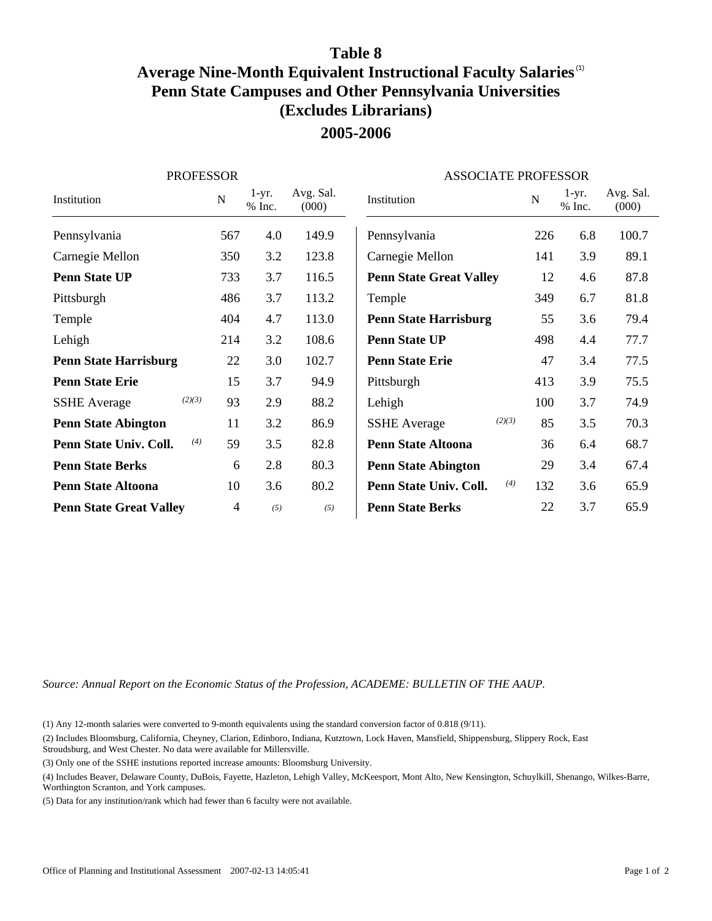# Table 8

## Average Nine-Month Equivalent Instructional Faculty Salaries (1)

## Penn State Campuses and Other Pennsylvania Universities

## (Excludes Librarians)

## 2005-2006

**PROFESSOR**

| Institution | N | 1-yr. % Inc. | Avg. Sal. (000) |
|---|---|---|---|
| Pennsylvania | 567 | 4.0 | 149.9 |
| Carnegie Mellon | 350 | 3.2 | 123.8 |
| **Penn State UP** | 733 | 3.7 | 116.5 |
| Pittsburgh | 486 | 3.7 | 113.2 |
| Temple | 404 | 4.7 | 113.0 |
| Lehigh | 214 | 3.2 | 108.6 |
| **Penn State Harrisburg** | 22 | 3.0 | 102.7 |
| **Penn State Erie** | 15 | 3.7 | 94.9 |
| SSHE Average *(2)(3)* | 93 | 2.9 | 88.2 |
| **Penn State Abington** | 11 | 3.2 | 86.9 |
| **Penn State Univ. Coll.** *(4)* | 59 | 3.5 | 82.8 |
| **Penn State Berks** | 6 | 2.8 | 80.3 |
| **Penn State Altoona** | 10 | 3.6 | 80.2 |
| **Penn State Great Valley** | 4 | *(5)* | *(5)* |

**ASSOCIATE PROFESSOR**

| Institution | N | 1-yr. % Inc. | Avg. Sal. (000) |
|---|---|---|---|
| Pennsylvania | 226 | 6.8 | 100.7 |
| Carnegie Mellon | 141 | 3.9 | 89.1 |
| **Penn State Great Valley** | 12 | 4.6 | 87.8 |
| Temple | 349 | 6.7 | 81.8 |
| **Penn State Harrisburg** | 55 | 3.6 | 79.4 |
| **Penn State UP** | 498 | 4.4 | 77.7 |
| **Penn State Erie** | 47 | 3.4 | 77.5 |
| Pittsburgh | 413 | 3.9 | 75.5 |
| Lehigh | 100 | 3.7 | 74.9 |
| SSHE Average *(2)(3)* | 85 | 3.5 | 70.3 |
| **Penn State Altoona** | 36 | 6.4 | 68.7 |
| **Penn State Abington** | 29 | 3.4 | 67.4 |
| **Penn State Univ. Coll.** *(4)* | 132 | 3.6 | 65.9 |
| **Penn State Berks** | 22 | 3.7 | 65.9 |

*Source: Annual Report on the Economic Status of the Profession, ACADEME: BULLETIN OF THE AAUP.*

(1) Any 12-month salaries were converted to 9-month equivalents using the standard conversion factor of 0.818 (9/11).

(2) Includes Bloomsburg, California, Cheyney, Clarion, Edinboro, Indiana, Kutztown, Lock Haven, Mansfield, Shippensburg, Slippery Rock, East Stroudsburg, and West Chester. No data were available for Millersville.

(3) Only one of the SSHE instutions reported increase amounts: Bloomsburg University.

(4) Includes Beaver, Delaware County, DuBois, Fayette, Hazleton, Lehigh Valley, McKeesport, Mont Alto, New Kensington, Schuylkill, Shenango, Wilkes-Barre, Worthington Scranton, and York campuses.

(5) Data for any institution/rank which had fewer than 6 faculty were not available.

Office of Planning and Institutional Assessment 2007-02-13 14:05:41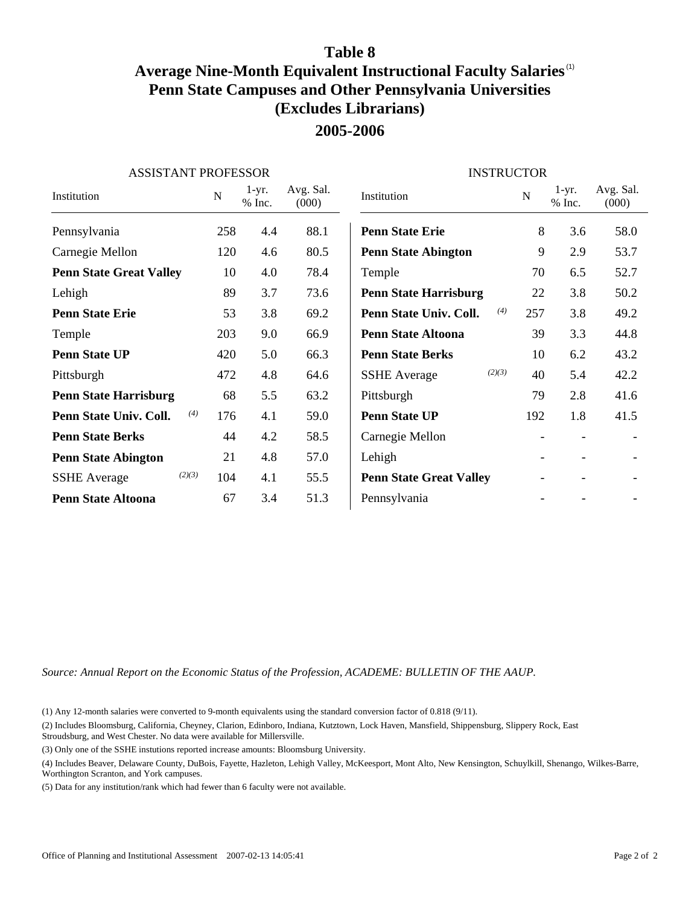# Table 8
## Average Nine-Month Equivalent Instructional Faculty Salaries [(1)]
## Penn State Campuses and Other Pennsylvania Universities
## (Excludes Librarians)
## 2005-2006

| ASSISTANT PROFESSOR | | | | | INSTRUCTOR | | | | |
|---|---|---|---|---|---|---|---|---|---|
| Institution | | N | 1-yr. % Inc. | Avg. Sal. (000) | Institution | | N | 1-yr. % Inc. | Avg. Sal. (000) |
| Pennsylvania | | 258 | 4.4 | 88.1 | **Penn State Erie** | | 8 | 3.6 | 58.0 |
| Carnegie Mellon | | 120 | 4.6 | 80.5 | **Penn State Abington** | | 9 | 2.9 | 53.7 |
| **Penn State Great Valley** | | 10 | 4.0 | 78.4 | Temple | | 70 | 6.5 | 52.7 |
| Lehigh | | 89 | 3.7 | 73.6 | **Penn State Harrisburg** | | 22 | 3.8 | 50.2 |
| **Penn State Erie** | | 53 | 3.8 | 69.2 | **Penn State Univ. Coll.** | *(4)* | 257 | 3.8 | 49.2 |
| Temple | | 203 | 9.0 | 66.9 | **Penn State Altoona** | | 39 | 3.3 | 44.8 |
| **Penn State UP** | | 420 | 5.0 | 66.3 | **Penn State Berks** | | 10 | 6.2 | 43.2 |
| Pittsburgh | | 472 | 4.8 | 64.6 | SSHE Average | *(2)(3)* | 40 | 5.4 | 42.2 |
| **Penn State Harrisburg** | | 68 | 5.5 | 63.2 | Pittsburgh | | 79 | 2.8 | 41.6 |
| **Penn State Univ. Coll.** | *(4)* | 176 | 4.1 | 59.0 | **Penn State UP** | | 192 | 1.8 | 41.5 |
| **Penn State Berks** | | 44 | 4.2 | 58.5 | Carnegie Mellon | | - | - | - |
| **Penn State Abington** | | 21 | 4.8 | 57.0 | Lehigh | | - | - | - |
| SSHE Average | *(2)(3)* | 104 | 4.1 | 55.5 | **Penn State Great Valley** | | - | - | - |
| **Penn State Altoona** | | 67 | 3.4 | 51.3 | Pennsylvania | | - | - | - |

*Source: Annual Report on the Economic Status of the Profession, ACADEME: BULLETIN OF THE AAUP.*

(1) Any 12-month salaries were converted to 9-month equivalents using the standard conversion factor of 0.818 (9/11).

(2) Includes Bloomsburg, California, Cheyney, Clarion, Edinboro, Indiana, Kutztown, Lock Haven, Mansfield, Shippensburg, Slippery Rock, East Stroudsburg, and West Chester. No data were available for Millersville.

(3) Only one of the SSHE instutions reported increase amounts: Bloomsburg University.

(4) Includes Beaver, Delaware County, DuBois, Fayette, Hazleton, Lehigh Valley, McKeesport, Mont Alto, New Kensington, Schuylkill, Shenango, Wilkes-Barre, Worthington Scranton, and York campuses.

(5) Data for any institution/rank which had fewer than 6 faculty were not available.

Office of Planning and Institutional Assessment 2007-02-13 14:05:41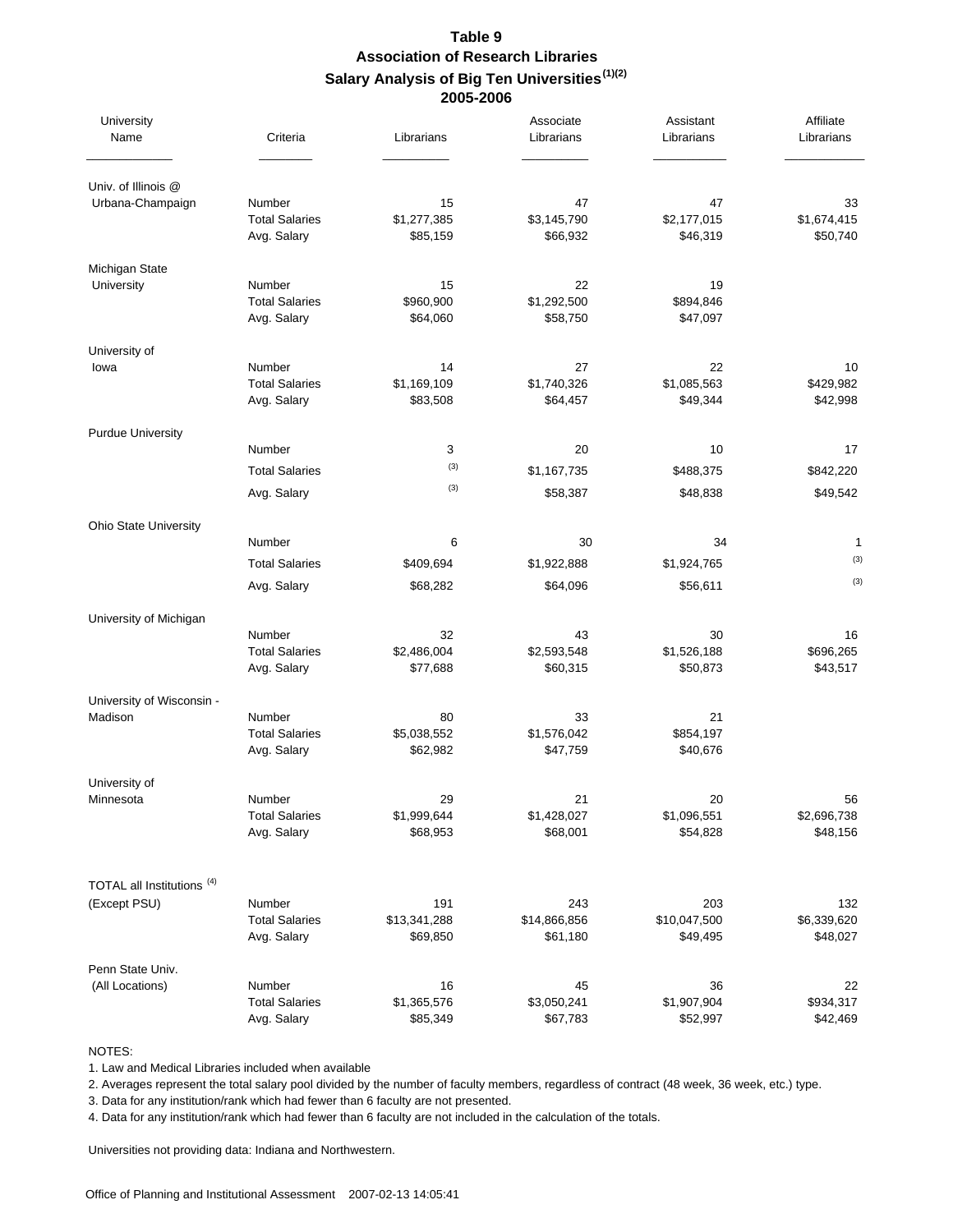# Table 9
## Association of Research Libraries
## Salary Analysis of Big Ten Universities[(1)(2)]
## 2005-2006

| University Name | Criteria | Librarians | Associate Librarians | Assistant Librarians | Affiliate Librarians |
|---|---|---|---|---|---|
| Univ. of Illinois @ Urbana-Champaign | Number | 15 | 47 | 47 | 33 |
| | Total Salaries | $1,277,385 | $3,145,790 | $2,177,015 | $1,674,415 |
| | Avg. Salary | $85,159 | $66,932 | $46,319 | $50,740 |
| Michigan State University | Number | 15 | 22 | 19 | |
| | Total Salaries | $960,900 | $1,292,500 | $894,846 | |
| | Avg. Salary | $64,060 | $58,750 | $47,097 | |
| University of Iowa | Number | 14 | 27 | 22 | 10 |
| | Total Salaries | $1,169,109 | $1,740,326 | $1,085,563 | $429,982 |
| | Avg. Salary | $83,508 | $64,457 | $49,344 | $42,998 |
| Purdue University | Number | 3 | 20 | 10 | 17 |
| | Total Salaries | (3) | $1,167,735 | $488,375 | $842,220 |
| | Avg. Salary | (3) | $58,387 | $48,838 | $49,542 |
| Ohio State University | Number | 6 | 30 | 34 | 1 |
| | Total Salaries | $409,694 | $1,922,888 | $1,924,765 | (3) |
| | Avg. Salary | $68,282 | $64,096 | $56,611 | (3) |
| University of Michigan | Number | 32 | 43 | 30 | 16 |
| | Total Salaries | $2,486,004 | $2,593,548 | $1,526,188 | $696,265 |
| | Avg. Salary | $77,688 | $60,315 | $50,873 | $43,517 |
| University of Wisconsin - Madison | Number | 80 | 33 | 21 | |
| | Total Salaries | $5,038,552 | $1,576,042 | $854,197 | |
| | Avg. Salary | $62,982 | $47,759 | $40,676 | |
| University of Minnesota | Number | 29 | 21 | 20 | 56 |
| | Total Salaries | $1,999,644 | $1,428,027 | $1,096,551 | $2,696,738 |
| | Avg. Salary | $68,953 | $68,001 | $54,828 | $48,156 |
| TOTAL all Institutions [(4)] (Except PSU) | Number | 191 | 243 | 203 | 132 |
| | Total Salaries | $13,341,288 | $14,866,856 | $10,047,500 | $6,339,620 |
| | Avg. Salary | $69,850 | $61,180 | $49,495 | $48,027 |
| Penn State Univ. (All Locations) | Number | 16 | 45 | 36 | 22 |
| | Total Salaries | $1,365,576 | $3,050,241 | $1,907,904 | $934,317 |
| | Avg. Salary | $85,349 | $67,783 | $52,997 | $42,469 |

NOTES:

1. Law and Medical Libraries included when available
2. Averages represent the total salary pool divided by the number of faculty members, regardless of contract (48 week, 36 week, etc.) type.
3. Data for any institution/rank which had fewer than 6 faculty are not presented.
4. Data for any institution/rank which had fewer than 6 faculty are not included in the calculation of the totals.

Universities not providing data: Indiana and Northwestern.

Office of Planning and Institutional Assessment 2007-02-13 14:05:41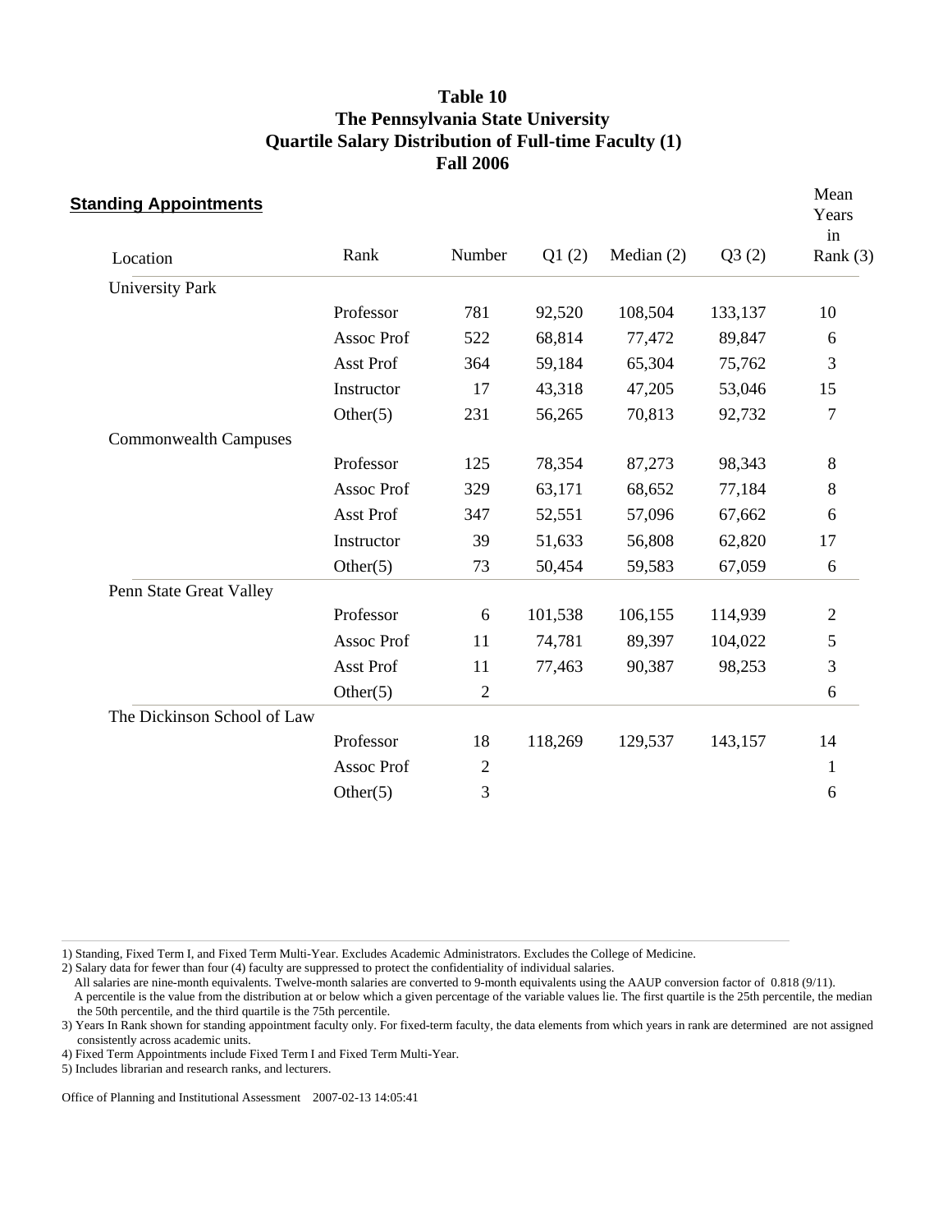# Table 10
# The Pennsylvania State University
# Quartile Salary Distribution of Full-time Faculty (1)
# Fall 2006

**Standing Appointments**

| Location | Rank | Number | Q1 (2) | Median (2) | Q3 (2) | Mean Years in Rank (3) |
|---|---|---|---|---|---|---|
| University Park | | | | | | |
| | Professor | 781 | 92,520 | 108,504 | 133,137 | 10 |
| | Assoc Prof | 522 | 68,814 | 77,472 | 89,847 | 6 |
| | Asst Prof | 364 | 59,184 | 65,304 | 75,762 | 3 |
| | Instructor | 17 | 43,318 | 47,205 | 53,046 | 15 |
| | Other(5) | 231 | 56,265 | 70,813 | 92,732 | 7 |
| Commonwealth Campuses | | | | | | |
| | Professor | 125 | 78,354 | 87,273 | 98,343 | 8 |
| | Assoc Prof | 329 | 63,171 | 68,652 | 77,184 | 8 |
| | Asst Prof | 347 | 52,551 | 57,096 | 67,662 | 6 |
| | Instructor | 39 | 51,633 | 56,808 | 62,820 | 17 |
| | Other(5) | 73 | 50,454 | 59,583 | 67,059 | 6 |
| Penn State Great Valley | | | | | | |
| | Professor | 6 | 101,538 | 106,155 | 114,939 | 2 |
| | Assoc Prof | 11 | 74,781 | 89,397 | 104,022 | 5 |
| | Asst Prof | 11 | 77,463 | 90,387 | 98,253 | 3 |
| | Other(5) | 2 | | | | 6 |
| The Dickinson School of Law | | | | | | |
| | Professor | 18 | 118,269 | 129,537 | 143,157 | 14 |
| | Assoc Prof | 2 | | | | 1 |
| | Other(5) | 3 | | | | 6 |

1) Standing, Fixed Term I, and Fixed Term Multi-Year. Excludes Academic Administrators. Excludes the College of Medicine.

2) Salary data for fewer than four (4) faculty are suppressed to protect the confidentiality of individual salaries.
All salaries are nine-month equivalents. Twelve-month salaries are converted to 9-month equivalents using the AAUP conversion factor of 0.818 (9/11).
A percentile is the value from the distribution at or below which a given percentage of the variable values lie. The first quartile is the 25th percentile, the median the 50th percentile, and the third quartile is the 75th percentile.

3) Years In Rank shown for standing appointment faculty only. For fixed-term faculty, the data elements from which years in rank are determined are not assigned consistently across academic units.

4) Fixed Term Appointments include Fixed Term I and Fixed Term Multi-Year.

5) Includes librarian and research ranks, and lecturers.

Office of Planning and Institutional Assessment 2007-02-13 14:05:41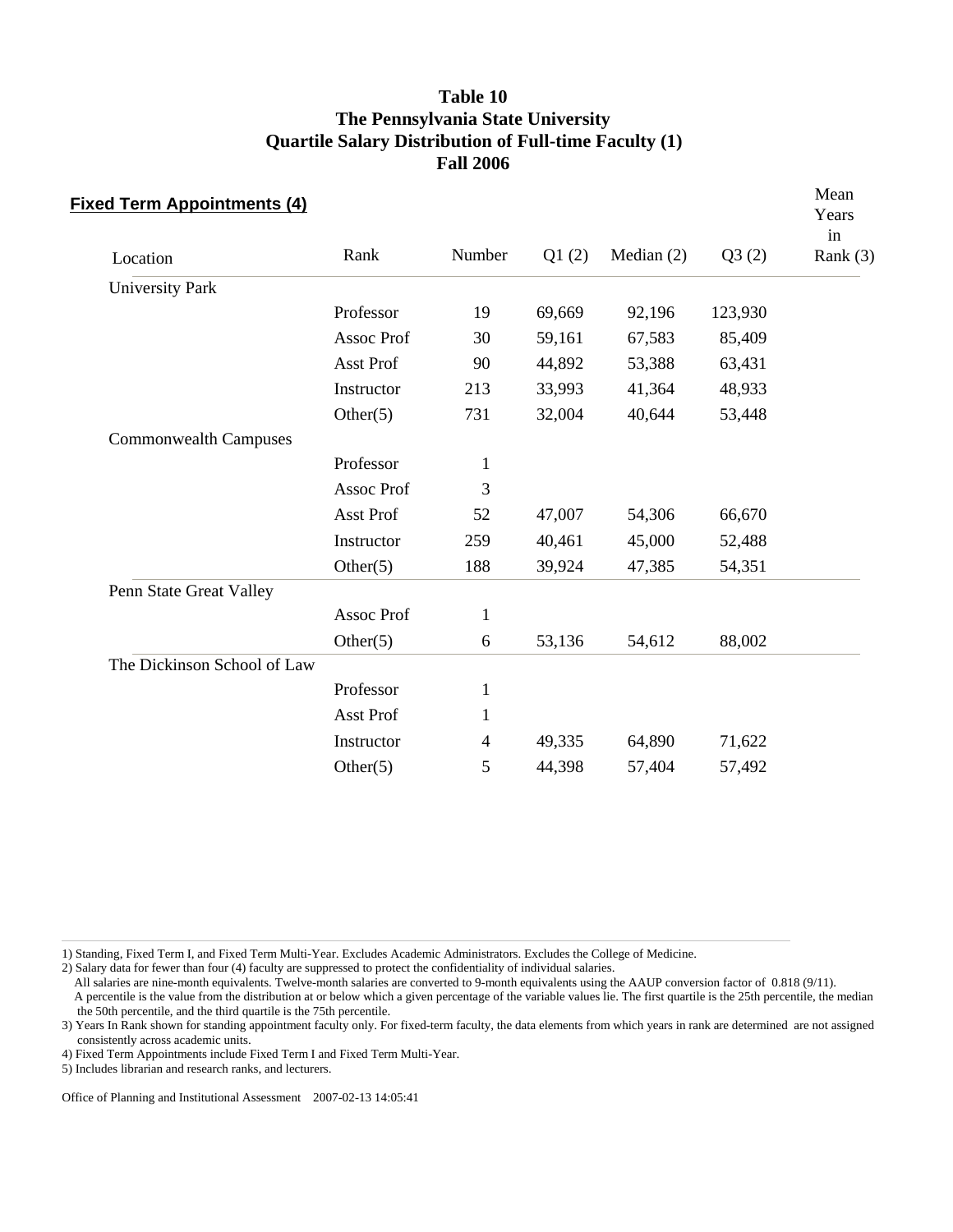# Table 10
# The Pennsylvania State University
# Quartile Salary Distribution of Full-time Faculty (1)
# Fall 2006

**Fixed Term Appointments (4)**

| Location | Rank | Number | Q1 (2) | Median (2) | Q3 (2) | Mean Years in Rank (3) |
|---|---|---|---|---|---|---|
| University Park | | | | | | |
| | Professor | 19 | 69,669 | 92,196 | 123,930 | |
| | Assoc Prof | 30 | 59,161 | 67,583 | 85,409 | |
| | Asst Prof | 90 | 44,892 | 53,388 | 63,431 | |
| | Instructor | 213 | 33,993 | 41,364 | 48,933 | |
| | Other(5) | 731 | 32,004 | 40,644 | 53,448 | |
| Commonwealth Campuses | | | | | | |
| | Professor | 1 | | | | |
| | Assoc Prof | 3 | | | | |
| | Asst Prof | 52 | 47,007 | 54,306 | 66,670 | |
| | Instructor | 259 | 40,461 | 45,000 | 52,488 | |
| | Other(5) | 188 | 39,924 | 47,385 | 54,351 | |
| Penn State Great Valley | | | | | | |
| | Assoc Prof | 1 | | | | |
| | Other(5) | 6 | 53,136 | 54,612 | 88,002 | |
| The Dickinson School of Law | | | | | | |
| | Professor | 1 | | | | |
| | Asst Prof | 1 | | | | |
| | Instructor | 4 | 49,335 | 64,890 | 71,622 | |
| | Other(5) | 5 | 44,398 | 57,404 | 57,492 | |

1) Standing, Fixed Term I, and Fixed Term Multi-Year. Excludes Academic Administrators. Excludes the College of Medicine.

2) Salary data for fewer than four (4) faculty are suppressed to protect the confidentiality of individual salaries.
All salaries are nine-month equivalents. Twelve-month salaries are converted to 9-month equivalents using the AAUP conversion factor of 0.818 (9/11).
A percentile is the value from the distribution at or below which a given percentage of the variable values lie. The first quartile is the 25th percentile, the median the 50th percentile, and the third quartile is the 75th percentile.

3) Years In Rank shown for standing appointment faculty only. For fixed-term faculty, the data elements from which years in rank are determined are not assigned consistently across academic units.

4) Fixed Term Appointments include Fixed Term I and Fixed Term Multi-Year.

5) Includes librarian and research ranks, and lecturers.

Office of Planning and Institutional Assessment 2007-02-13 14:05:41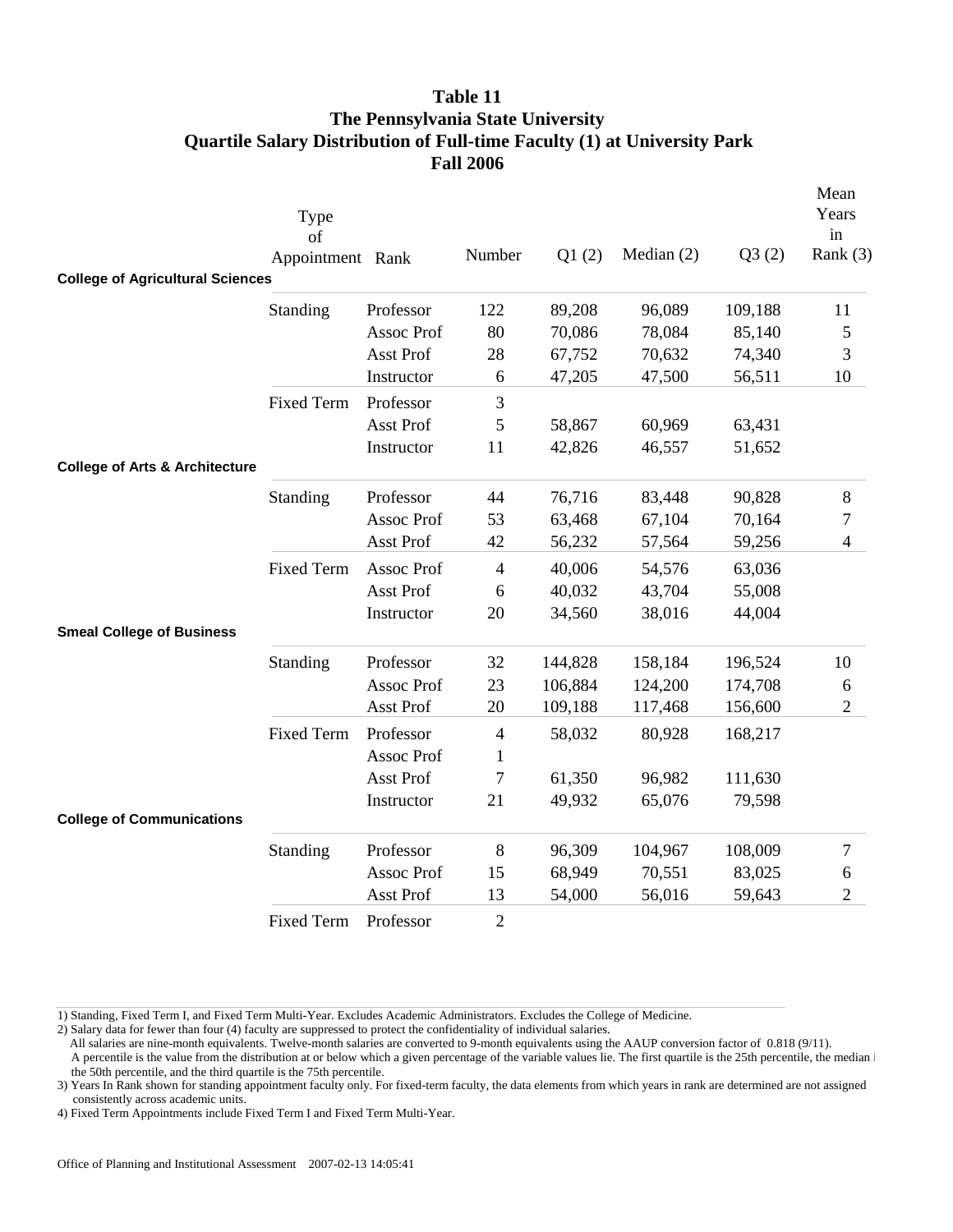# Table 11
## The Pennsylvania State University
## Quartile Salary Distribution of Full-time Faculty (1) at University Park
## Fall 2006

| | Type of Appointment | Rank | Number | Q1 (2) | Median (2) | Q3 (2) | Mean Years in Rank (3) |
|---|---|---|---|---|---|---|---|
| **College of Agricultural Sciences** | | | | | | | |
| | Standing | Professor | 122 | 89,208 | 96,089 | 109,188 | 11 |
| | | Assoc Prof | 80 | 70,086 | 78,084 | 85,140 | 5 |
| | | Asst Prof | 28 | 67,752 | 70,632 | 74,340 | 3 |
| | | Instructor | 6 | 47,205 | 47,500 | 56,511 | 10 |
| | Fixed Term | Professor | 3 | | | | |
| | | Asst Prof | 5 | 58,867 | 60,969 | 63,431 | |
| | | Instructor | 11 | 42,826 | 46,557 | 51,652 | |
| **College of Arts & Architecture** | | | | | | | |
| | Standing | Professor | 44 | 76,716 | 83,448 | 90,828 | 8 |
| | | Assoc Prof | 53 | 63,468 | 67,104 | 70,164 | 7 |
| | | Asst Prof | 42 | 56,232 | 57,564 | 59,256 | 4 |
| | Fixed Term | Assoc Prof | 4 | 40,006 | 54,576 | 63,036 | |
| | | Asst Prof | 6 | 40,032 | 43,704 | 55,008 | |
| | | Instructor | 20 | 34,560 | 38,016 | 44,004 | |
| **Smeal College of Business** | | | | | | | |
| | Standing | Professor | 32 | 144,828 | 158,184 | 196,524 | 10 |
| | | Assoc Prof | 23 | 106,884 | 124,200 | 174,708 | 6 |
| | | Asst Prof | 20 | 109,188 | 117,468 | 156,600 | 2 |
| | Fixed Term | Professor | 4 | 58,032 | 80,928 | 168,217 | |
| | | Assoc Prof | 1 | | | | |
| | | Asst Prof | 7 | 61,350 | 96,982 | 111,630 | |
| | | Instructor | 21 | 49,932 | 65,076 | 79,598 | |
| **College of Communications** | | | | | | | |
| | Standing | Professor | 8 | 96,309 | 104,967 | 108,009 | 7 |
| | | Assoc Prof | 15 | 68,949 | 70,551 | 83,025 | 6 |
| | | Asst Prof | 13 | 54,000 | 56,016 | 59,643 | 2 |
| | Fixed Term | Professor | 2 | | | | |

1) Standing, Fixed Term I, and Fixed Term Multi-Year. Excludes Academic Administrators. Excludes the College of Medicine.

2) Salary data for fewer than four (4) faculty are suppressed to protect the confidentiality of individual salaries.
All salaries are nine-month equivalents. Twelve-month salaries are converted to 9-month equivalents using the AAUP conversion factor of 0.818 (9/11).
A percentile is the value from the distribution at or below which a given percentage of the variable values lie. The first quartile is the 25th percentile, the median i the 50th percentile, and the third quartile is the 75th percentile.

3) Years In Rank shown for standing appointment faculty only. For fixed-term faculty, the data elements from which years in rank are determined are not assigned consistently across academic units.

4) Fixed Term Appointments include Fixed Term I and Fixed Term Multi-Year.

Office of Planning and Institutional Assessment 2007-02-13 14:05:41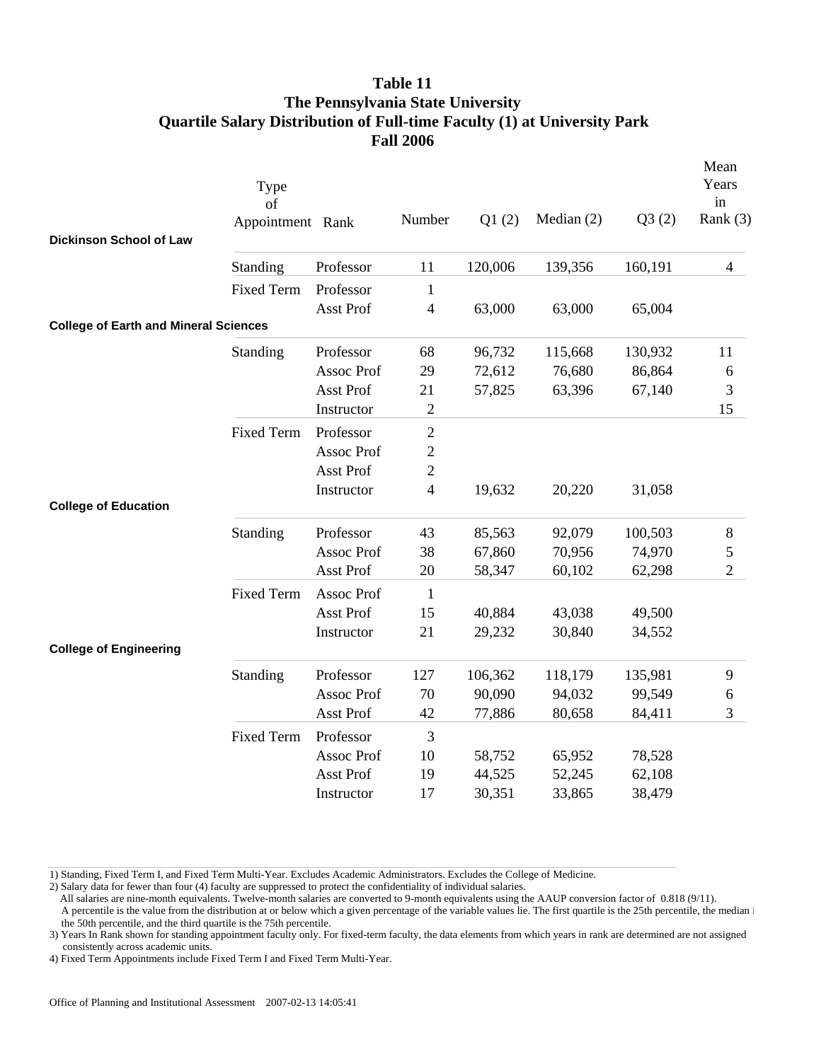# Table 11
# The Pennsylvania State University
# Quartile Salary Distribution of Full-time Faculty (1) at University Park
# Fall 2006

| | Type of Appointment | Rank | Number | Q1 (2) | Median (2) | Q3 (2) | Mean Years in Rank (3) |
|---|---|---|---|---|---|---|---|
| **Dickinson School of Law** | | | | | | | |
| | Standing | Professor | 11 | 120,006 | 139,356 | 160,191 | 4 |
| | Fixed Term | Professor | 1 | | | | |
| | | Asst Prof | 4 | 63,000 | 63,000 | 65,004 | |
| **College of Earth and Mineral Sciences** | | | | | | | |
| | Standing | Professor | 68 | 96,732 | 115,668 | 130,932 | 11 |
| | | Assoc Prof | 29 | 72,612 | 76,680 | 86,864 | 6 |
| | | Asst Prof | 21 | 57,825 | 63,396 | 67,140 | 3 |
| | | Instructor | 2 | | | | 15 |
| | Fixed Term | Professor | 2 | | | | |
| | | Assoc Prof | 2 | | | | |
| | | Asst Prof | 2 | | | | |
| | | Instructor | 4 | 19,632 | 20,220 | 31,058 | |
| **College of Education** | | | | | | | |
| | Standing | Professor | 43 | 85,563 | 92,079 | 100,503 | 8 |
| | | Assoc Prof | 38 | 67,860 | 70,956 | 74,970 | 5 |
| | | Asst Prof | 20 | 58,347 | 60,102 | 62,298 | 2 |
| | Fixed Term | Assoc Prof | 1 | | | | |
| | | Asst Prof | 15 | 40,884 | 43,038 | 49,500 | |
| | | Instructor | 21 | 29,232 | 30,840 | 34,552 | |
| **College of Engineering** | | | | | | | |
| | Standing | Professor | 127 | 106,362 | 118,179 | 135,981 | 9 |
| | | Assoc Prof | 70 | 90,090 | 94,032 | 99,549 | 6 |
| | | Asst Prof | 42 | 77,886 | 80,658 | 84,411 | 3 |
| | Fixed Term | Professor | 3 | | | | |
| | | Assoc Prof | 10 | 58,752 | 65,952 | 78,528 | |
| | | Asst Prof | 19 | 44,525 | 52,245 | 62,108 | |
| | | Instructor | 17 | 30,351 | 33,865 | 38,479 | |

1) Standing, Fixed Term I, and Fixed Term Multi-Year. Excludes Academic Administrators. Excludes the College of Medicine.

2) Salary data for fewer than four (4) faculty are suppressed to protect the confidentiality of individual salaries.
All salaries are nine-month equivalents. Twelve-month salaries are converted to 9-month equivalents using the AAUP conversion factor of 0.818 (9/11).
A percentile is the value from the distribution at or below which a given percentage of the variable values lie. The first quartile is the 25th percentile, the median i the 50th percentile, and the third quartile is the 75th percentile.

3) Years In Rank shown for standing appointment faculty only. For fixed-term faculty, the data elements from which years in rank are determined are not assigned consistently across academic units.

4) Fixed Term Appointments include Fixed Term I and Fixed Term Multi-Year.

Office of Planning and Institutional Assessment 2007-02-13 14:05:41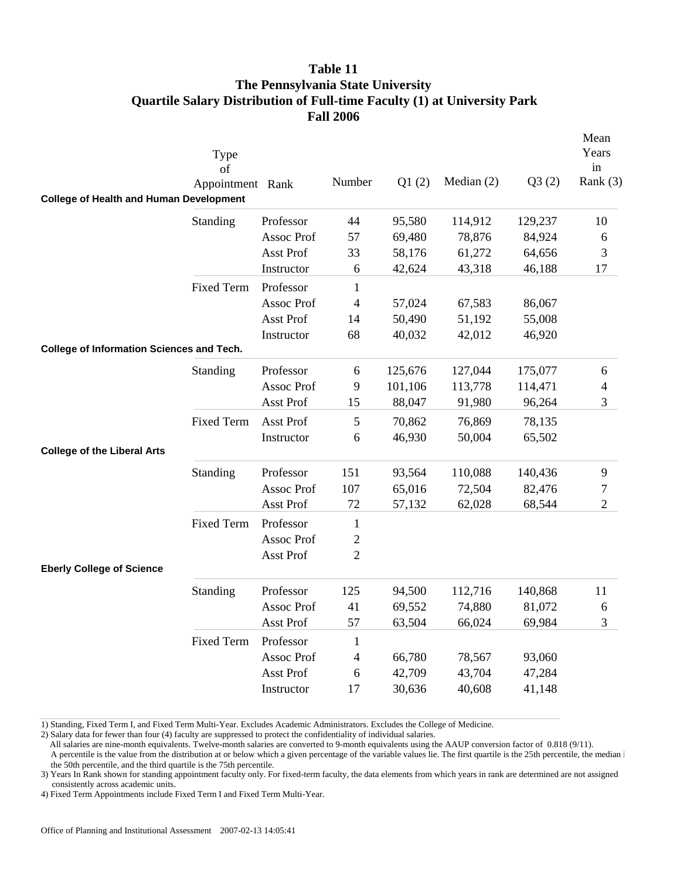# Table 11
# The Pennsylvania State University
# Quartile Salary Distribution of Full-time Faculty (1) at University Park
# Fall 2006

| | Type of Appointment | Rank | Number | Q1 (2) | Median (2) | Q3 (2) | Mean Years in Rank (3) |
|---|---|---|---|---|---|---|---|
| **College of Health and Human Development** | | | | | | | |
| | Standing | Professor | 44 | 95,580 | 114,912 | 129,237 | 10 |
| | | Assoc Prof | 57 | 69,480 | 78,876 | 84,924 | 6 |
| | | Asst Prof | 33 | 58,176 | 61,272 | 64,656 | 3 |
| | | Instructor | 6 | 42,624 | 43,318 | 46,188 | 17 |
| | Fixed Term | Professor | 1 | | | | |
| | | Assoc Prof | 4 | 57,024 | 67,583 | 86,067 | |
| | | Asst Prof | 14 | 50,490 | 51,192 | 55,008 | |
| | | Instructor | 68 | 40,032 | 42,012 | 46,920 | |
| **College of Information Sciences and Tech.** | | | | | | | |
| | Standing | Professor | 6 | 125,676 | 127,044 | 175,077 | 6 |
| | | Assoc Prof | 9 | 101,106 | 113,778 | 114,471 | 4 |
| | | Asst Prof | 15 | 88,047 | 91,980 | 96,264 | 3 |
| | Fixed Term | Asst Prof | 5 | 70,862 | 76,869 | 78,135 | |
| | | Instructor | 6 | 46,930 | 50,004 | 65,502 | |
| **College of the Liberal Arts** | | | | | | | |
| | Standing | Professor | 151 | 93,564 | 110,088 | 140,436 | 9 |
| | | Assoc Prof | 107 | 65,016 | 72,504 | 82,476 | 7 |
| | | Asst Prof | 72 | 57,132 | 62,028 | 68,544 | 2 |
| | Fixed Term | Professor | 1 | | | | |
| | | Assoc Prof | 2 | | | | |
| | | Asst Prof | 2 | | | | |
| **Eberly College of Science** | | | | | | | |
| | Standing | Professor | 125 | 94,500 | 112,716 | 140,868 | 11 |
| | | Assoc Prof | 41 | 69,552 | 74,880 | 81,072 | 6 |
| | | Asst Prof | 57 | 63,504 | 66,024 | 69,984 | 3 |
| | Fixed Term | Professor | 1 | | | | |
| | | Assoc Prof | 4 | 66,780 | 78,567 | 93,060 | |
| | | Asst Prof | 6 | 42,709 | 43,704 | 47,284 | |
| | | Instructor | 17 | 30,636 | 40,608 | 41,148 | |

1) Standing, Fixed Term I, and Fixed Term Multi-Year. Excludes Academic Administrators. Excludes the College of Medicine.

2) Salary data for fewer than four (4) faculty are suppressed to protect the confidentiality of individual salaries.
All salaries are nine-month equivalents. Twelve-month salaries are converted to 9-month equivalents using the AAUP conversion factor of 0.818 (9/11).
A percentile is the value from the distribution at or below which a given percentage of the variable values lie. The first quartile is the 25th percentile, the median i the 50th percentile, and the third quartile is the 75th percentile.

3) Years In Rank shown for standing appointment faculty only. For fixed-term faculty, the data elements from which years in rank are determined are not assigned consistently across academic units.

4) Fixed Term Appointments include Fixed Term I and Fixed Term Multi-Year.

Office of Planning and Institutional Assessment 2007-02-13 14:05:41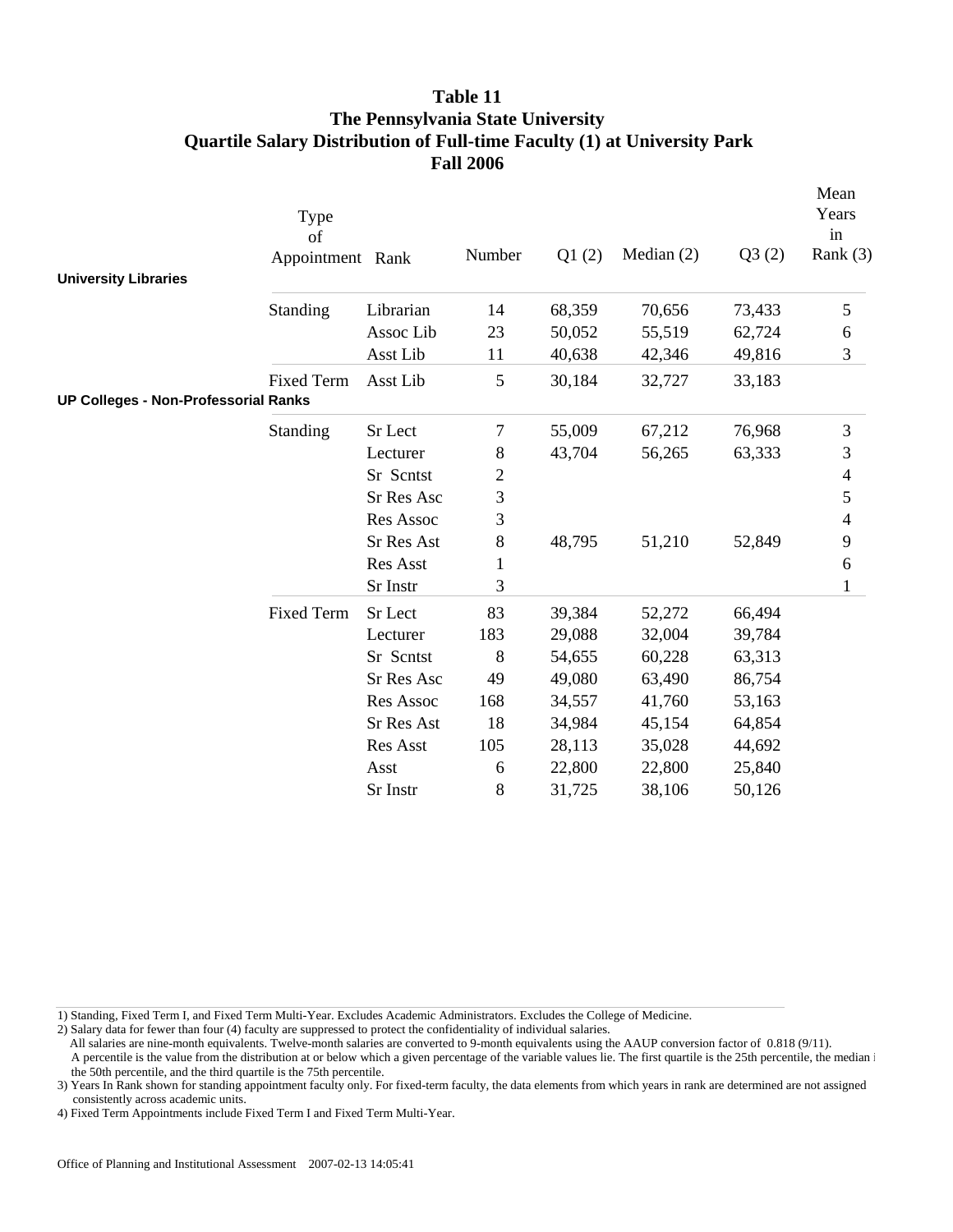# Table 11
## The Pennsylvania State University
## Quartile Salary Distribution of Full-time Faculty (1) at University Park
## Fall 2006

| | Type of Appointment | Rank | Number | Q1 (2) | Median (2) | Q3 (2) | Mean Years in Rank (3) |
|---|---|---|---|---|---|---|---|
| **University Libraries** | | | | | | | |
| | Standing | Librarian | 14 | 68,359 | 70,656 | 73,433 | 5 |
| | | Assoc Lib | 23 | 50,052 | 55,519 | 62,724 | 6 |
| | | Asst Lib | 11 | 40,638 | 42,346 | 49,816 | 3 |
| | Fixed Term | Asst Lib | 5 | 30,184 | 32,727 | 33,183 | |
| **UP Colleges - Non-Professorial Ranks** | | | | | | | |
| | Standing | Sr Lect | 7 | 55,009 | 67,212 | 76,968 | 3 |
| | | Lecturer | 8 | 43,704 | 56,265 | 63,333 | 3 |
| | | Sr Scntst | 2 | | | | 4 |
| | | Sr Res Asc | 3 | | | | 5 |
| | | Res Assoc | 3 | | | | 4 |
| | | Sr Res Ast | 8 | 48,795 | 51,210 | 52,849 | 9 |
| | | Res Asst | 1 | | | | 6 |
| | | Sr Instr | 3 | | | | 1 |
| | Fixed Term | Sr Lect | 83 | 39,384 | 52,272 | 66,494 | |
| | | Lecturer | 183 | 29,088 | 32,004 | 39,784 | |
| | | Sr Scntst | 8 | 54,655 | 60,228 | 63,313 | |
| | | Sr Res Asc | 49 | 49,080 | 63,490 | 86,754 | |
| | | Res Assoc | 168 | 34,557 | 41,760 | 53,163 | |
| | | Sr Res Ast | 18 | 34,984 | 45,154 | 64,854 | |
| | | Res Asst | 105 | 28,113 | 35,028 | 44,692 | |
| | | Asst | 6 | 22,800 | 22,800 | 25,840 | |
| | | Sr Instr | 8 | 31,725 | 38,106 | 50,126 | |

1) Standing, Fixed Term I, and Fixed Term Multi-Year. Excludes Academic Administrators. Excludes the College of Medicine.

2) Salary data for fewer than four (4) faculty are suppressed to protect the confidentiality of individual salaries.
All salaries are nine-month equivalents. Twelve-month salaries are converted to 9-month equivalents using the AAUP conversion factor of 0.818 (9/11).
A percentile is the value from the distribution at or below which a given percentage of the variable values lie. The first quartile is the 25th percentile, the median i the 50th percentile, and the third quartile is the 75th percentile.

3) Years In Rank shown for standing appointment faculty only. For fixed-term faculty, the data elements from which years in rank are determined are not assigned consistently across academic units.

4) Fixed Term Appointments include Fixed Term I and Fixed Term Multi-Year.

Office of Planning and Institutional Assessment 2007-02-13 14:05:41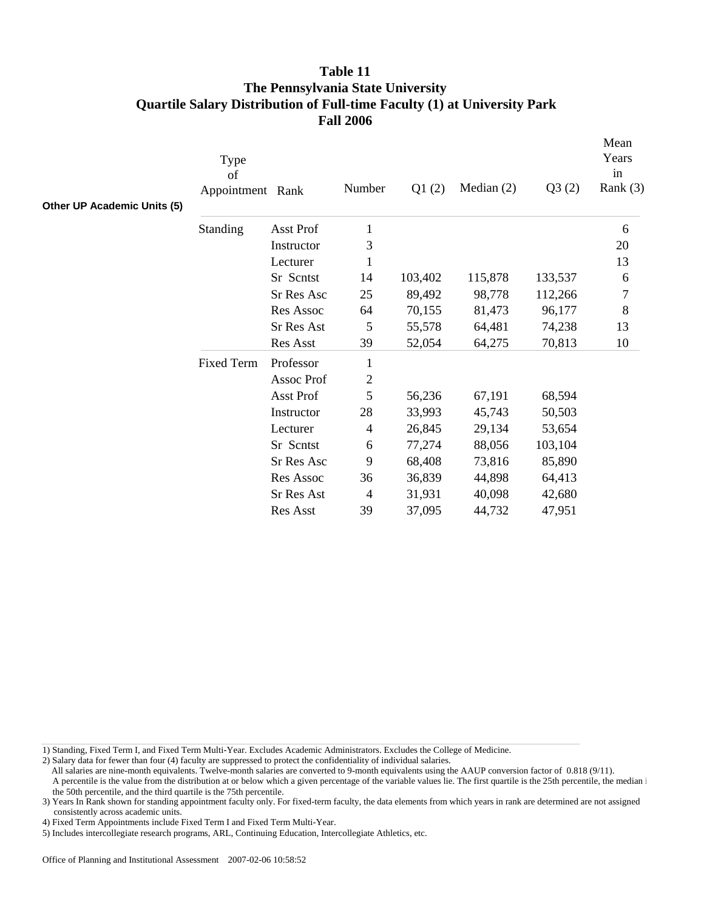# Table 11
# The Pennsylvania State University
# Quartile Salary Distribution of Full-time Faculty (1) at University Park
# Fall 2006

**Other UP Academic Units (5)**

| Type of Appointment | Rank | Number | Q1 (2) | Median (2) | Q3 (2) | Mean Years in Rank (3) |
|---|---|---|---|---|---|---|
| Standing | Asst Prof | 1 | | | | 6 |
| | Instructor | 3 | | | | 20 |
| | Lecturer | 1 | | | | 13 |
| | Sr Scntst | 14 | 103,402 | 115,878 | 133,537 | 6 |
| | Sr Res Asc | 25 | 89,492 | 98,778 | 112,266 | 7 |
| | Res Assoc | 64 | 70,155 | 81,473 | 96,177 | 8 |
| | Sr Res Ast | 5 | 55,578 | 64,481 | 74,238 | 13 |
| | Res Asst | 39 | 52,054 | 64,275 | 70,813 | 10 |
| Fixed Term | Professor | 1 | | | | |
| | Assoc Prof | 2 | | | | |
| | Asst Prof | 5 | 56,236 | 67,191 | 68,594 | |
| | Instructor | 28 | 33,993 | 45,743 | 50,503 | |
| | Lecturer | 4 | 26,845 | 29,134 | 53,654 | |
| | Sr Scntst | 6 | 77,274 | 88,056 | 103,104 | |
| | Sr Res Asc | 9 | 68,408 | 73,816 | 85,890 | |
| | Res Assoc | 36 | 36,839 | 44,898 | 64,413 | |
| | Sr Res Ast | 4 | 31,931 | 40,098 | 42,680 | |
| | Res Asst | 39 | 37,095 | 44,732 | 47,951 | |

1) Standing, Fixed Term I, and Fixed Term Multi-Year. Excludes Academic Administrators. Excludes the College of Medicine.
2) Salary data for fewer than four (4) faculty are suppressed to protect the confidentiality of individual salaries.
All salaries are nine-month equivalents. Twelve-month salaries are converted to 9-month equivalents using the AAUP conversion factor of 0.818 (9/11).
A percentile is the value from the distribution at or below which a given percentage of the variable values lie. The first quartile is the 25th percentile, the median i the 50th percentile, and the third quartile is the 75th percentile.
3) Years In Rank shown for standing appointment faculty only. For fixed-term faculty, the data elements from which years in rank are determined are not assigned consistently across academic units.
4) Fixed Term Appointments include Fixed Term I and Fixed Term Multi-Year.
5) Includes intercollegiate research programs, ARL, Continuing Education, Intercollegiate Athletics, etc.

Office of Planning and Institutional Assessment 2007-02-06 10:58:52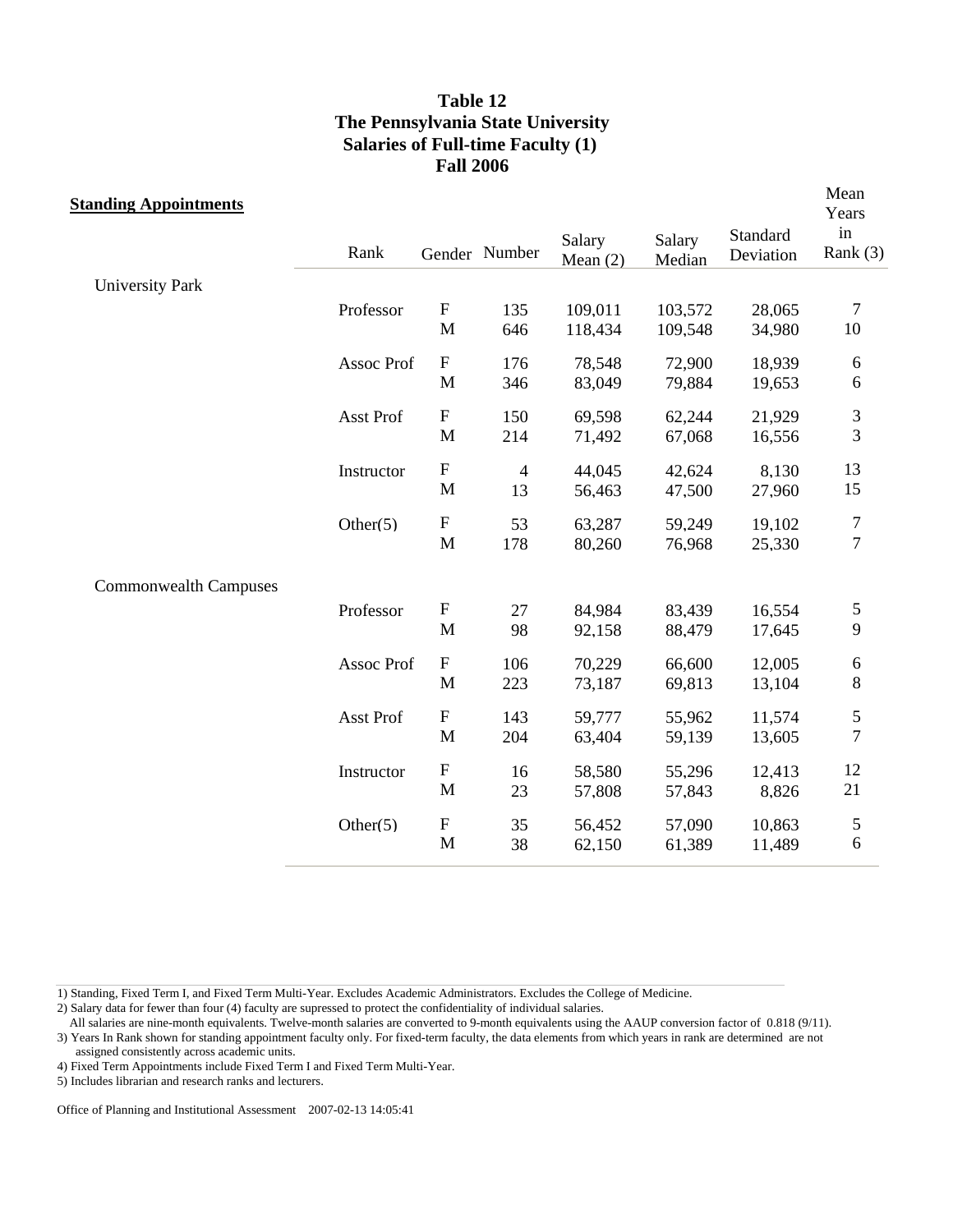**Table 12**
**The Pennsylvania State University**
**Salaries of Full-time Faculty (1)**
**Fall 2006**

**Standing Appointments**

| | Rank | Gender | Number | Salary Mean (2) | Salary Median | Standard Deviation | Mean Years in Rank (3) |
|---|---|---|---|---|---|---|---|
| University Park | | | | | | | |
| | Professor | F | 135 | 109,011 | 103,572 | 28,065 | 7 |
| | | M | 646 | 118,434 | 109,548 | 34,980 | 10 |
| | Assoc Prof | F | 176 | 78,548 | 72,900 | 18,939 | 6 |
| | | M | 346 | 83,049 | 79,884 | 19,653 | 6 |
| | Asst Prof | F | 150 | 69,598 | 62,244 | 21,929 | 3 |
| | | M | 214 | 71,492 | 67,068 | 16,556 | 3 |
| | Instructor | F | 4 | 44,045 | 42,624 | 8,130 | 13 |
| | | M | 13 | 56,463 | 47,500 | 27,960 | 15 |
| | Other(5) | F | 53 | 63,287 | 59,249 | 19,102 | 7 |
| | | M | 178 | 80,260 | 76,968 | 25,330 | 7 |
| Commonwealth Campuses | | | | | | | |
| | Professor | F | 27 | 84,984 | 83,439 | 16,554 | 5 |
| | | M | 98 | 92,158 | 88,479 | 17,645 | 9 |
| | Assoc Prof | F | 106 | 70,229 | 66,600 | 12,005 | 6 |
| | | M | 223 | 73,187 | 69,813 | 13,104 | 8 |
| | Asst Prof | F | 143 | 59,777 | 55,962 | 11,574 | 5 |
| | | M | 204 | 63,404 | 59,139 | 13,605 | 7 |
| | Instructor | F | 16 | 58,580 | 55,296 | 12,413 | 12 |
| | | M | 23 | 57,808 | 57,843 | 8,826 | 21 |
| | Other(5) | F | 35 | 56,452 | 57,090 | 10,863 | 5 |
| | | M | 38 | 62,150 | 61,389 | 11,489 | 6 |

1) Standing, Fixed Term I, and Fixed Term Multi-Year. Excludes Academic Administrators. Excludes the College of Medicine.
2) Salary data for fewer than four (4) faculty are supressed to protect the confidentiality of individual salaries.
All salaries are nine-month equivalents. Twelve-month salaries are converted to 9-month equivalents using the AAUP conversion factor of 0.818 (9/11).
3) Years In Rank shown for standing appointment faculty only. For fixed-term faculty, the data elements from which years in rank are determined are not assigned consistently across academic units.
4) Fixed Term Appointments include Fixed Term I and Fixed Term Multi-Year.
5) Includes librarian and research ranks and lecturers.

Office of Planning and Institutional Assessment 2007-02-13 14:05:41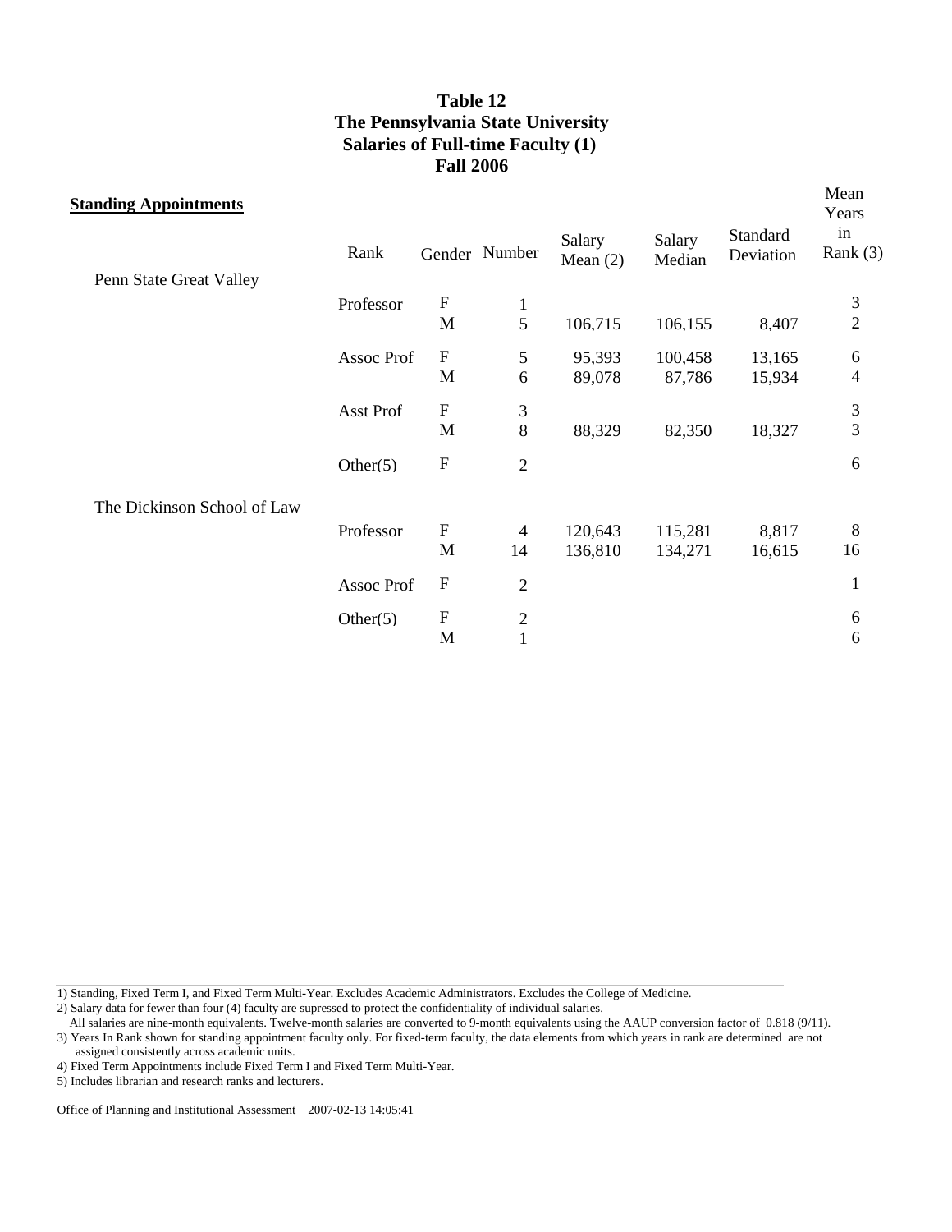# Table 12
# The Pennsylvania State University
# Salaries of Full-time Faculty (1)
# Fall 2006

**Standing Appointments**

| | Rank | Gender | Number | Salary Mean (2) | Salary Median | Standard Deviation | Mean Years in Rank (3) |
|---|---|---|---|---|---|---|---|
| Penn State Great Valley | | | | | | | |
| | Professor | F | 1 | | | | 3 |
| | | M | 5 | 106,715 | 106,155 | 8,407 | 2 |
| | Assoc Prof | F | 5 | 95,393 | 100,458 | 13,165 | 6 |
| | | M | 6 | 89,078 | 87,786 | 15,934 | 4 |
| | Asst Prof | F | 3 | | | | 3 |
| | | M | 8 | 88,329 | 82,350 | 18,327 | 3 |
| | Other(5) | F | 2 | | | | 6 |
| The Dickinson School of Law | | | | | | | |
| | Professor | F | 4 | 120,643 | 115,281 | 8,817 | 8 |
| | | M | 14 | 136,810 | 134,271 | 16,615 | 16 |
| | Assoc Prof | F | 2 | | | | 1 |
| | Other(5) | F | 2 | | | | 6 |
| | | M | 1 | | | | 6 |

1) Standing, Fixed Term I, and Fixed Term Multi-Year. Excludes Academic Administrators. Excludes the College of Medicine.
2) Salary data for fewer than four (4) faculty are supressed to protect the confidentiality of individual salaries.
All salaries are nine-month equivalents. Twelve-month salaries are converted to 9-month equivalents using the AAUP conversion factor of 0.818 (9/11).
3) Years In Rank shown for standing appointment faculty only. For fixed-term faculty, the data elements from which years in rank are determined are not assigned consistently across academic units.
4) Fixed Term Appointments include Fixed Term I and Fixed Term Multi-Year.
5) Includes librarian and research ranks and lecturers.

Office of Planning and Institutional Assessment 2007-02-13 14:05:41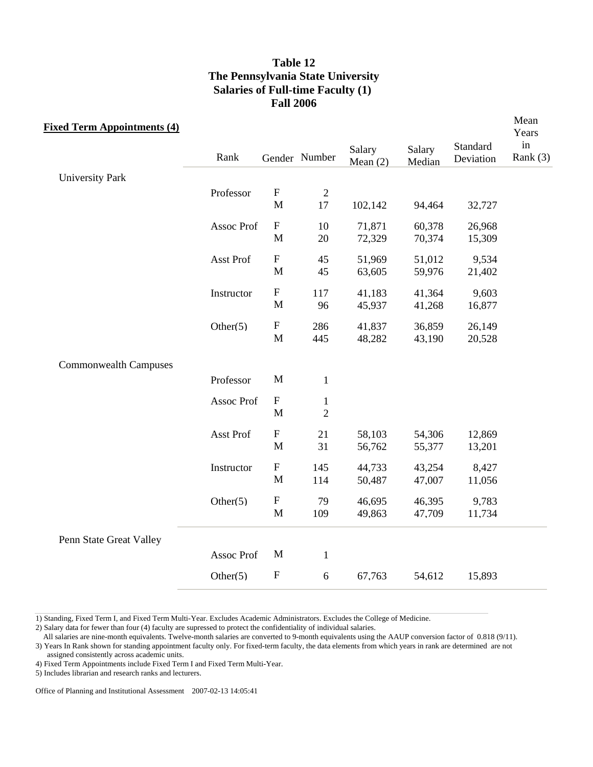# Table 12
## The Pennsylvania State University
## Salaries of Full-time Faculty (1)
## Fall 2006

**Fixed Term Appointments (4)**

| | Rank | Gender | Number | Salary Mean (2) | Salary Median | Standard Deviation | Mean Years in Rank (3) |
|---|---|---|---|---|---|---|---|
| University Park | | | | | | | |
| | Professor | F | 2 | | | | |
| | | M | 17 | 102,142 | 94,464 | 32,727 | |
| | Assoc Prof | F | 10 | 71,871 | 60,378 | 26,968 | |
| | | M | 20 | 72,329 | 70,374 | 15,309 | |
| | Asst Prof | F | 45 | 51,969 | 51,012 | 9,534 | |
| | | M | 45 | 63,605 | 59,976 | 21,402 | |
| | Instructor | F | 117 | 41,183 | 41,364 | 9,603 | |
| | | M | 96 | 45,937 | 41,268 | 16,877 | |
| | Other(5) | F | 286 | 41,837 | 36,859 | 26,149 | |
| | | M | 445 | 48,282 | 43,190 | 20,528 | |
| Commonwealth Campuses | | | | | | | |
| | Professor | M | 1 | | | | |
| | Assoc Prof | F | 1 | | | | |
| | | M | 2 | | | | |
| | Asst Prof | F | 21 | 58,103 | 54,306 | 12,869 | |
| | | M | 31 | 56,762 | 55,377 | 13,201 | |
| | Instructor | F | 145 | 44,733 | 43,254 | 8,427 | |
| | | M | 114 | 50,487 | 47,007 | 11,056 | |
| | Other(5) | F | 79 | 46,695 | 46,395 | 9,783 | |
| | | M | 109 | 49,863 | 47,709 | 11,734 | |
| Penn State Great Valley | | | | | | | |
| | Assoc Prof | M | 1 | | | | |
| | Other(5) | F | 6 | 67,763 | 54,612 | 15,893 | |

1) Standing, Fixed Term I, and Fixed Term Multi-Year. Excludes Academic Administrators. Excludes the College of Medicine.
2) Salary data for fewer than four (4) faculty are supressed to protect the confidentiality of individual salaries.
All salaries are nine-month equivalents. Twelve-month salaries are converted to 9-month equivalents using the AAUP conversion factor of 0.818 (9/11).
3) Years In Rank shown for standing appointment faculty only. For fixed-term faculty, the data elements from which years in rank are determined are not assigned consistently across academic units.
4) Fixed Term Appointments include Fixed Term I and Fixed Term Multi-Year.
5) Includes librarian and research ranks and lecturers.

Office of Planning and Institutional Assessment 2007-02-13 14:05:41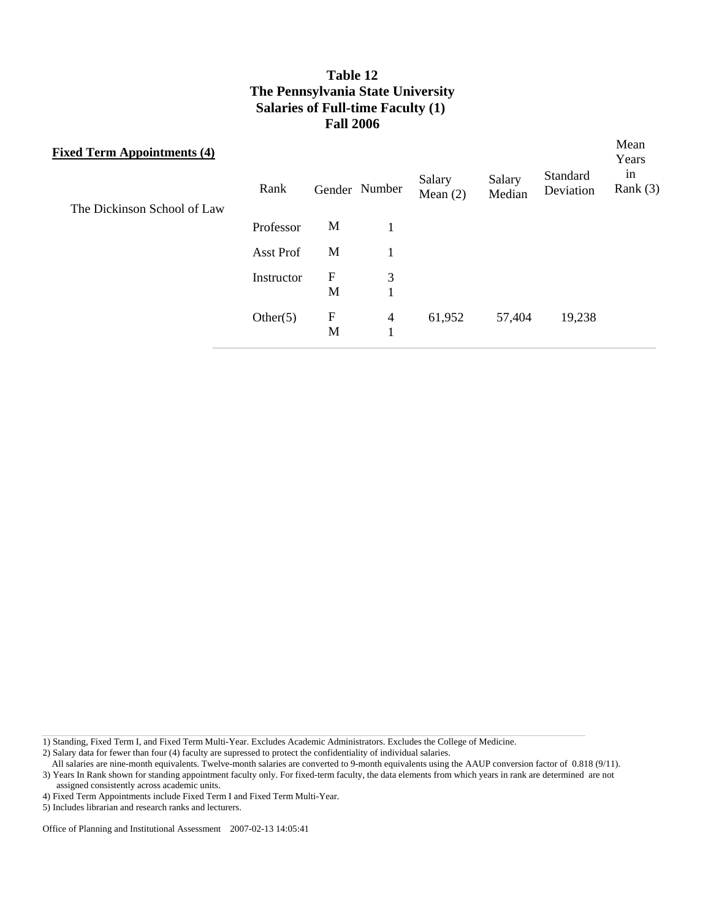**Table 12**
**The Pennsylvania State University**
**Salaries of Full-time Faculty (1)**
**Fall 2006**

**Fixed Term Appointments (4)**

| | Rank | Gender | Number | Salary Mean (2) | Salary Median | Standard Deviation | Mean Years in Rank (3) |
|---|---|---|---|---|---|---|---|
| The Dickinson School of Law | | | | | | | |
| | Professor | M | 1 | | | | |
| | Asst Prof | M | 1 | | | | |
| | Instructor | F | 3 | | | | |
| | | M | 1 | | | | |
| | Other(5) | F | 4 | 61,952 | 57,404 | 19,238 | |
| | | M | 1 | | | | |

1) Standing, Fixed Term I, and Fixed Term Multi-Year. Excludes Academic Administrators. Excludes the College of Medicine.
2) Salary data for fewer than four (4) faculty are supressed to protect the confidentiality of individual salaries.
All salaries are nine-month equivalents. Twelve-month salaries are converted to 9-month equivalents using the AAUP conversion factor of 0.818 (9/11).
3) Years In Rank shown for standing appointment faculty only. For fixed-term faculty, the data elements from which years in rank are determined are not assigned consistently across academic units.
4) Fixed Term Appointments include Fixed Term I and Fixed Term Multi-Year.
5) Includes librarian and research ranks and lecturers.

Office of Planning and Institutional Assessment 2007-02-13 14:05:41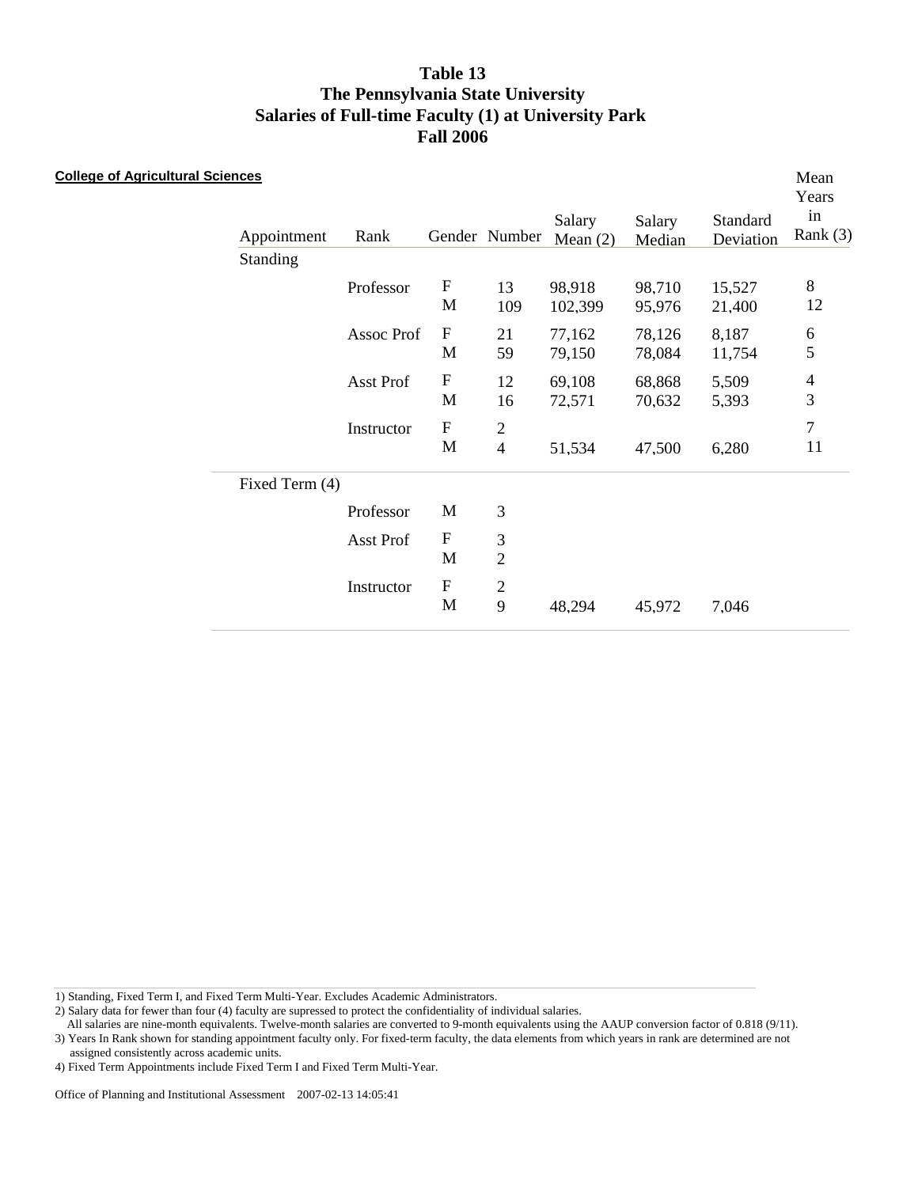# Table 13
# The Pennsylvania State University
# Salaries of Full-time Faculty (1) at University Park
# Fall 2006

**College of Agricultural Sciences**

| Appointment | Rank | Gender | Number | Salary Mean (2) | Salary Median | Standard Deviation | Mean Years in Rank (3) |
|---|---|---|---|---|---|---|---|
| Standing | | | | | | | |
| | Professor | F | 13 | 98,918 | 98,710 | 15,527 | 8 |
| | | M | 109 | 102,399 | 95,976 | 21,400 | 12 |
| | Assoc Prof | F | 21 | 77,162 | 78,126 | 8,187 | 6 |
| | | M | 59 | 79,150 | 78,084 | 11,754 | 5 |
| | Asst Prof | F | 12 | 69,108 | 68,868 | 5,509 | 4 |
| | | M | 16 | 72,571 | 70,632 | 5,393 | 3 |
| | Instructor | F | 2 | | | | 7 |
| | | M | 4 | 51,534 | 47,500 | 6,280 | 11 |
| Fixed Term (4) | | | | | | | |
| | Professor | M | 3 | | | | |
| | Asst Prof | F | 3 | | | | |
| | | M | 2 | | | | |
| | Instructor | F | 2 | | | | |
| | | M | 9 | 48,294 | 45,972 | 7,046 | |

1) Standing, Fixed Term I, and Fixed Term Multi-Year. Excludes Academic Administrators.
2) Salary data for fewer than four (4) faculty are supressed to protect the confidentiality of individual salaries.
All salaries are nine-month equivalents. Twelve-month salaries are converted to 9-month equivalents using the AAUP conversion factor of 0.818 (9/11).
3) Years In Rank shown for standing appointment faculty only. For fixed-term faculty, the data elements from which years in rank are determined are not assigned consistently across academic units.
4) Fixed Term Appointments include Fixed Term I and Fixed Term Multi-Year.

Office of Planning and Institutional Assessment 2007-02-13 14:05:41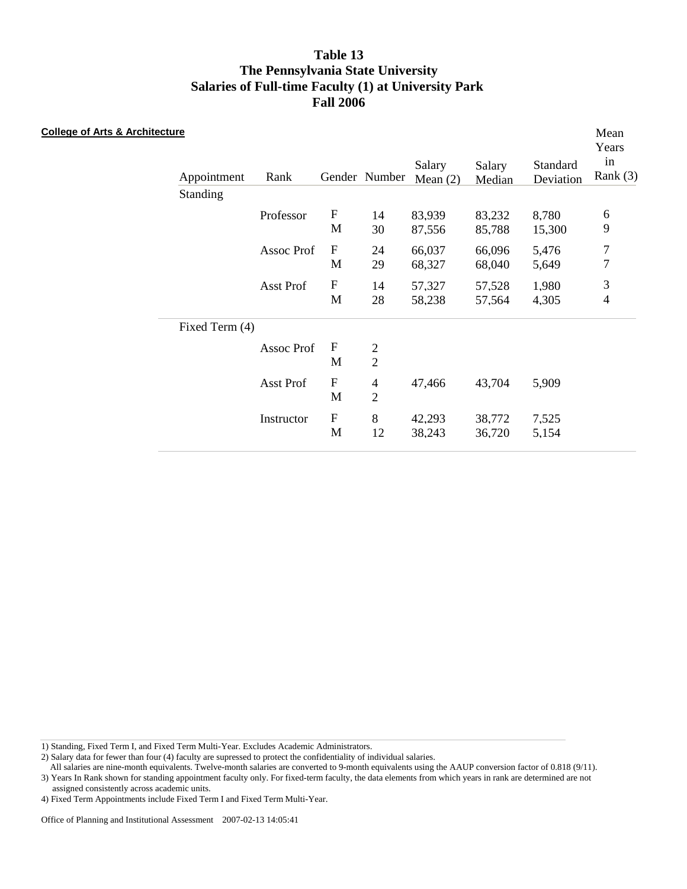# Table 13
# The Pennsylvania State University
# Salaries of Full-time Faculty (1) at University Park
# Fall 2006

**College of Arts & Architecture**

| Appointment | Rank | Gender | Number | Salary Mean (2) | Salary Median | Standard Deviation | Mean Years in Rank (3) |
|---|---|---|---|---|---|---|---|
| Standing | | | | | | | |
| | Professor | F | 14 | 83,939 | 83,232 | 8,780 | 6 |
| | | M | 30 | 87,556 | 85,788 | 15,300 | 9 |
| | Assoc Prof | F | 24 | 66,037 | 66,096 | 5,476 | 7 |
| | | M | 29 | 68,327 | 68,040 | 5,649 | 7 |
| | Asst Prof | F | 14 | 57,327 | 57,528 | 1,980 | 3 |
| | | M | 28 | 58,238 | 57,564 | 4,305 | 4 |
| Fixed Term (4) | | | | | | | |
| | Assoc Prof | F | 2 | | | | |
| | | M | 2 | | | | |
| | Asst Prof | F | 4 | 47,466 | 43,704 | 5,909 | |
| | | M | 2 | | | | |
| | Instructor | F | 8 | 42,293 | 38,772 | 7,525 | |
| | | M | 12 | 38,243 | 36,720 | 5,154 | |

1) Standing, Fixed Term I, and Fixed Term Multi-Year. Excludes Academic Administrators.
2) Salary data for fewer than four (4) faculty are supressed to protect the confidentiality of individual salaries.
All salaries are nine-month equivalents. Twelve-month salaries are converted to 9-month equivalents using the AAUP conversion factor of 0.818 (9/11).
3) Years In Rank shown for standing appointment faculty only. For fixed-term faculty, the data elements from which years in rank are determined are not assigned consistently across academic units.
4) Fixed Term Appointments include Fixed Term I and Fixed Term Multi-Year.

Office of Planning and Institutional Assessment 2007-02-13 14:05:41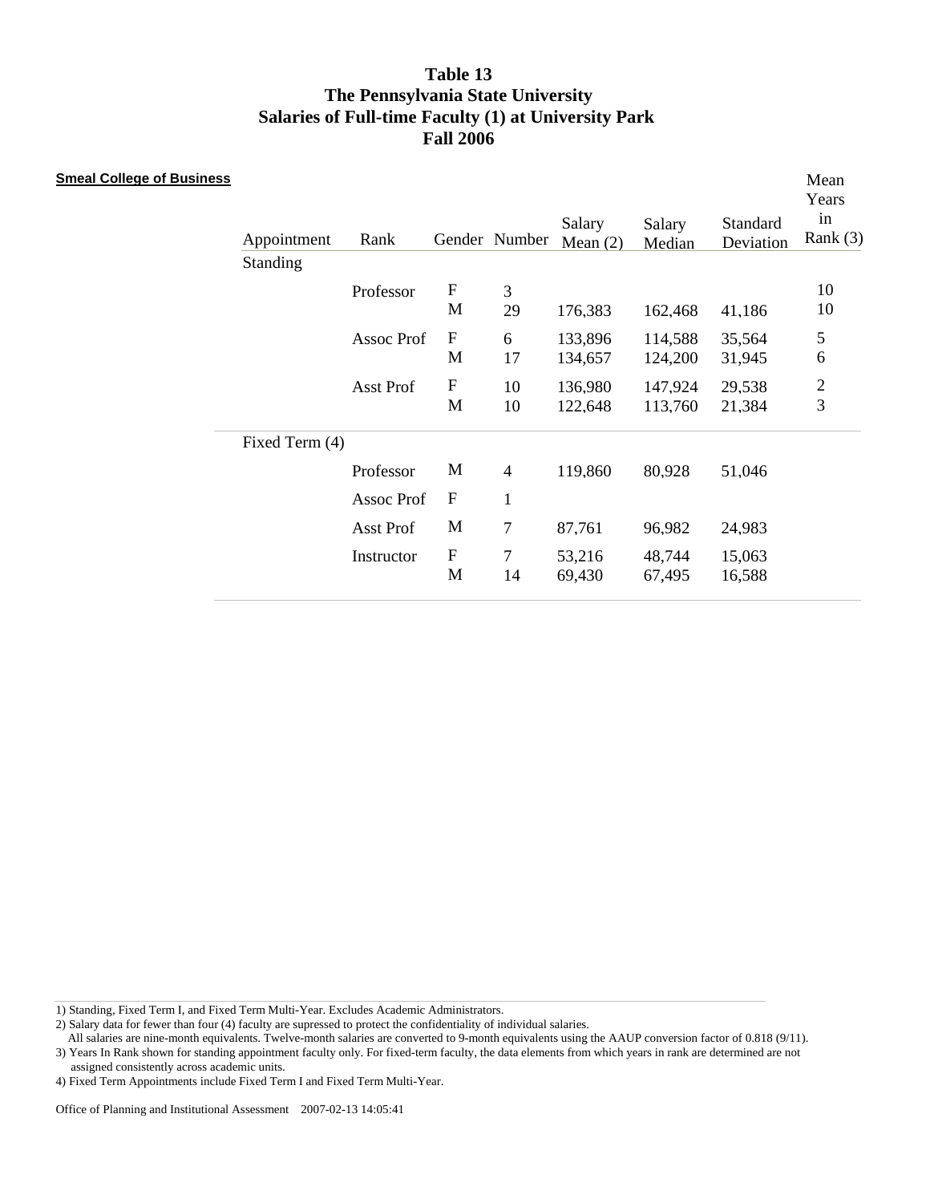# Table 13
# The Pennsylvania State University
# Salaries of Full-time Faculty (1) at University Park
# Fall 2006

**Smeal College of Business**

| Appointment | Rank | Gender | Number | Salary Mean (2) | Salary Median | Standard Deviation | Mean Years in Rank (3) |
|---|---|---|---|---|---|---|---|
| Standing | | | | | | | |
| | Professor | F | 3 | | | | 10 |
| | | M | 29 | 176,383 | 162,468 | 41,186 | 10 |
| | Assoc Prof | F | 6 | 133,896 | 114,588 | 35,564 | 5 |
| | | M | 17 | 134,657 | 124,200 | 31,945 | 6 |
| | Asst Prof | F | 10 | 136,980 | 147,924 | 29,538 | 2 |
| | | M | 10 | 122,648 | 113,760 | 21,384 | 3 |
| Fixed Term (4) | | | | | | | |
| | Professor | M | 4 | 119,860 | 80,928 | 51,046 | |
| | Assoc Prof | F | 1 | | | | |
| | Asst Prof | M | 7 | 87,761 | 96,982 | 24,983 | |
| | Instructor | F | 7 | 53,216 | 48,744 | 15,063 | |
| | | M | 14 | 69,430 | 67,495 | 16,588 | |

1) Standing, Fixed Term I, and Fixed Term Multi-Year. Excludes Academic Administrators.
2) Salary data for fewer than four (4) faculty are supressed to protect the confidentiality of individual salaries.
All salaries are nine-month equivalents. Twelve-month salaries are converted to 9-month equivalents using the AAUP conversion factor of 0.818 (9/11).
3) Years In Rank shown for standing appointment faculty only. For fixed-term faculty, the data elements from which years in rank are determined are not assigned consistently across academic units.
4) Fixed Term Appointments include Fixed Term I and Fixed Term Multi-Year.

Office of Planning and Institutional Assessment 2007-02-13 14:05:41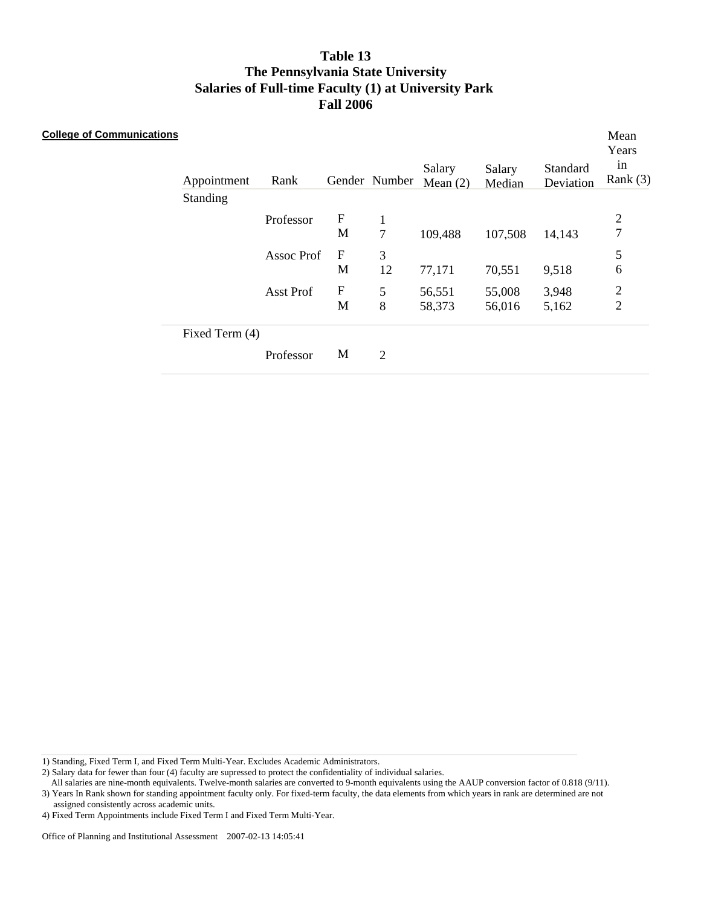# Table 13
# The Pennsylvania State University
# Salaries of Full-time Faculty (1) at University Park
# Fall 2006

**College of Communications**

| Appointment | Rank | Gender | Number | Salary Mean (2) | Salary Median | Standard Deviation | Mean Years in Rank (3) |
|---|---|---|---|---|---|---|---|
| Standing | | | | | | | |
| | Professor | F | 1 | | | | 2 |
| | | M | 7 | 109,488 | 107,508 | 14,143 | 7 |
| | Assoc Prof | F | 3 | | | | 5 |
| | | M | 12 | 77,171 | 70,551 | 9,518 | 6 |
| | Asst Prof | F | 5 | 56,551 | 55,008 | 3,948 | 2 |
| | | M | 8 | 58,373 | 56,016 | 5,162 | 2 |
| Fixed Term (4) | | | | | | | |
| | Professor | M | 2 | | | | |

1) Standing, Fixed Term I, and Fixed Term Multi-Year. Excludes Academic Administrators.
2) Salary data for fewer than four (4) faculty are supressed to protect the confidentiality of individual salaries.
All salaries are nine-month equivalents. Twelve-month salaries are converted to 9-month equivalents using the AAUP conversion factor of 0.818 (9/11).
3) Years In Rank shown for standing appointment faculty only. For fixed-term faculty, the data elements from which years in rank are determined are not assigned consistently across academic units.
4) Fixed Term Appointments include Fixed Term I and Fixed Term Multi-Year.

Office of Planning and Institutional Assessment 2007-02-13 14:05:41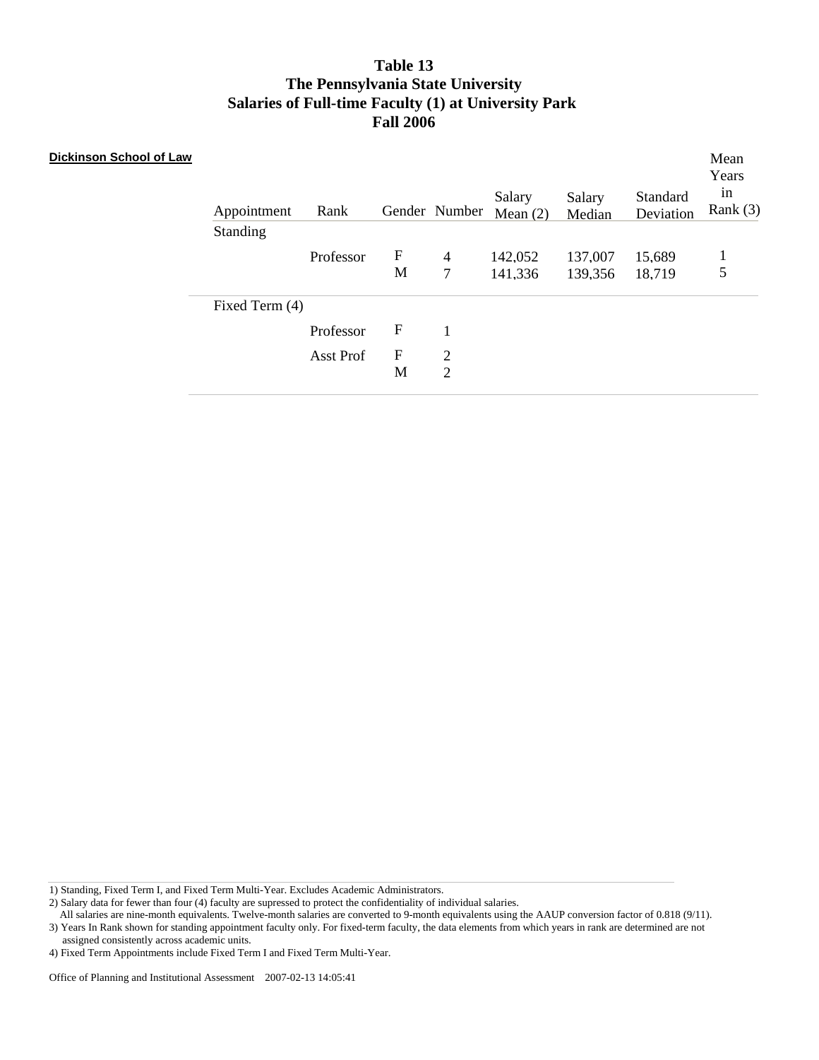# Table 13
# The Pennsylvania State University
# Salaries of Full-time Faculty (1) at University Park
# Fall 2006

**Dickinson School of Law**

| Appointment | Rank | Gender | Number | Salary Mean (2) | Salary Median | Standard Deviation | Mean Years in Rank (3) |
|---|---|---|---|---|---|---|---|
| Standing | | | | | | | |
| | Professor | F | 4 | 142,052 | 137,007 | 15,689 | 1 |
| | | M | 7 | 141,336 | 139,356 | 18,719 | 5 |
| Fixed Term (4) | | | | | | | |
| | Professor | F | 1 | | | | |
| | Asst Prof | F | 2 | | | | |
| | | M | 2 | | | | |

1) Standing, Fixed Term I, and Fixed Term Multi-Year. Excludes Academic Administrators.
2) Salary data for fewer than four (4) faculty are supressed to protect the confidentiality of individual salaries.
All salaries are nine-month equivalents. Twelve-month salaries are converted to 9-month equivalents using the AAUP conversion factor of 0.818 (9/11).
3) Years In Rank shown for standing appointment faculty only. For fixed-term faculty, the data elements from which years in rank are determined are not assigned consistently across academic units.
4) Fixed Term Appointments include Fixed Term I and Fixed Term Multi-Year.

Office of Planning and Institutional Assessment 2007-02-13 14:05:41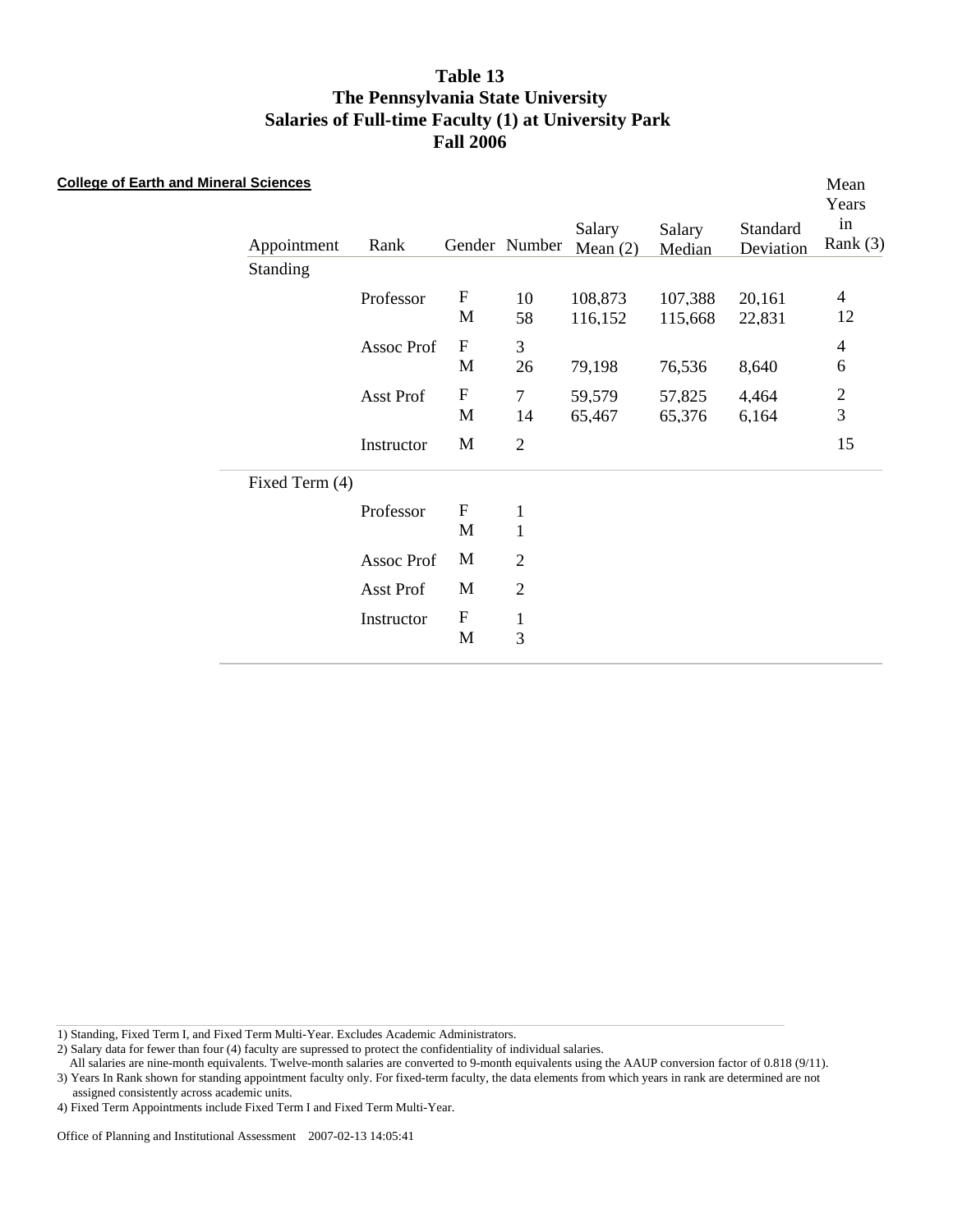# Table 13
# The Pennsylvania State University
# Salaries of Full-time Faculty (1) at University Park
# Fall 2006

**College of Earth and Mineral Sciences**

| Appointment | Rank | Gender | Number | Salary Mean (2) | Salary Median | Standard Deviation | Mean Years in Rank (3) |
|---|---|---|---|---|---|---|---|
| Standing | | | | | | | |
| | Professor | F | 10 | 108,873 | 107,388 | 20,161 | 4 |
| | | M | 58 | 116,152 | 115,668 | 22,831 | 12 |
| | Assoc Prof | F | 3 | | | | 4 |
| | | M | 26 | 79,198 | 76,536 | 8,640 | 6 |
| | Asst Prof | F | 7 | 59,579 | 57,825 | 4,464 | 2 |
| | | M | 14 | 65,467 | 65,376 | 6,164 | 3 |
| | Instructor | M | 2 | | | | 15 |
| Fixed Term (4) | | | | | | | |
| | Professor | F | 1 | | | | |
| | | M | 1 | | | | |
| | Assoc Prof | M | 2 | | | | |
| | Asst Prof | M | 2 | | | | |
| | Instructor | F | 1 | | | | |
| | | M | 3 | | | | |

1) Standing, Fixed Term I, and Fixed Term Multi-Year. Excludes Academic Administrators.
2) Salary data for fewer than four (4) faculty are supressed to protect the confidentiality of individual salaries.
All salaries are nine-month equivalents. Twelve-month salaries are converted to 9-month equivalents using the AAUP conversion factor of 0.818 (9/11).
3) Years In Rank shown for standing appointment faculty only. For fixed-term faculty, the data elements from which years in rank are determined are not assigned consistently across academic units.
4) Fixed Term Appointments include Fixed Term I and Fixed Term Multi-Year.

Office of Planning and Institutional Assessment 2007-02-13 14:05:41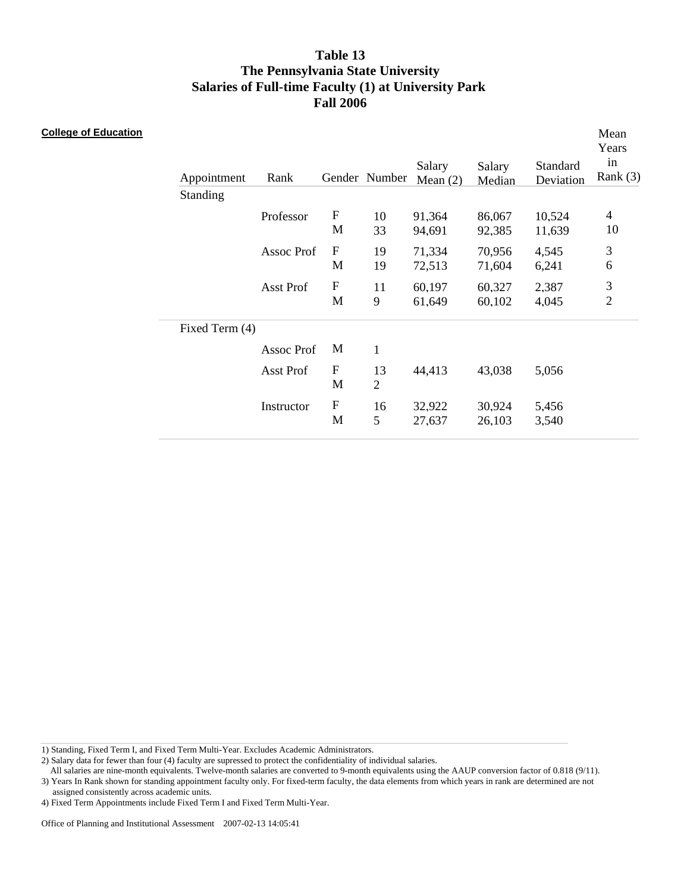# Table 13
# The Pennsylvania State University
# Salaries of Full-time Faculty (1) at University Park
# Fall 2006

**College of Education**

| Appointment | Rank | Gender | Number | Salary Mean (2) | Salary Median | Standard Deviation | Mean Years in Rank (3) |
|---|---|---|---|---|---|---|---|
| Standing | | | | | | | |
| | Professor | F | 10 | 91,364 | 86,067 | 10,524 | 4 |
| | | M | 33 | 94,691 | 92,385 | 11,639 | 10 |
| | Assoc Prof | F | 19 | 71,334 | 70,956 | 4,545 | 3 |
| | | M | 19 | 72,513 | 71,604 | 6,241 | 6 |
| | Asst Prof | F | 11 | 60,197 | 60,327 | 2,387 | 3 |
| | | M | 9 | 61,649 | 60,102 | 4,045 | 2 |
| Fixed Term (4) | | | | | | | |
| | Assoc Prof | M | 1 | | | | |
| | Asst Prof | F | 13 | 44,413 | 43,038 | 5,056 | |
| | | M | 2 | | | | |
| | Instructor | F | 16 | 32,922 | 30,924 | 5,456 | |
| | | M | 5 | 27,637 | 26,103 | 3,540 | |

1) Standing, Fixed Term I, and Fixed Term Multi-Year. Excludes Academic Administrators.
2) Salary data for fewer than four (4) faculty are supressed to protect the confidentiality of individual salaries.
All salaries are nine-month equivalents. Twelve-month salaries are converted to 9-month equivalents using the AAUP conversion factor of 0.818 (9/11).
3) Years In Rank shown for standing appointment faculty only. For fixed-term faculty, the data elements from which years in rank are determined are not assigned consistently across academic units.
4) Fixed Term Appointments include Fixed Term I and Fixed Term Multi-Year.

Office of Planning and Institutional Assessment 2007-02-13 14:05:41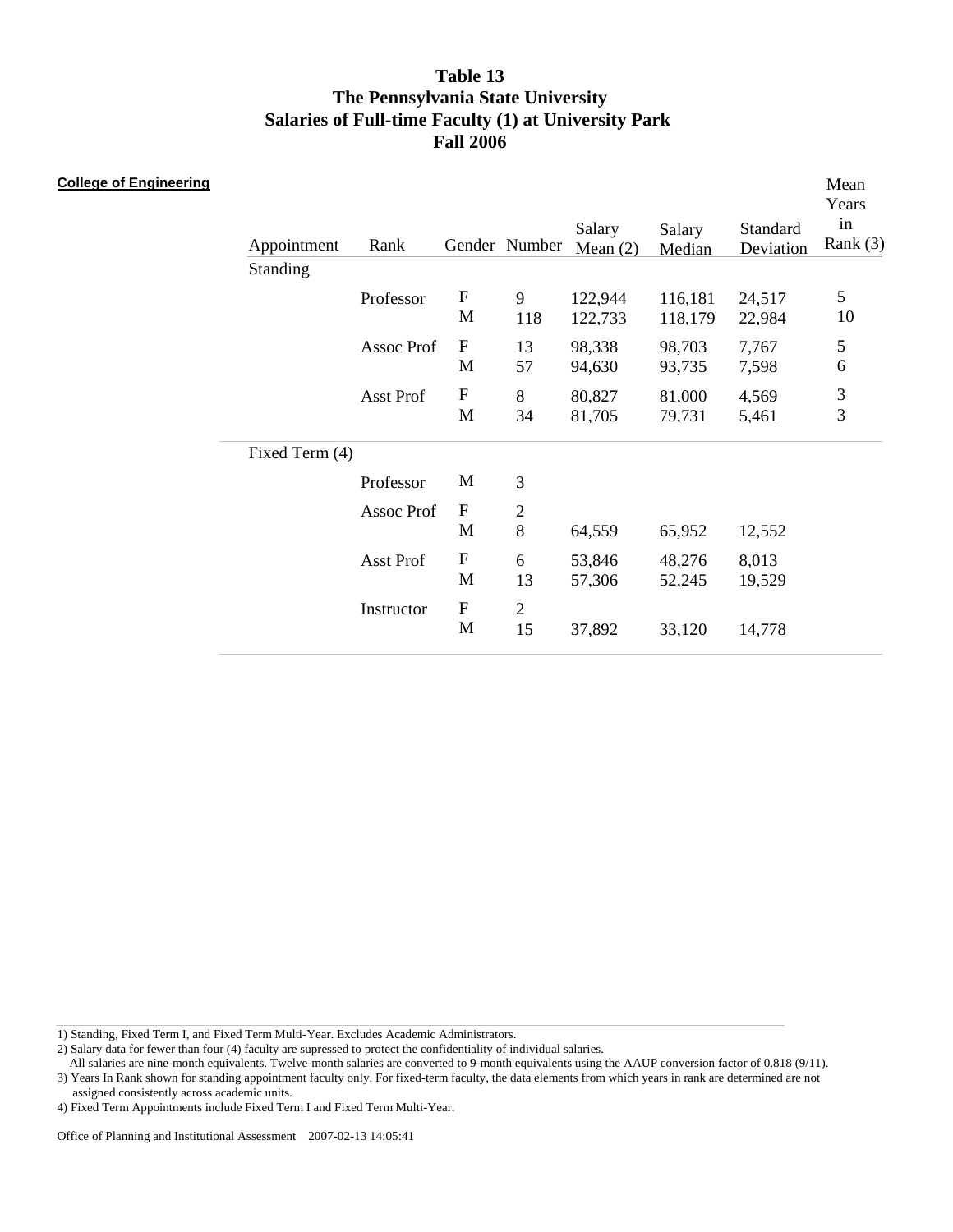**Table 13**
**The Pennsylvania State University**
**Salaries of Full-time Faculty (1) at University Park**
**Fall 2006**

**College of Engineering**

| Appointment | Rank | Gender | Number | Salary Mean (2) | Salary Median | Standard Deviation | Mean Years in Rank (3) |
|---|---|---|---|---|---|---|---|
| Standing | | | | | | | |
| | Professor | F | 9 | 122,944 | 116,181 | 24,517 | 5 |
| | | M | 118 | 122,733 | 118,179 | 22,984 | 10 |
| | Assoc Prof | F | 13 | 98,338 | 98,703 | 7,767 | 5 |
| | | M | 57 | 94,630 | 93,735 | 7,598 | 6 |
| | Asst Prof | F | 8 | 80,827 | 81,000 | 4,569 | 3 |
| | | M | 34 | 81,705 | 79,731 | 5,461 | 3 |
| Fixed Term (4) | | | | | | | |
| | Professor | M | 3 | | | | |
| | Assoc Prof | F | 2 | | | | |
| | | M | 8 | 64,559 | 65,952 | 12,552 | |
| | Asst Prof | F | 6 | 53,846 | 48,276 | 8,013 | |
| | | M | 13 | 57,306 | 52,245 | 19,529 | |
| | Instructor | F | 2 | | | | |
| | | M | 15 | 37,892 | 33,120 | 14,778 | |

1) Standing, Fixed Term I, and Fixed Term Multi-Year. Excludes Academic Administrators.
2) Salary data for fewer than four (4) faculty are supressed to protect the confidentiality of individual salaries.
All salaries are nine-month equivalents. Twelve-month salaries are converted to 9-month equivalents using the AAUP conversion factor of 0.818 (9/11).
3) Years In Rank shown for standing appointment faculty only. For fixed-term faculty, the data elements from which years in rank are determined are not assigned consistently across academic units.
4) Fixed Term Appointments include Fixed Term I and Fixed Term Multi-Year.

Office of Planning and Institutional Assessment 2007-02-13 14:05:41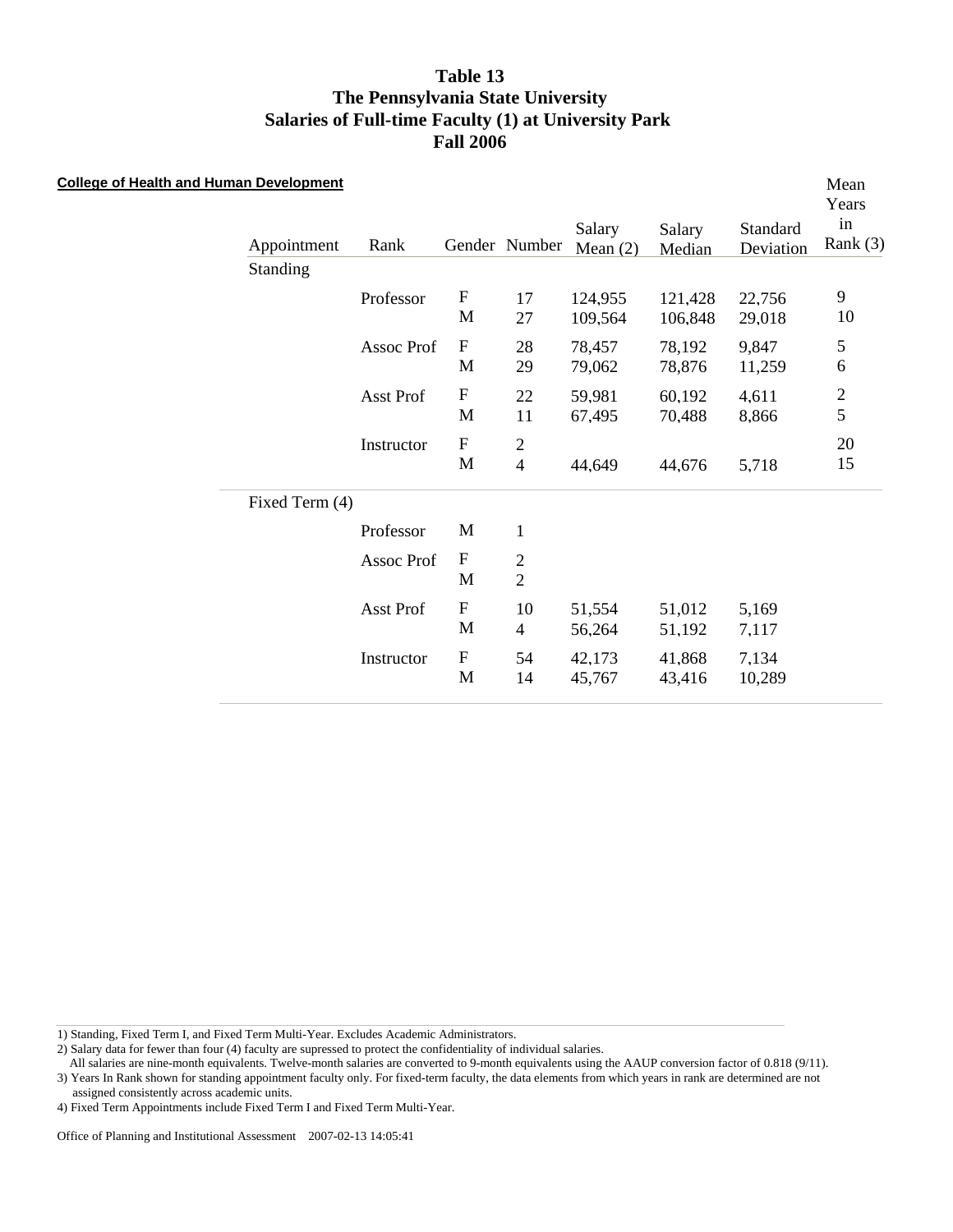# Table 13
# The Pennsylvania State University
# Salaries of Full-time Faculty (1) at University Park
# Fall 2006

**College of Health and Human Development**

| Appointment | Rank | Gender | Number | Salary Mean (2) | Salary Median | Standard Deviation | Mean Years in Rank (3) |
|---|---|---|---|---|---|---|---|
| Standing | | | | | | | |
| | Professor | F | 17 | 124,955 | 121,428 | 22,756 | 9 |
| | | M | 27 | 109,564 | 106,848 | 29,018 | 10 |
| | Assoc Prof | F | 28 | 78,457 | 78,192 | 9,847 | 5 |
| | | M | 29 | 79,062 | 78,876 | 11,259 | 6 |
| | Asst Prof | F | 22 | 59,981 | 60,192 | 4,611 | 2 |
| | | M | 11 | 67,495 | 70,488 | 8,866 | 5 |
| | Instructor | F | 2 | | | | 20 |
| | | M | 4 | 44,649 | 44,676 | 5,718 | 15 |
| Fixed Term (4) | | | | | | | |
| | Professor | M | 1 | | | | |
| | Assoc Prof | F | 2 | | | | |
| | | M | 2 | | | | |
| | Asst Prof | F | 10 | 51,554 | 51,012 | 5,169 | |
| | | M | 4 | 56,264 | 51,192 | 7,117 | |
| | Instructor | F | 54 | 42,173 | 41,868 | 7,134 | |
| | | M | 14 | 45,767 | 43,416 | 10,289 | |

1) Standing, Fixed Term I, and Fixed Term Multi-Year. Excludes Academic Administrators.
2) Salary data for fewer than four (4) faculty are supressed to protect the confidentiality of individual salaries.
All salaries are nine-month equivalents. Twelve-month salaries are converted to 9-month equivalents using the AAUP conversion factor of 0.818 (9/11).
3) Years In Rank shown for standing appointment faculty only. For fixed-term faculty, the data elements from which years in rank are determined are not assigned consistently across academic units.
4) Fixed Term Appointments include Fixed Term I and Fixed Term Multi-Year.

Office of Planning and Institutional Assessment 2007-02-13 14:05:41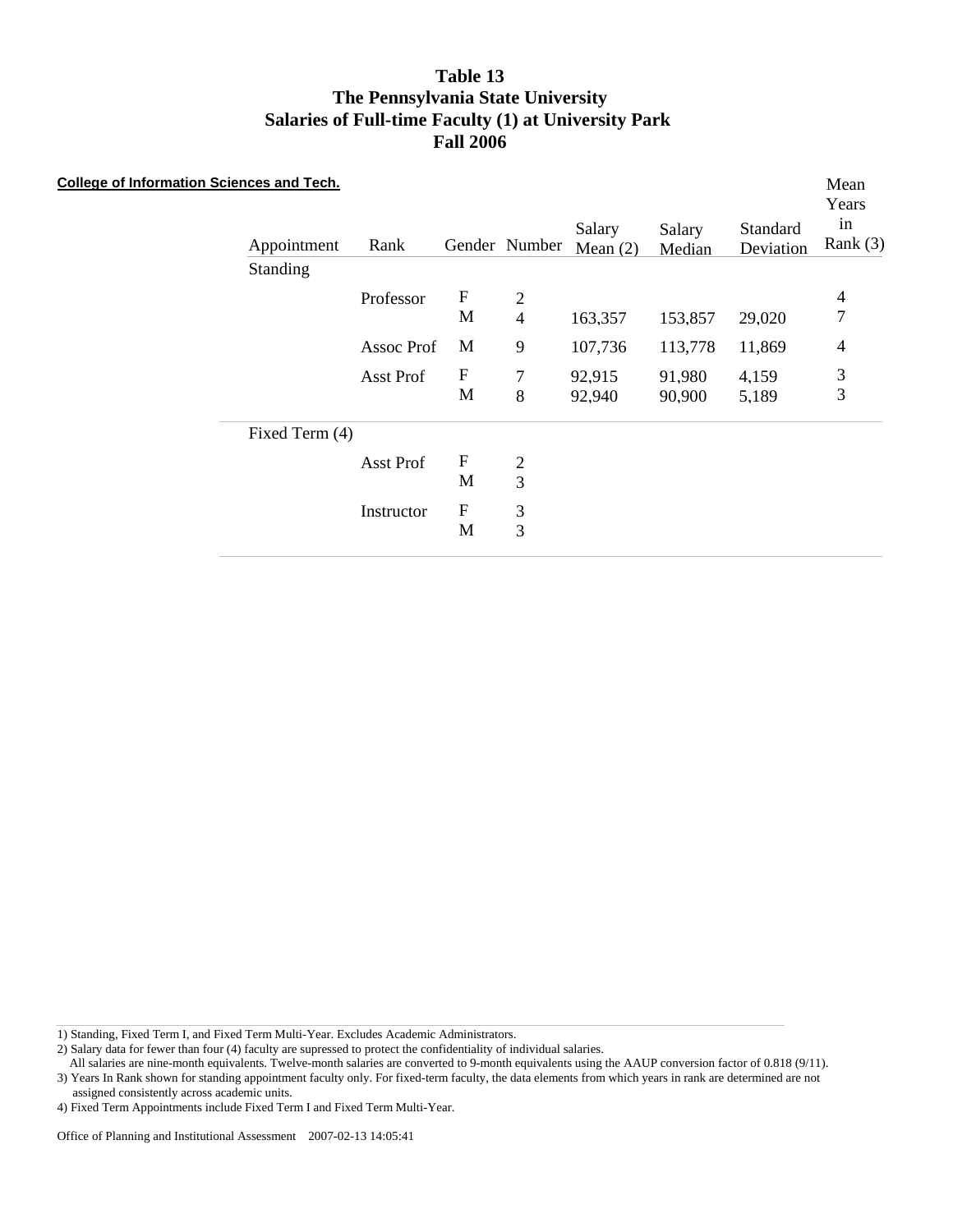**Table 13**
**The Pennsylvania State University**
**Salaries of Full-time Faculty (1) at University Park**
**Fall 2006**

**College of Information Sciences and Tech.**

| Appointment | Rank | Gender | Number | Salary Mean (2) | Salary Median | Standard Deviation | Mean Years in Rank (3) |
|---|---|---|---|---|---|---|---|
| Standing | | | | | | | |
| | Professor | F | 2 | | | | 4 |
| | | M | 4 | 163,357 | 153,857 | 29,020 | 7 |
| | Assoc Prof | M | 9 | 107,736 | 113,778 | 11,869 | 4 |
| | Asst Prof | F | 7 | 92,915 | 91,980 | 4,159 | 3 |
| | | M | 8 | 92,940 | 90,900 | 5,189 | 3 |
| Fixed Term (4) | | | | | | | |
| | Asst Prof | F | 2 | | | | |
| | | M | 3 | | | | |
| | Instructor | F | 3 | | | | |
| | | M | 3 | | | | |

1) Standing, Fixed Term I, and Fixed Term Multi-Year. Excludes Academic Administrators.
2) Salary data for fewer than four (4) faculty are supressed to protect the confidentiality of individual salaries.
All salaries are nine-month equivalents. Twelve-month salaries are converted to 9-month equivalents using the AAUP conversion factor of 0.818 (9/11).
3) Years In Rank shown for standing appointment faculty only. For fixed-term faculty, the data elements from which years in rank are determined are not assigned consistently across academic units.
4) Fixed Term Appointments include Fixed Term I and Fixed Term Multi-Year.

Office of Planning and Institutional Assessment 2007-02-13 14:05:41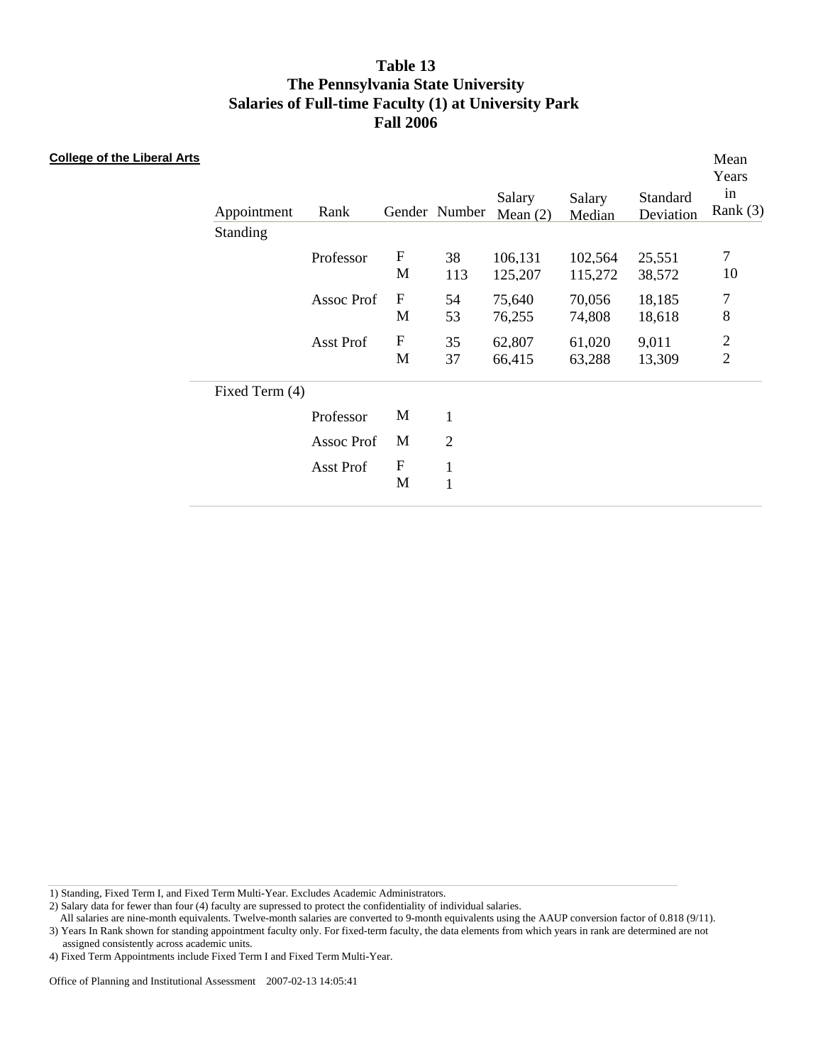# Table 13
# The Pennsylvania State University
# Salaries of Full-time Faculty (1) at University Park
# Fall 2006

**College of the Liberal Arts**

| Appointment | Rank | Gender | Number | Salary Mean (2) | Salary Median | Standard Deviation | Mean Years in Rank (3) |
|---|---|---|---|---|---|---|---|
| Standing | | | | | | | |
| | Professor | F | 38 | 106,131 | 102,564 | 25,551 | 7 |
| | | M | 113 | 125,207 | 115,272 | 38,572 | 10 |
| | Assoc Prof | F | 54 | 75,640 | 70,056 | 18,185 | 7 |
| | | M | 53 | 76,255 | 74,808 | 18,618 | 8 |
| | Asst Prof | F | 35 | 62,807 | 61,020 | 9,011 | 2 |
| | | M | 37 | 66,415 | 63,288 | 13,309 | 2 |
| Fixed Term (4) | | | | | | | |
| | Professor | M | 1 | | | | |
| | Assoc Prof | M | 2 | | | | |
| | Asst Prof | F | 1 | | | | |
| | | M | 1 | | | | |

1) Standing, Fixed Term I, and Fixed Term Multi-Year. Excludes Academic Administrators.
2) Salary data for fewer than four (4) faculty are supressed to protect the confidentiality of individual salaries.
All salaries are nine-month equivalents. Twelve-month salaries are converted to 9-month equivalents using the AAUP conversion factor of 0.818 (9/11).
3) Years In Rank shown for standing appointment faculty only. For fixed-term faculty, the data elements from which years in rank are determined are not assigned consistently across academic units.
4) Fixed Term Appointments include Fixed Term I and Fixed Term Multi-Year.

Office of Planning and Institutional Assessment 2007-02-13 14:05:41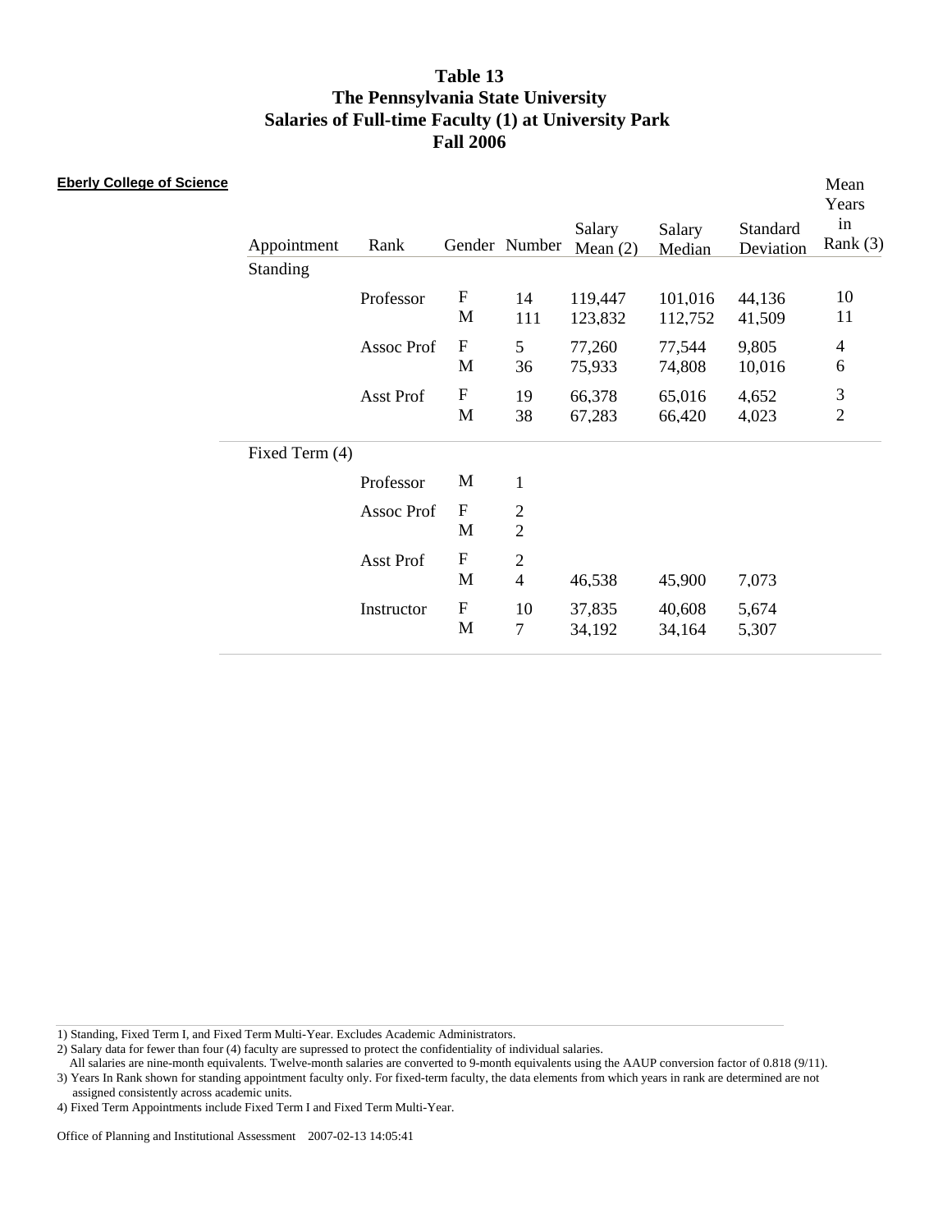# Table 13
# The Pennsylvania State University
# Salaries of Full-time Faculty (1) at University Park
# Fall 2006

**Eberly College of Science**

| Appointment | Rank | Gender | Number | Salary Mean (2) | Salary Median | Standard Deviation | Mean Years in Rank (3) |
|---|---|---|---|---|---|---|---|
| Standing | | | | | | | |
| | Professor | F | 14 | 119,447 | 101,016 | 44,136 | 10 |
| | | M | 111 | 123,832 | 112,752 | 41,509 | 11 |
| | Assoc Prof | F | 5 | 77,260 | 77,544 | 9,805 | 4 |
| | | M | 36 | 75,933 | 74,808 | 10,016 | 6 |
| | Asst Prof | F | 19 | 66,378 | 65,016 | 4,652 | 3 |
| | | M | 38 | 67,283 | 66,420 | 4,023 | 2 |
| Fixed Term (4) | | | | | | | |
| | Professor | M | 1 | | | | |
| | Assoc Prof | F | 2 | | | | |
| | | M | 2 | | | | |
| | Asst Prof | F | 2 | | | | |
| | | M | 4 | 46,538 | 45,900 | 7,073 | |
| | Instructor | F | 10 | 37,835 | 40,608 | 5,674 | |
| | | M | 7 | 34,192 | 34,164 | 5,307 | |

1) Standing, Fixed Term I, and Fixed Term Multi-Year. Excludes Academic Administrators.
2) Salary data for fewer than four (4) faculty are supressed to protect the confidentiality of individual salaries.
All salaries are nine-month equivalents. Twelve-month salaries are converted to 9-month equivalents using the AAUP conversion factor of 0.818 (9/11).
3) Years In Rank shown for standing appointment faculty only. For fixed-term faculty, the data elements from which years in rank are determined are not assigned consistently across academic units.
4) Fixed Term Appointments include Fixed Term I and Fixed Term Multi-Year.

Office of Planning and Institutional Assessment 2007-02-13 14:05:41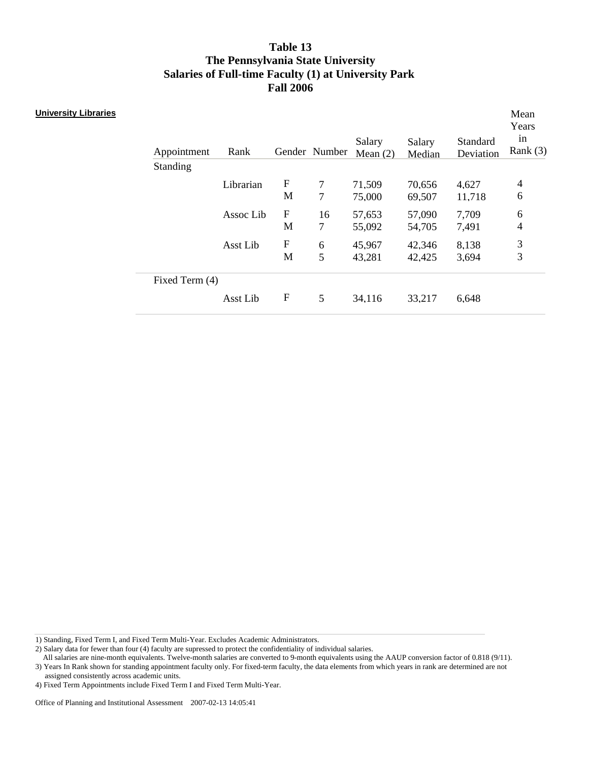# Table 13
# The Pennsylvania State University
# Salaries of Full-time Faculty (1) at University Park
# Fall 2006

**University Libraries**

| Appointment | Rank | Gender | Number | Salary Mean (2) | Salary Median | Standard Deviation | Mean Years in Rank (3) |
|---|---|---|---|---|---|---|---|
| Standing | | | | | | | |
| | Librarian | F | 7 | 71,509 | 70,656 | 4,627 | 4 |
| | | M | 7 | 75,000 | 69,507 | 11,718 | 6 |
| | Assoc Lib | F | 16 | 57,653 | 57,090 | 7,709 | 6 |
| | | M | 7 | 55,092 | 54,705 | 7,491 | 4 |
| | Asst Lib | F | 6 | 45,967 | 42,346 | 8,138 | 3 |
| | | M | 5 | 43,281 | 42,425 | 3,694 | 3 |
| Fixed Term (4) | | | | | | | |
| | Asst Lib | F | 5 | 34,116 | 33,217 | 6,648 | |

1) Standing, Fixed Term I, and Fixed Term Multi-Year. Excludes Academic Administrators.
2) Salary data for fewer than four (4) faculty are supressed to protect the confidentiality of individual salaries.
All salaries are nine-month equivalents. Twelve-month salaries are converted to 9-month equivalents using the AAUP conversion factor of 0.818 (9/11).
3) Years In Rank shown for standing appointment faculty only. For fixed-term faculty, the data elements from which years in rank are determined are not assigned consistently across academic units.
4) Fixed Term Appointments include Fixed Term I and Fixed Term Multi-Year.

Office of Planning and Institutional Assessment 2007-02-13 14:05:41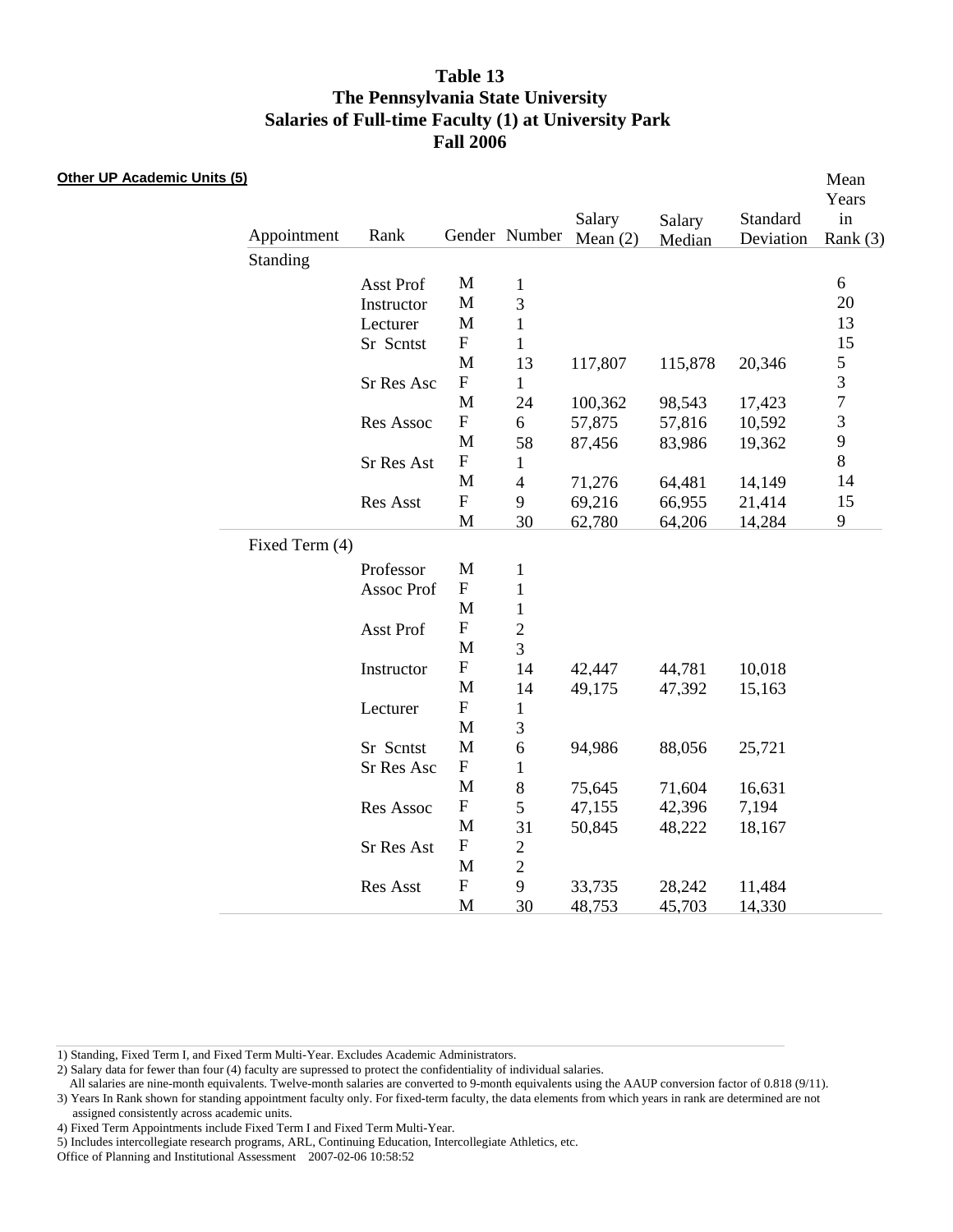# Table 13
# The Pennsylvania State University
# Salaries of Full-time Faculty (1) at University Park
# Fall 2006

**Other UP Academic Units (5)**

| Appointment | Rank | Gender | Number | Salary Mean (2) | Salary Median | Standard Deviation | Mean Years in Rank (3) |
|---|---|---|---|---|---|---|---|
| Standing | | | | | | | |
| | Asst Prof | M | 1 | | | | 6 |
| | Instructor | M | 3 | | | | 20 |
| | Lecturer | M | 1 | | | | 13 |
| | Sr Scntst | F | 1 | | | | 15 |
| | | M | 13 | 117,807 | 115,878 | 20,346 | 5 |
| | Sr Res Asc | F | 1 | | | | 3 |
| | | M | 24 | 100,362 | 98,543 | 17,423 | 7 |
| | Res Assoc | F | 6 | 57,875 | 57,816 | 10,592 | 3 |
| | | M | 58 | 87,456 | 83,986 | 19,362 | 9 |
| | Sr Res Ast | F | 1 | | | | 8 |
| | | M | 4 | 71,276 | 64,481 | 14,149 | 14 |
| | Res Asst | F | 9 | 69,216 | 66,955 | 21,414 | 15 |
| | | M | 30 | 62,780 | 64,206 | 14,284 | 9 |
| Fixed Term (4) | | | | | | | |
| | Professor | M | 1 | | | | |
| | Assoc Prof | F | 1 | | | | |
| | | M | 1 | | | | |
| | Asst Prof | F | 2 | | | | |
| | | M | 3 | | | | |
| | Instructor | F | 14 | 42,447 | 44,781 | 10,018 | |
| | | M | 14 | 49,175 | 47,392 | 15,163 | |
| | Lecturer | F | 1 | | | | |
| | | M | 3 | | | | |
| | Sr Scntst | M | 6 | 94,986 | 88,056 | 25,721 | |
| | Sr Res Asc | F | 1 | | | | |
| | | M | 8 | 75,645 | 71,604 | 16,631 | |
| | Res Assoc | F | 5 | 47,155 | 42,396 | 7,194 | |
| | | M | 31 | 50,845 | 48,222 | 18,167 | |
| | Sr Res Ast | F | 2 | | | | |
| | | M | 2 | | | | |
| | Res Asst | F | 9 | 33,735 | 28,242 | 11,484 | |
| | | M | 30 | 48,753 | 45,703 | 14,330 | |

1) Standing, Fixed Term I, and Fixed Term Multi-Year. Excludes Academic Administrators.

2) Salary data for fewer than four (4) faculty are supressed to protect the confidentiality of individual salaries.
All salaries are nine-month equivalents. Twelve-month salaries are converted to 9-month equivalents using the AAUP conversion factor of 0.818 (9/11).

3) Years In Rank shown for standing appointment faculty only. For fixed-term faculty, the data elements from which years in rank are determined are not assigned consistently across academic units.

4) Fixed Term Appointments include Fixed Term I and Fixed Term Multi-Year.

5) Includes intercollegiate research programs, ARL, Continuing Education, Intercollegiate Athletics, etc.

Office of Planning and Institutional Assessment 2007-02-06 10:58:52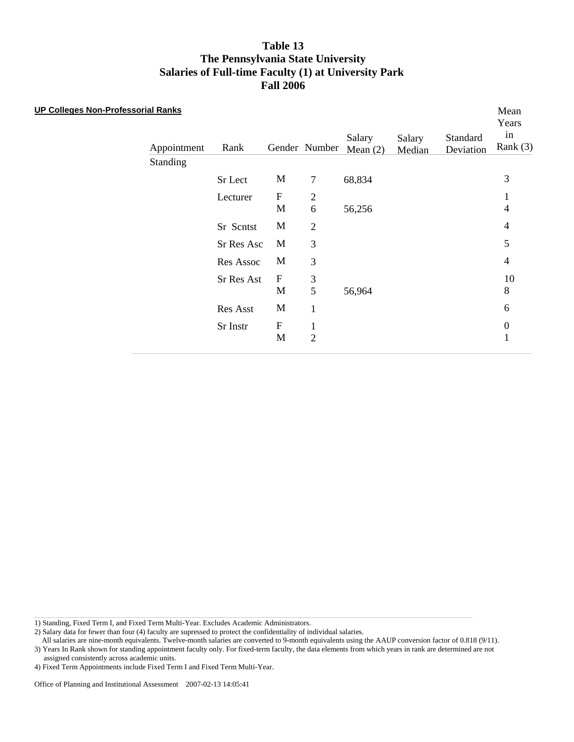# Table 13
# The Pennsylvania State University
# Salaries of Full-time Faculty (1) at University Park
# Fall 2006

**UP Colleges Non-Professorial Ranks**

| Appointment | Rank | Gender | Number | Salary Mean (2) | Salary Median | Standard Deviation | Mean Years in Rank (3) |
|---|---|---|---|---|---|---|---|
| Standing | | | | | | | |
| | Sr Lect | M | 7 | 68,834 | | | 3 |
| | Lecturer | F | 2 | | | | 1 |
| | | M | 6 | 56,256 | | | 4 |
| | Sr Scntst | M | 2 | | | | 4 |
| | Sr Res Asc | M | 3 | | | | 5 |
| | Res Assoc | M | 3 | | | | 4 |
| | Sr Res Ast | F | 3 | | | | 10 |
| | | M | 5 | 56,964 | | | 8 |
| | Res Asst | M | 1 | | | | 6 |
| | Sr Instr | F | 1 | | | | 0 |
| | | M | 2 | | | | 1 |

1) Standing, Fixed Term I, and Fixed Term Multi-Year. Excludes Academic Administrators.
2) Salary data for fewer than four (4) faculty are supressed to protect the confidentiality of individual salaries.
All salaries are nine-month equivalents. Twelve-month salaries are converted to 9-month equivalents using the AAUP conversion factor of 0.818 (9/11).
3) Years In Rank shown for standing appointment faculty only. For fixed-term faculty, the data elements from which years in rank are determined are not assigned consistently across academic units.
4) Fixed Term Appointments include Fixed Term I and Fixed Term Multi-Year.

Office of Planning and Institutional Assessment 2007-02-13 14:05:41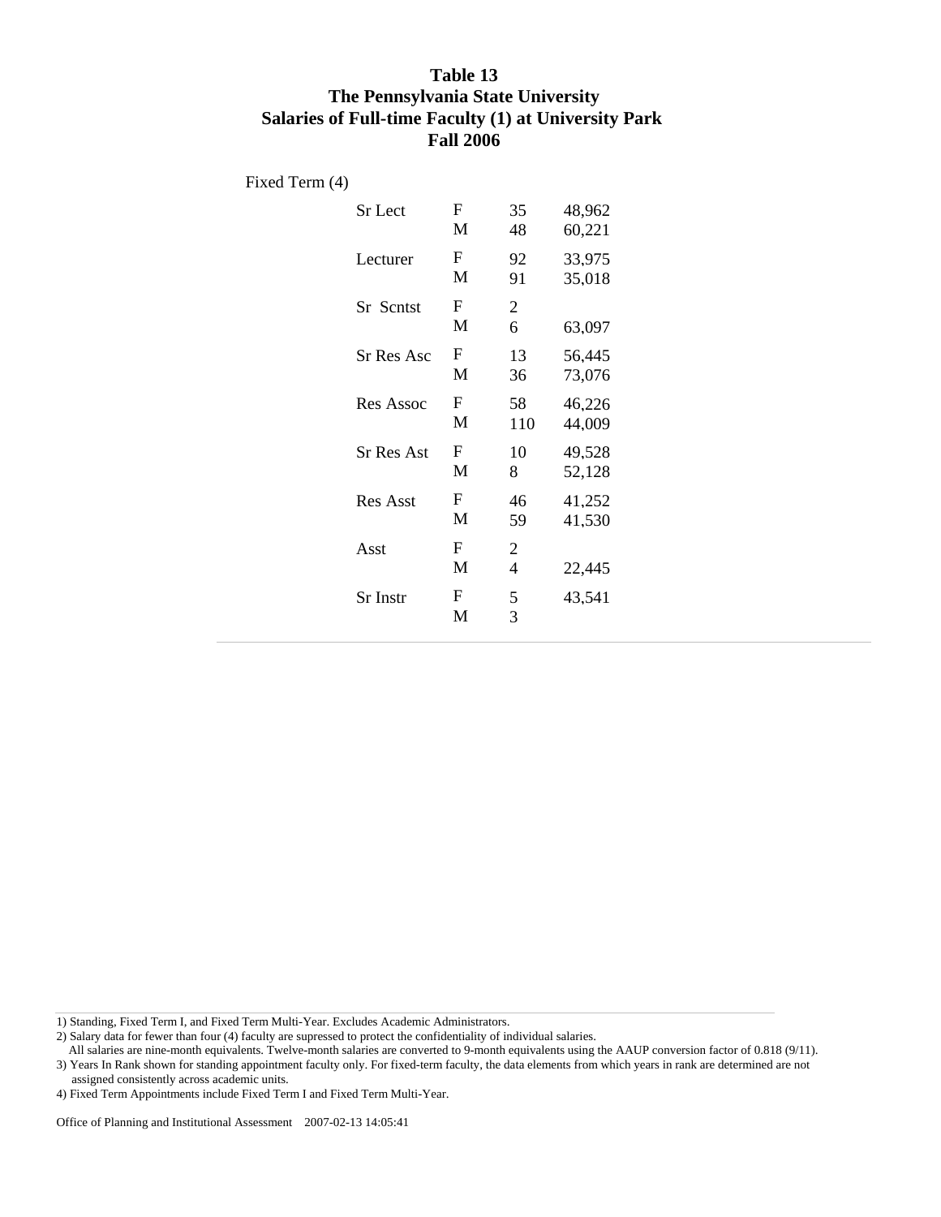# Table 13
# The Pennsylvania State University
# Salaries of Full-time Faculty (1) at University Park
# Fall 2006

Fixed Term (4)

| Rank | Sex | N | Salary |
|---|---|---|---|
| Sr Lect | F | 35 | 48,962 |
| | M | 48 | 60,221 |
| Lecturer | F | 92 | 33,975 |
| | M | 91 | 35,018 |
| Sr Scntst | F | 2 | |
| | M | 6 | 63,097 |
| Sr Res Asc | F | 13 | 56,445 |
| | M | 36 | 73,076 |
| Res Assoc | F | 58 | 46,226 |
| | M | 110 | 44,009 |
| Sr Res Ast | F | 10 | 49,528 |
| | M | 8 | 52,128 |
| Res Asst | F | 46 | 41,252 |
| | M | 59 | 41,530 |
| Asst | F | 2 | |
| | M | 4 | 22,445 |
| Sr Instr | F | 5 | 43,541 |
| | M | 3 | |

1) Standing, Fixed Term I, and Fixed Term Multi-Year. Excludes Academic Administrators.
2) Salary data for fewer than four (4) faculty are supressed to protect the confidentiality of individual salaries.
All salaries are nine-month equivalents. Twelve-month salaries are converted to 9-month equivalents using the AAUP conversion factor of 0.818 (9/11).
3) Years In Rank shown for standing appointment faculty only. For fixed-term faculty, the data elements from which years in rank are determined are not assigned consistently across academic units.
4) Fixed Term Appointments include Fixed Term I and Fixed Term Multi-Year.

Office of Planning and Institutional Assessment 2007-02-13 14:05:41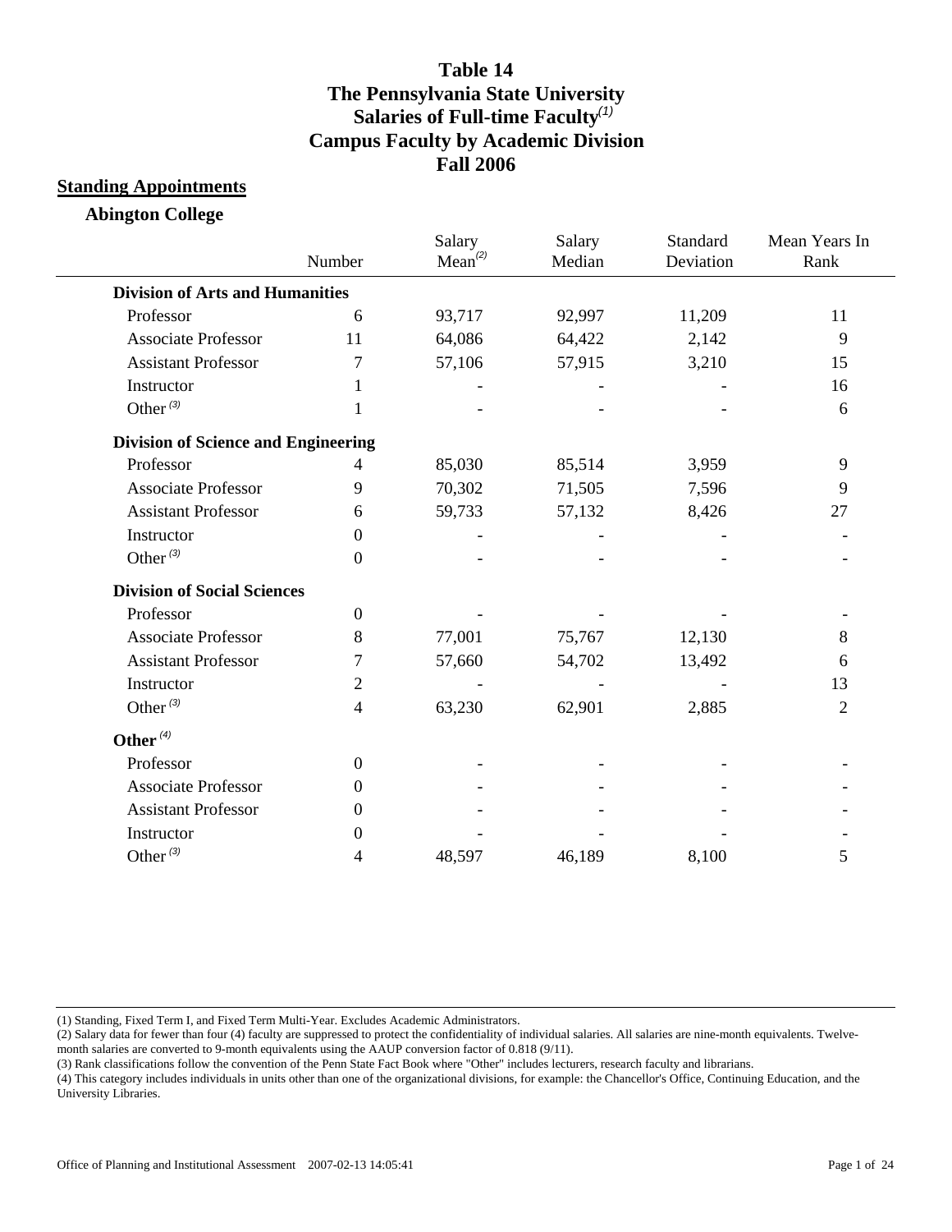# Table 14
# The Pennsylvania State University
# Salaries of Full-time Faculty[(1)]
# Campus Faculty by Academic Division
# Fall 2006

## Standing Appointments

### Abington College

| | Number | Salary Mean[(2)] | Salary Median | Standard Deviation | Mean Years In Rank |
|---|---|---|---|---|---|
| **Division of Arts and Humanities** | | | | | |
| Professor | 6 | 93,717 | 92,997 | 11,209 | 11 |
| Associate Professor | 11 | 64,086 | 64,422 | 2,142 | 9 |
| Assistant Professor | 7 | 57,106 | 57,915 | 3,210 | 15 |
| Instructor | 1 | - | - | - | 16 |
| Other[(3)] | 1 | - | - | - | 6 |
| **Division of Science and Engineering** | | | | | |
| Professor | 4 | 85,030 | 85,514 | 3,959 | 9 |
| Associate Professor | 9 | 70,302 | 71,505 | 7,596 | 9 |
| Assistant Professor | 6 | 59,733 | 57,132 | 8,426 | 27 |
| Instructor | 0 | - | - | - | - |
| Other[(3)] | 0 | - | - | - | - |
| **Division of Social Sciences** | | | | | |
| Professor | 0 | - | - | - | - |
| Associate Professor | 8 | 77,001 | 75,767 | 12,130 | 8 |
| Assistant Professor | 7 | 57,660 | 54,702 | 13,492 | 6 |
| Instructor | 2 | - | - | - | 13 |
| Other[(3)] | 4 | 63,230 | 62,901 | 2,885 | 2 |
| **Other[(4)]** | | | | | |
| Professor | 0 | - | - | - | - |
| Associate Professor | 0 | - | - | - | - |
| Assistant Professor | 0 | - | - | - | - |
| Instructor | 0 | - | - | - | - |
| Other[(3)] | 4 | 48,597 | 46,189 | 8,100 | 5 |

(1) Standing, Fixed Term I, and Fixed Term Multi-Year. Excludes Academic Administrators.

(2) Salary data for fewer than four (4) faculty are suppressed to protect the confidentiality of individual salaries. All salaries are nine-month equivalents. Twelve-month salaries are converted to 9-month equivalents using the AAUP conversion factor of 0.818 (9/11).

(3) Rank classifications follow the convention of the Penn State Fact Book where "Other" includes lecturers, research faculty and librarians.

(4) This category includes individuals in units other than one of the organizational divisions, for example: the Chancellor's Office, Continuing Education, and the University Libraries.

Office of Planning and Institutional Assessment 2007-02-13 14:05:41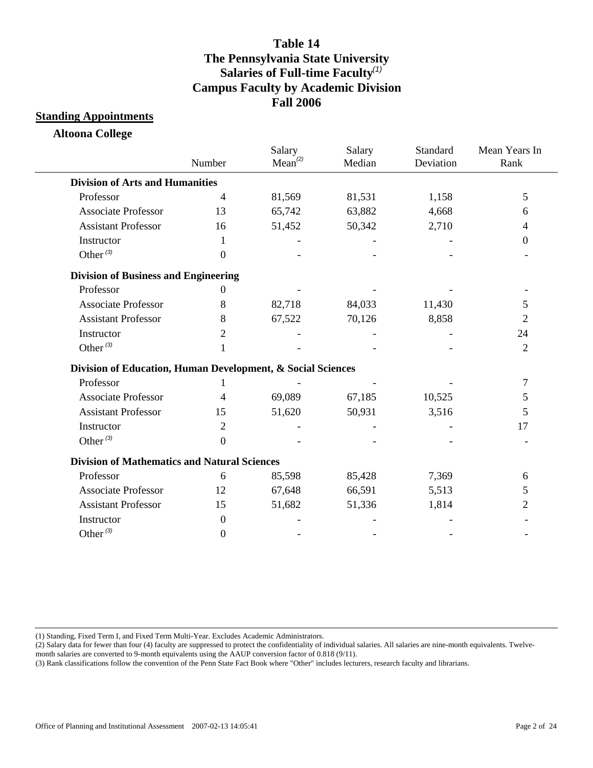# Table 14
# The Pennsylvania State University
# Salaries of Full-time Faculty[(1)]
# Campus Faculty by Academic Division
# Fall 2006

## Standing Appointments

### Altoona College

| | Number | Salary Mean[(2)] | Salary Median | Standard Deviation | Mean Years In Rank |
|---|---|---|---|---|---|
| **Division of Arts and Humanities** | | | | | |
| Professor | 4 | 81,569 | 81,531 | 1,158 | 5 |
| Associate Professor | 13 | 65,742 | 63,882 | 4,668 | 6 |
| Assistant Professor | 16 | 51,452 | 50,342 | 2,710 | 4 |
| Instructor | 1 | - | - | - | 0 |
| Other[(3)] | 0 | - | - | - | - |
| **Division of Business and Engineering** | | | | | |
| Professor | 0 | - | - | - | - |
| Associate Professor | 8 | 82,718 | 84,033 | 11,430 | 5 |
| Assistant Professor | 8 | 67,522 | 70,126 | 8,858 | 2 |
| Instructor | 2 | - | - | - | 24 |
| Other[(3)] | 1 | - | - | - | 2 |
| **Division of Education, Human Development, & Social Sciences** | | | | | |
| Professor | 1 | - | - | - | 7 |
| Associate Professor | 4 | 69,089 | 67,185 | 10,525 | 5 |
| Assistant Professor | 15 | 51,620 | 50,931 | 3,516 | 5 |
| Instructor | 2 | - | - | - | 17 |
| Other[(3)] | 0 | - | - | - | - |
| **Division of Mathematics and Natural Sciences** | | | | | |
| Professor | 6 | 85,598 | 85,428 | 7,369 | 6 |
| Associate Professor | 12 | 67,648 | 66,591 | 5,513 | 5 |
| Assistant Professor | 15 | 51,682 | 51,336 | 1,814 | 2 |
| Instructor | 0 | - | - | - | - |
| Other[(3)] | 0 | - | - | - | - |

(1) Standing, Fixed Term I, and Fixed Term Multi-Year. Excludes Academic Administrators.

(2) Salary data for fewer than four (4) faculty are suppressed to protect the confidentiality of individual salaries. All salaries are nine-month equivalents. Twelve-month salaries are converted to 9-month equivalents using the AAUP conversion factor of 0.818 (9/11).

(3) Rank classifications follow the convention of the Penn State Fact Book where "Other" includes lecturers, research faculty and librarians.

Office of Planning and Institutional Assessment 2007-02-13 14:05:41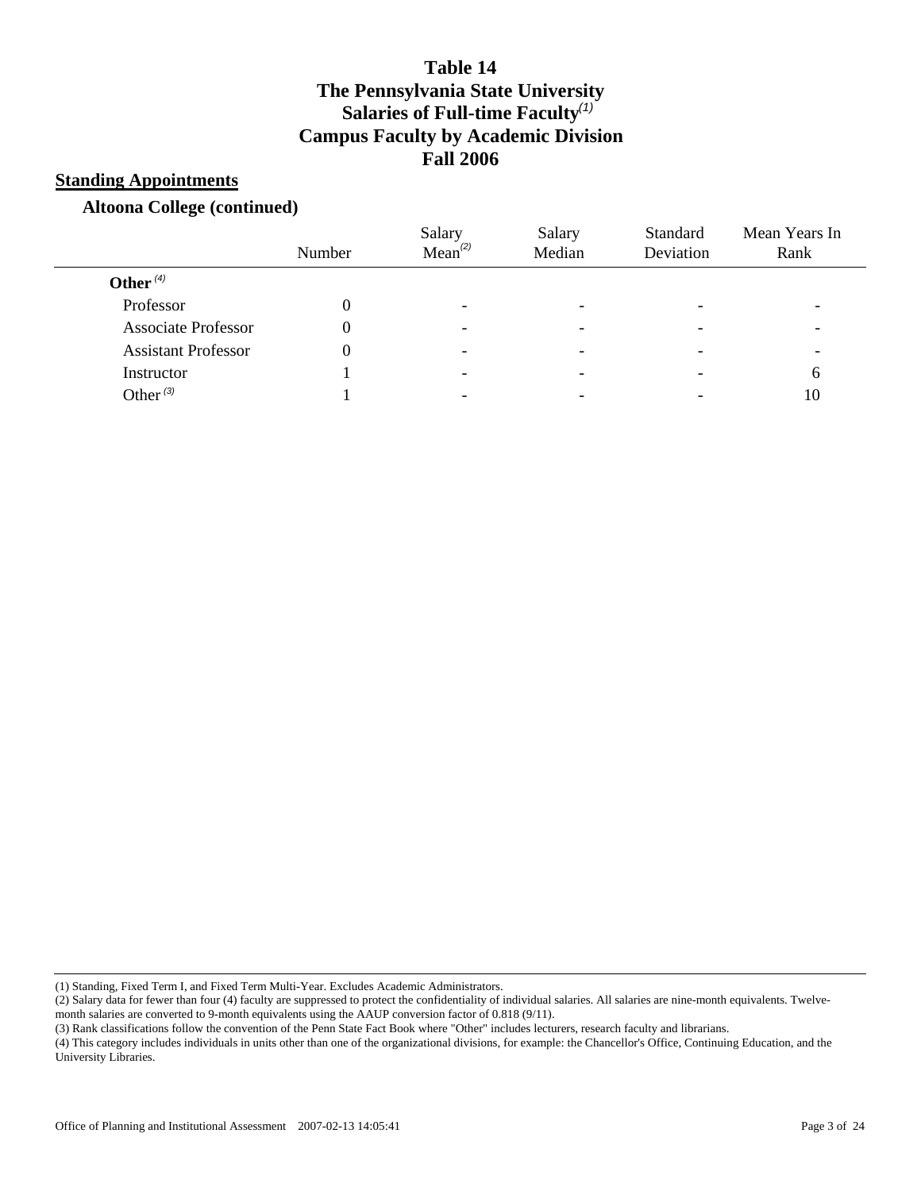# Table 14
# The Pennsylvania State University
# Salaries of Full-time Faculty[1]
# Campus Faculty by Academic Division
# Fall 2006

## Standing Appointments

### Altoona College (continued)

| | Number | Salary Mean[2] | Salary Median | Standard Deviation | Mean Years In Rank |
|---|---|---|---|---|---|
| **Other** [4] | | | | | |
| Professor | 0 | - | - | - | - |
| Associate Professor | 0 | - | - | - | - |
| Assistant Professor | 0 | - | - | - | - |
| Instructor | 1 | - | - | - | 6 |
| Other [3] | 1 | - | - | - | 10 |

(1) Standing, Fixed Term I, and Fixed Term Multi-Year. Excludes Academic Administrators.

(2) Salary data for fewer than four (4) faculty are suppressed to protect the confidentiality of individual salaries. All salaries are nine-month equivalents. Twelve-month salaries are converted to 9-month equivalents using the AAUP conversion factor of 0.818 (9/11).

(3) Rank classifications follow the convention of the Penn State Fact Book where "Other" includes lecturers, research faculty and librarians.

(4) This category includes individuals in units other than one of the organizational divisions, for example: the Chancellor's Office, Continuing Education, and the University Libraries.

Office of Planning and Institutional Assessment 2007-02-13 14:05:41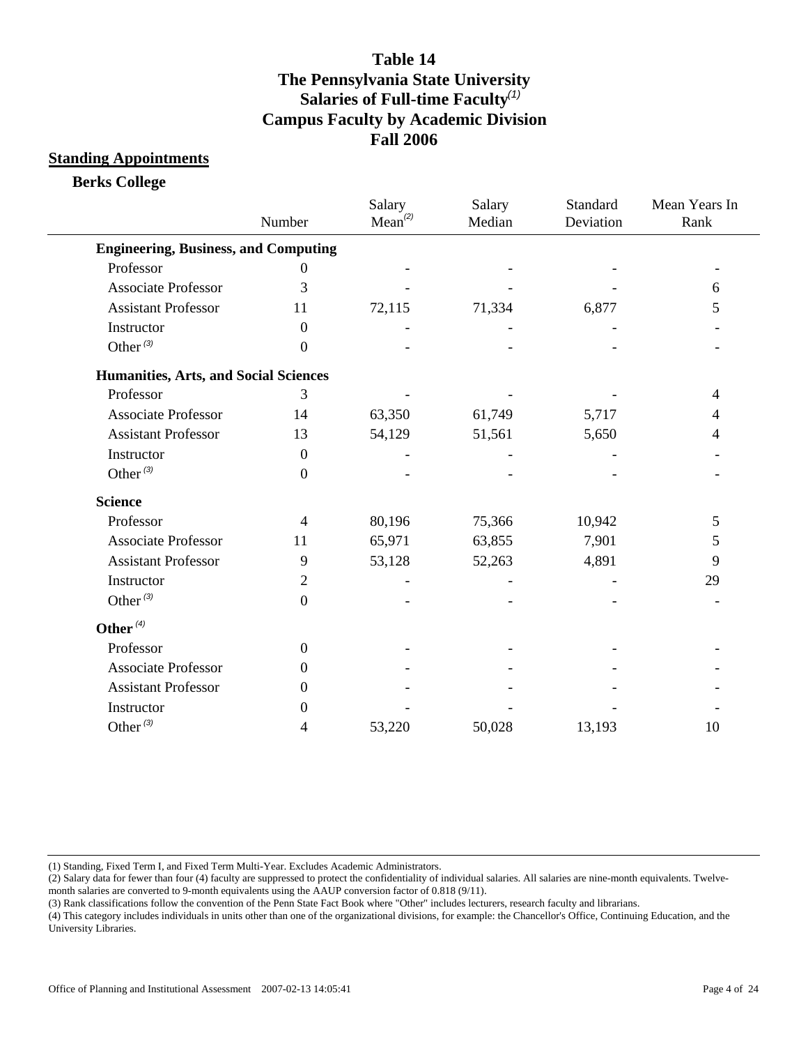# Table 14
# The Pennsylvania State University
# Salaries of Full-time Faculty[1]
# Campus Faculty by Academic Division
# Fall 2006

## Standing Appointments

### Berks College

| | Number | Salary Mean[2] | Salary Median | Standard Deviation | Mean Years In Rank |
|---|---|---|---|---|---|
| **Engineering, Business, and Computing** | | | | | |
| Professor | 0 | - | - | - | - |
| Associate Professor | 3 | - | - | - | 6 |
| Assistant Professor | 11 | 72,115 | 71,334 | 6,877 | 5 |
| Instructor | 0 | - | - | - | - |
| Other[3] | 0 | - | - | - | - |
| **Humanities, Arts, and Social Sciences** | | | | | |
| Professor | 3 | - | - | - | 4 |
| Associate Professor | 14 | 63,350 | 61,749 | 5,717 | 4 |
| Assistant Professor | 13 | 54,129 | 51,561 | 5,650 | 4 |
| Instructor | 0 | - | - | - | - |
| Other[3] | 0 | - | - | - | - |
| **Science** | | | | | |
| Professor | 4 | 80,196 | 75,366 | 10,942 | 5 |
| Associate Professor | 11 | 65,971 | 63,855 | 7,901 | 5 |
| Assistant Professor | 9 | 53,128 | 52,263 | 4,891 | 9 |
| Instructor | 2 | - | - | - | 29 |
| Other[3] | 0 | - | - | - | - |
| **Other[4]** | | | | | |
| Professor | 0 | - | - | - | - |
| Associate Professor | 0 | - | - | - | - |
| Assistant Professor | 0 | - | - | - | - |
| Instructor | 0 | - | - | - | - |
| Other[3] | 4 | 53,220 | 50,028 | 13,193 | 10 |

(1) Standing, Fixed Term I, and Fixed Term Multi-Year. Excludes Academic Administrators.
(2) Salary data for fewer than four (4) faculty are suppressed to protect the confidentiality of individual salaries. All salaries are nine-month equivalents. Twelve-month salaries are converted to 9-month equivalents using the AAUP conversion factor of 0.818 (9/11).
(3) Rank classifications follow the convention of the Penn State Fact Book where "Other" includes lecturers, research faculty and librarians.
(4) This category includes individuals in units other than one of the organizational divisions, for example: the Chancellor's Office, Continuing Education, and the University Libraries.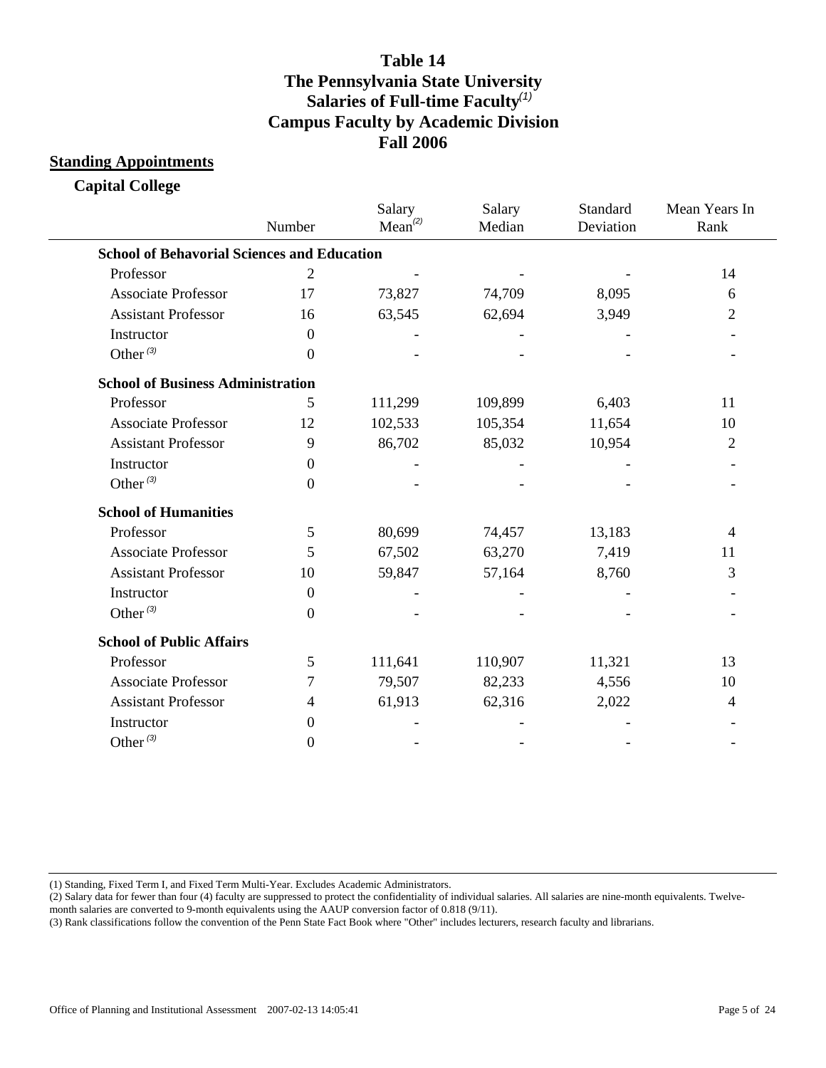# Table 14
# The Pennsylvania State University
# Salaries of Full-time Faculty[(1)]
# Campus Faculty by Academic Division
# Fall 2006

## Standing Appointments

### Capital College

| | Number | Salary Mean[(2)] | Salary Median | Standard Deviation | Mean Years In Rank |
|---|---|---|---|---|---|
| **School of Behavorial Sciences and Education** | | | | | |
| Professor | 2 | - | - | - | 14 |
| Associate Professor | 17 | 73,827 | 74,709 | 8,095 | 6 |
| Assistant Professor | 16 | 63,545 | 62,694 | 3,949 | 2 |
| Instructor | 0 | - | - | - | - |
| Other[(3)] | 0 | - | - | - | - |
| **School of Business Administration** | | | | | |
| Professor | 5 | 111,299 | 109,899 | 6,403 | 11 |
| Associate Professor | 12 | 102,533 | 105,354 | 11,654 | 10 |
| Assistant Professor | 9 | 86,702 | 85,032 | 10,954 | 2 |
| Instructor | 0 | - | - | - | - |
| Other[(3)] | 0 | - | - | - | - |
| **School of Humanities** | | | | | |
| Professor | 5 | 80,699 | 74,457 | 13,183 | 4 |
| Associate Professor | 5 | 67,502 | 63,270 | 7,419 | 11 |
| Assistant Professor | 10 | 59,847 | 57,164 | 8,760 | 3 |
| Instructor | 0 | - | - | - | - |
| Other[(3)] | 0 | - | - | - | - |
| **School of Public Affairs** | | | | | |
| Professor | 5 | 111,641 | 110,907 | 11,321 | 13 |
| Associate Professor | 7 | 79,507 | 82,233 | 4,556 | 10 |
| Assistant Professor | 4 | 61,913 | 62,316 | 2,022 | 4 |
| Instructor | 0 | - | - | - | - |
| Other[(3)] | 0 | - | - | - | - |

(1) Standing, Fixed Term I, and Fixed Term Multi-Year. Excludes Academic Administrators.

(2) Salary data for fewer than four (4) faculty are suppressed to protect the confidentiality of individual salaries. All salaries are nine-month equivalents. Twelve-month salaries are converted to 9-month equivalents using the AAUP conversion factor of 0.818 (9/11).

(3) Rank classifications follow the convention of the Penn State Fact Book where "Other" includes lecturers, research faculty and librarians.

Office of Planning and Institutional Assessment 2007-02-13 14:05:41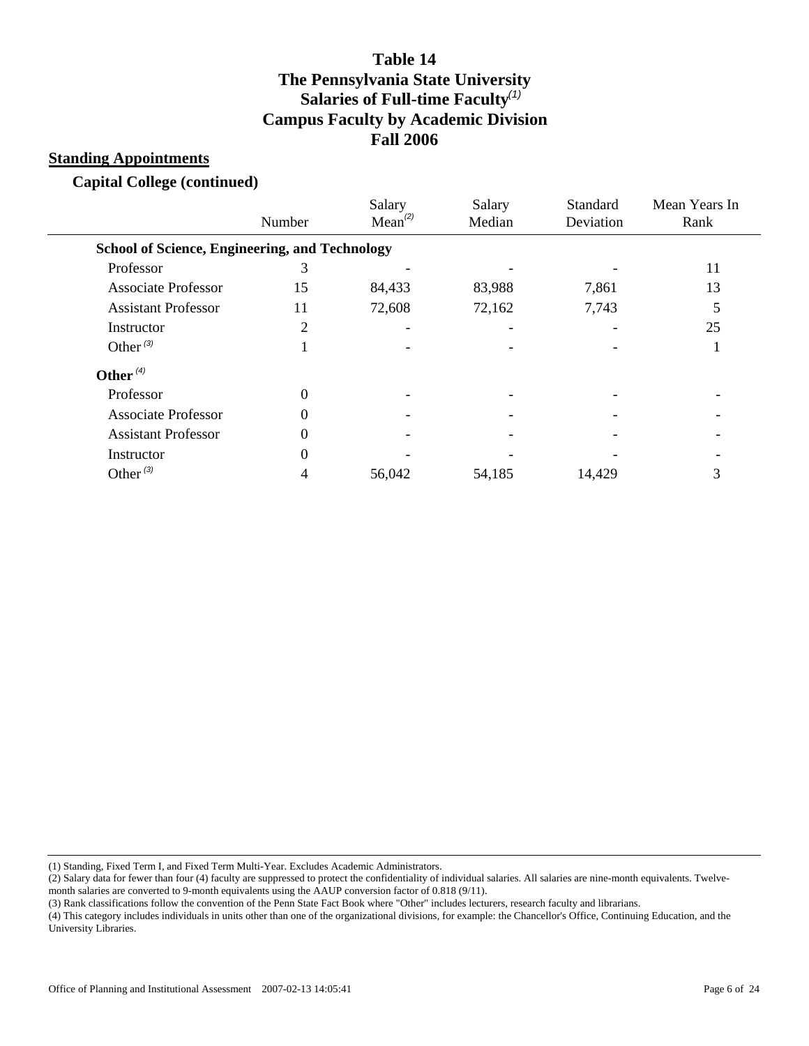# Table 14
# The Pennsylvania State University
# Salaries of Full-time Faculty[(1)]
# Campus Faculty by Academic Division
# Fall 2006

## Standing Appointments

### Capital College (continued)

| | Number | Salary Mean[(2)] | Salary Median | Standard Deviation | Mean Years In Rank |
|---|---|---|---|---|---|
| **School of Science, Engineering, and Technology** | | | | | |
| Professor | 3 | - | - | - | 11 |
| Associate Professor | 15 | 84,433 | 83,988 | 7,861 | 13 |
| Assistant Professor | 11 | 72,608 | 72,162 | 7,743 | 5 |
| Instructor | 2 | - | - | - | 25 |
| Other[(3)] | 1 | - | - | - | 1 |
| **Other[(4)]** | | | | | |
| Professor | 0 | - | - | - | - |
| Associate Professor | 0 | - | - | - | - |
| Assistant Professor | 0 | - | - | - | - |
| Instructor | 0 | - | - | - | - |
| Other[(3)] | 4 | 56,042 | 54,185 | 14,429 | 3 |

(1) Standing, Fixed Term I, and Fixed Term Multi-Year. Excludes Academic Administrators.

(2) Salary data for fewer than four (4) faculty are suppressed to protect the confidentiality of individual salaries. All salaries are nine-month equivalents. Twelve-month salaries are converted to 9-month equivalents using the AAUP conversion factor of 0.818 (9/11).

(3) Rank classifications follow the convention of the Penn State Fact Book where "Other" includes lecturers, research faculty and librarians.

(4) This category includes individuals in units other than one of the organizational divisions, for example: the Chancellor's Office, Continuing Education, and the University Libraries.

Office of Planning and Institutional Assessment 2007-02-13 14:05:41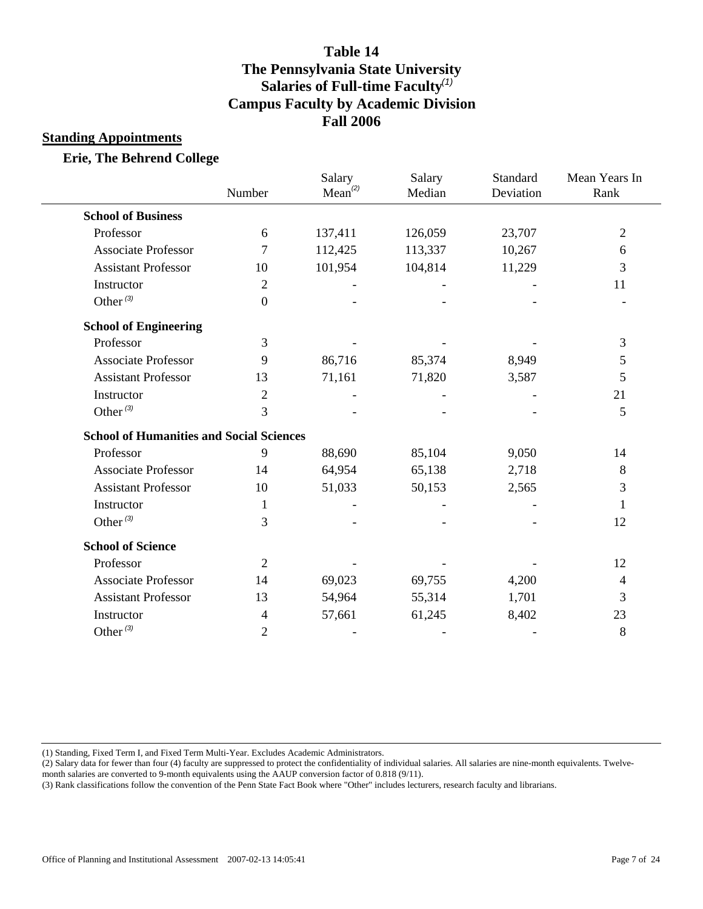# Table 14
# The Pennsylvania State University
# Salaries of Full-time Faculty[(1)]
# Campus Faculty by Academic Division
# Fall 2006

## Standing Appointments

### Erie, The Behrend College

| | Number | Salary Mean[(2)] | Salary Median | Standard Deviation | Mean Years In Rank |
|---|---|---|---|---|---|
| **School of Business** | | | | | |
| Professor | 6 | 137,411 | 126,059 | 23,707 | 2 |
| Associate Professor | 7 | 112,425 | 113,337 | 10,267 | 6 |
| Assistant Professor | 10 | 101,954 | 104,814 | 11,229 | 3 |
| Instructor | 2 | - | - | - | 11 |
| Other[(3)] | 0 | - | - | - | - |
| **School of Engineering** | | | | | |
| Professor | 3 | - | - | - | 3 |
| Associate Professor | 9 | 86,716 | 85,374 | 8,949 | 5 |
| Assistant Professor | 13 | 71,161 | 71,820 | 3,587 | 5 |
| Instructor | 2 | - | - | - | 21 |
| Other[(3)] | 3 | - | - | - | 5 |
| **School of Humanities and Social Sciences** | | | | | |
| Professor | 9 | 88,690 | 85,104 | 9,050 | 14 |
| Associate Professor | 14 | 64,954 | 65,138 | 2,718 | 8 |
| Assistant Professor | 10 | 51,033 | 50,153 | 2,565 | 3 |
| Instructor | 1 | - | - | - | 1 |
| Other[(3)] | 3 | - | - | - | 12 |
| **School of Science** | | | | | |
| Professor | 2 | - | - | - | 12 |
| Associate Professor | 14 | 69,023 | 69,755 | 4,200 | 4 |
| Assistant Professor | 13 | 54,964 | 55,314 | 1,701 | 3 |
| Instructor | 4 | 57,661 | 61,245 | 8,402 | 23 |
| Other[(3)] | 2 | - | - | - | 8 |

(1) Standing, Fixed Term I, and Fixed Term Multi-Year. Excludes Academic Administrators.

(2) Salary data for fewer than four (4) faculty are suppressed to protect the confidentiality of individual salaries. All salaries are nine-month equivalents. Twelve-month salaries are converted to 9-month equivalents using the AAUP conversion factor of 0.818 (9/11).

(3) Rank classifications follow the convention of the Penn State Fact Book where "Other" includes lecturers, research faculty and librarians.

Office of Planning and Institutional Assessment 2007-02-13 14:05:41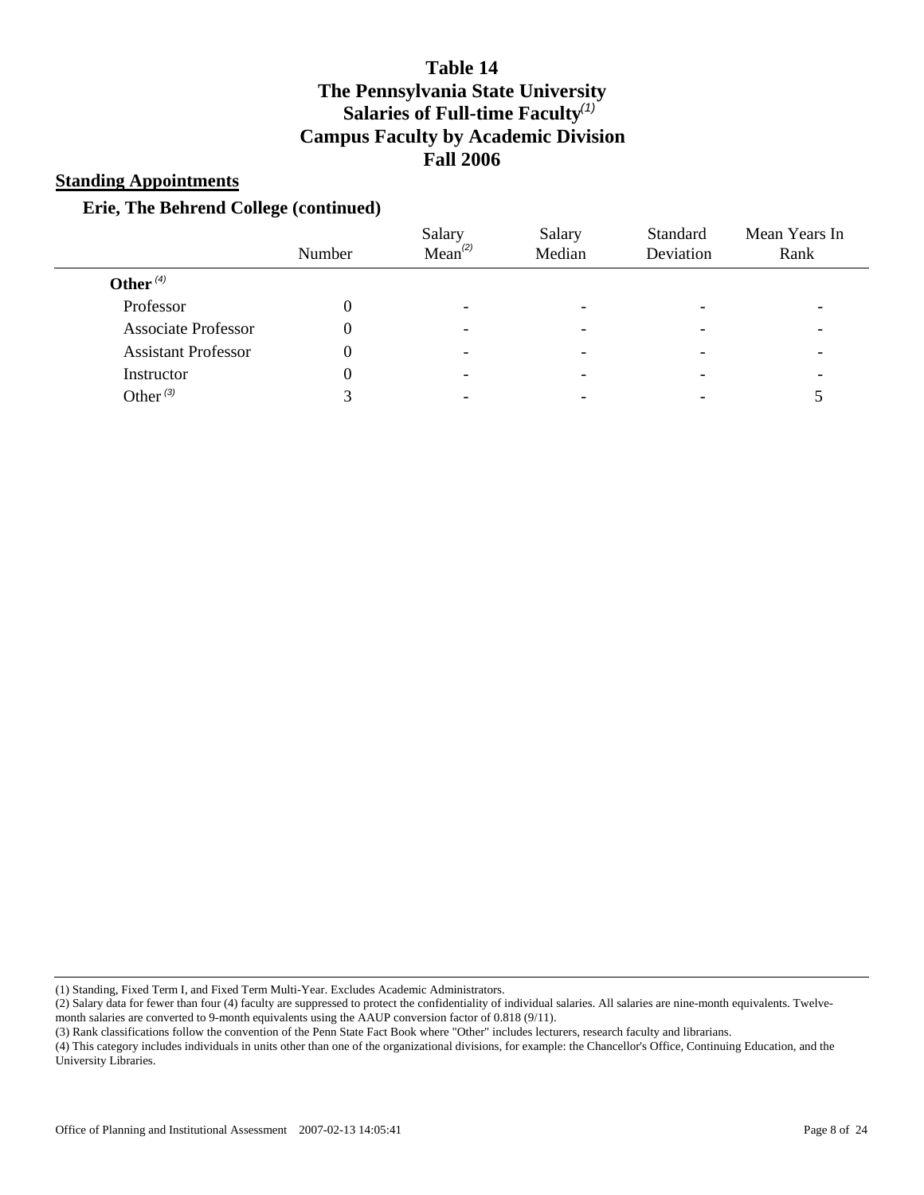# Table 14
# The Pennsylvania State University
# Salaries of Full-time Faculty[1]
# Campus Faculty by Academic Division
# Fall 2006

## Standing Appointments

### Erie, The Behrend College (continued)

| | Number | Salary Mean[2] | Salary Median | Standard Deviation | Mean Years In Rank |
|---|---|---|---|---|---|
| **Other [4]** | | | | | |
| Professor | 0 | - | - | - | - |
| Associate Professor | 0 | - | - | - | - |
| Assistant Professor | 0 | - | - | - | - |
| Instructor | 0 | - | - | - | - |
| Other [3] | 3 | - | - | - | 5 |

(1) Standing, Fixed Term I, and Fixed Term Multi-Year. Excludes Academic Administrators.

(2) Salary data for fewer than four (4) faculty are suppressed to protect the confidentiality of individual salaries. All salaries are nine-month equivalents. Twelve-month salaries are converted to 9-month equivalents using the AAUP conversion factor of 0.818 (9/11).

(3) Rank classifications follow the convention of the Penn State Fact Book where "Other" includes lecturers, research faculty and librarians.

(4) This category includes individuals in units other than one of the organizational divisions, for example: the Chancellor's Office, Continuing Education, and the University Libraries.

Office of Planning and Institutional Assessment 2007-02-13 14:05:41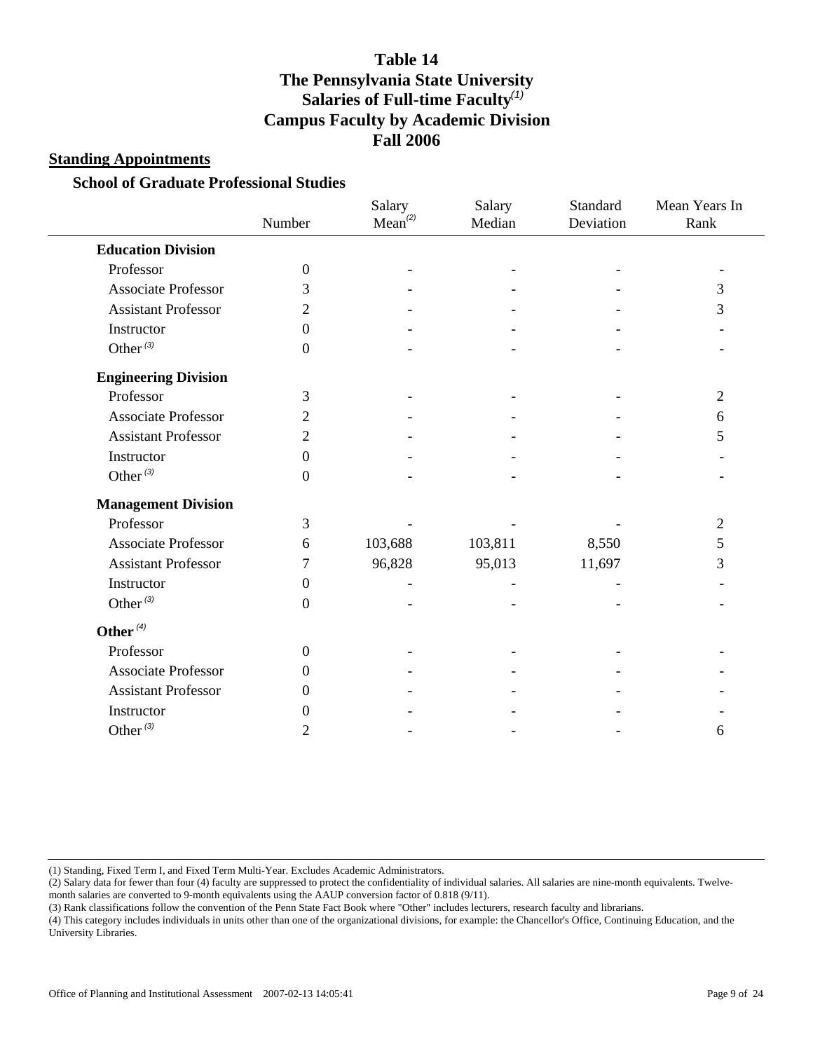# Table 14
# The Pennsylvania State University
# Salaries of Full-time Faculty[1]
# Campus Faculty by Academic Division
# Fall 2006

## Standing Appointments

### School of Graduate Professional Studies

| | Number | Salary Mean[2] | Salary Median | Standard Deviation | Mean Years In Rank |
|---|---|---|---|---|---|
| **Education Division** | | | | | |
| Professor | 0 | - | - | - | - |
| Associate Professor | 3 | - | - | - | 3 |
| Assistant Professor | 2 | - | - | - | 3 |
| Instructor | 0 | - | - | - | - |
| Other[3] | 0 | - | - | - | - |
| **Engineering Division** | | | | | |
| Professor | 3 | - | - | - | 2 |
| Associate Professor | 2 | - | - | - | 6 |
| Assistant Professor | 2 | - | - | - | 5 |
| Instructor | 0 | - | - | - | - |
| Other[3] | 0 | - | - | - | - |
| **Management Division** | | | | | |
| Professor | 3 | - | - | - | 2 |
| Associate Professor | 6 | 103,688 | 103,811 | 8,550 | 5 |
| Assistant Professor | 7 | 96,828 | 95,013 | 11,697 | 3 |
| Instructor | 0 | - | - | - | - |
| Other[3] | 0 | - | - | - | - |
| **Other[4]** | | | | | |
| Professor | 0 | - | - | - | - |
| Associate Professor | 0 | - | - | - | - |
| Assistant Professor | 0 | - | - | - | - |
| Instructor | 0 | - | - | - | - |
| Other[3] | 2 | - | - | - | 6 |

(1) Standing, Fixed Term I, and Fixed Term Multi-Year. Excludes Academic Administrators.

(2) Salary data for fewer than four (4) faculty are suppressed to protect the confidentiality of individual salaries. All salaries are nine-month equivalents. Twelve-month salaries are converted to 9-month equivalents using the AAUP conversion factor of 0.818 (9/11).

(3) Rank classifications follow the convention of the Penn State Fact Book where "Other" includes lecturers, research faculty and librarians.

(4) This category includes individuals in units other than one of the organizational divisions, for example: the Chancellor's Office, Continuing Education, and the University Libraries.

Office of Planning and Institutional Assessment 2007-02-13 14:05:41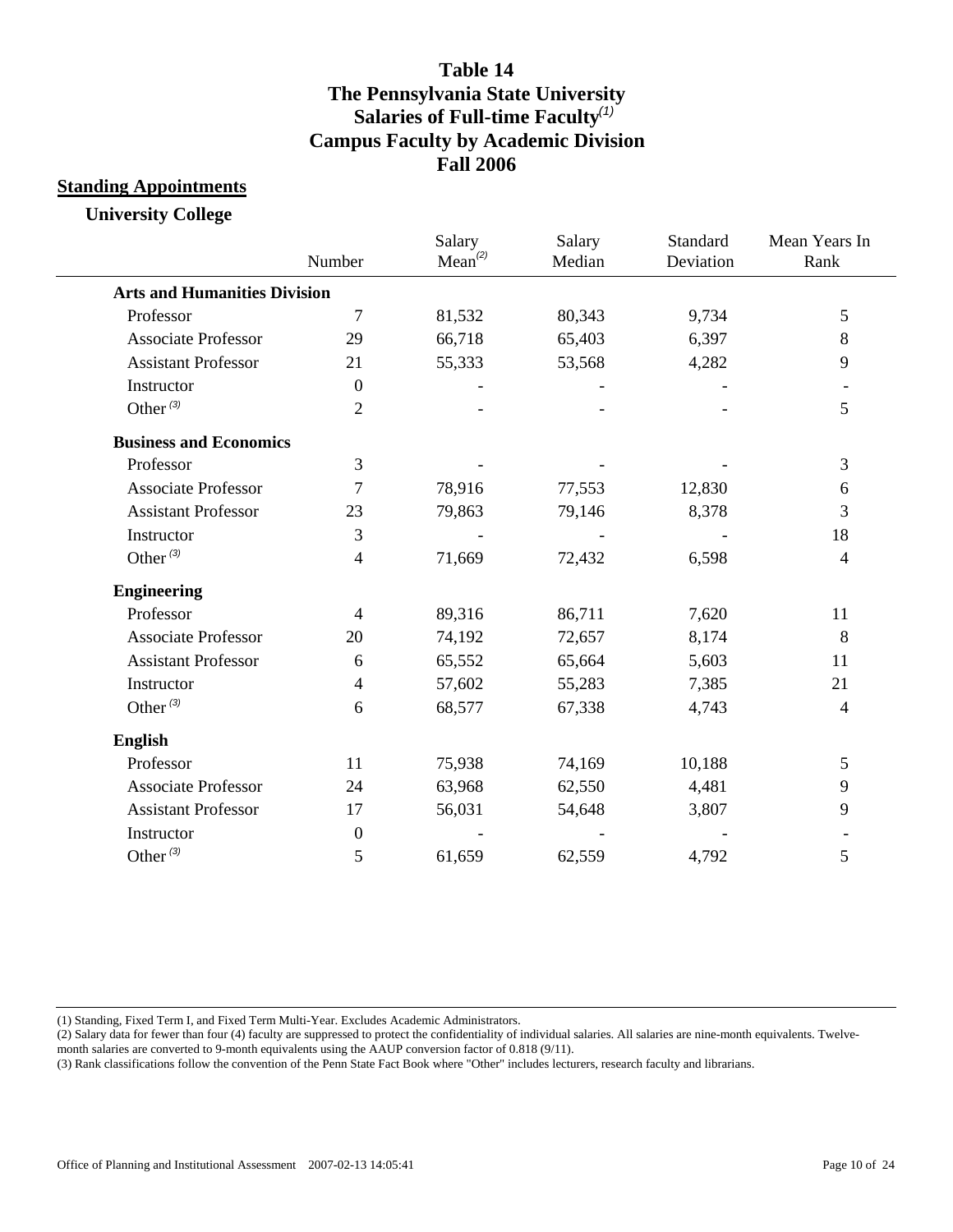# Table 14
# The Pennsylvania State University
# Salaries of Full-time Faculty(1)
# Campus Faculty by Academic Division
# Fall 2006

## Standing Appointments

### University College

| | Number | Salary Mean(2) | Salary Median | Standard Deviation | Mean Years In Rank |
|---|---|---|---|---|---|
| **Arts and Humanities Division** | | | | | |
| Professor | 7 | 81,532 | 80,343 | 9,734 | 5 |
| Associate Professor | 29 | 66,718 | 65,403 | 6,397 | 8 |
| Assistant Professor | 21 | 55,333 | 53,568 | 4,282 | 9 |
| Instructor | 0 | - | - | - | - |
| Other (3) | 2 | - | - | - | 5 |
| **Business and Economics** | | | | | |
| Professor | 3 | - | - | - | 3 |
| Associate Professor | 7 | 78,916 | 77,553 | 12,830 | 6 |
| Assistant Professor | 23 | 79,863 | 79,146 | 8,378 | 3 |
| Instructor | 3 | - | - | - | 18 |
| Other (3) | 4 | 71,669 | 72,432 | 6,598 | 4 |
| **Engineering** | | | | | |
| Professor | 4 | 89,316 | 86,711 | 7,620 | 11 |
| Associate Professor | 20 | 74,192 | 72,657 | 8,174 | 8 |
| Assistant Professor | 6 | 65,552 | 65,664 | 5,603 | 11 |
| Instructor | 4 | 57,602 | 55,283 | 7,385 | 21 |
| Other (3) | 6 | 68,577 | 67,338 | 4,743 | 4 |
| **English** | | | | | |
| Professor | 11 | 75,938 | 74,169 | 10,188 | 5 |
| Associate Professor | 24 | 63,968 | 62,550 | 4,481 | 9 |
| Assistant Professor | 17 | 56,031 | 54,648 | 3,807 | 9 |
| Instructor | 0 | - | - | - | - |
| Other (3) | 5 | 61,659 | 62,559 | 4,792 | 5 |

(1) Standing, Fixed Term I, and Fixed Term Multi-Year. Excludes Academic Administrators.

(2) Salary data for fewer than four (4) faculty are suppressed to protect the confidentiality of individual salaries. All salaries are nine-month equivalents. Twelve-month salaries are converted to 9-month equivalents using the AAUP conversion factor of 0.818 (9/11).

(3) Rank classifications follow the convention of the Penn State Fact Book where "Other" includes lecturers, research faculty and librarians.

Office of Planning and Institutional Assessment 2007-02-13 14:05:41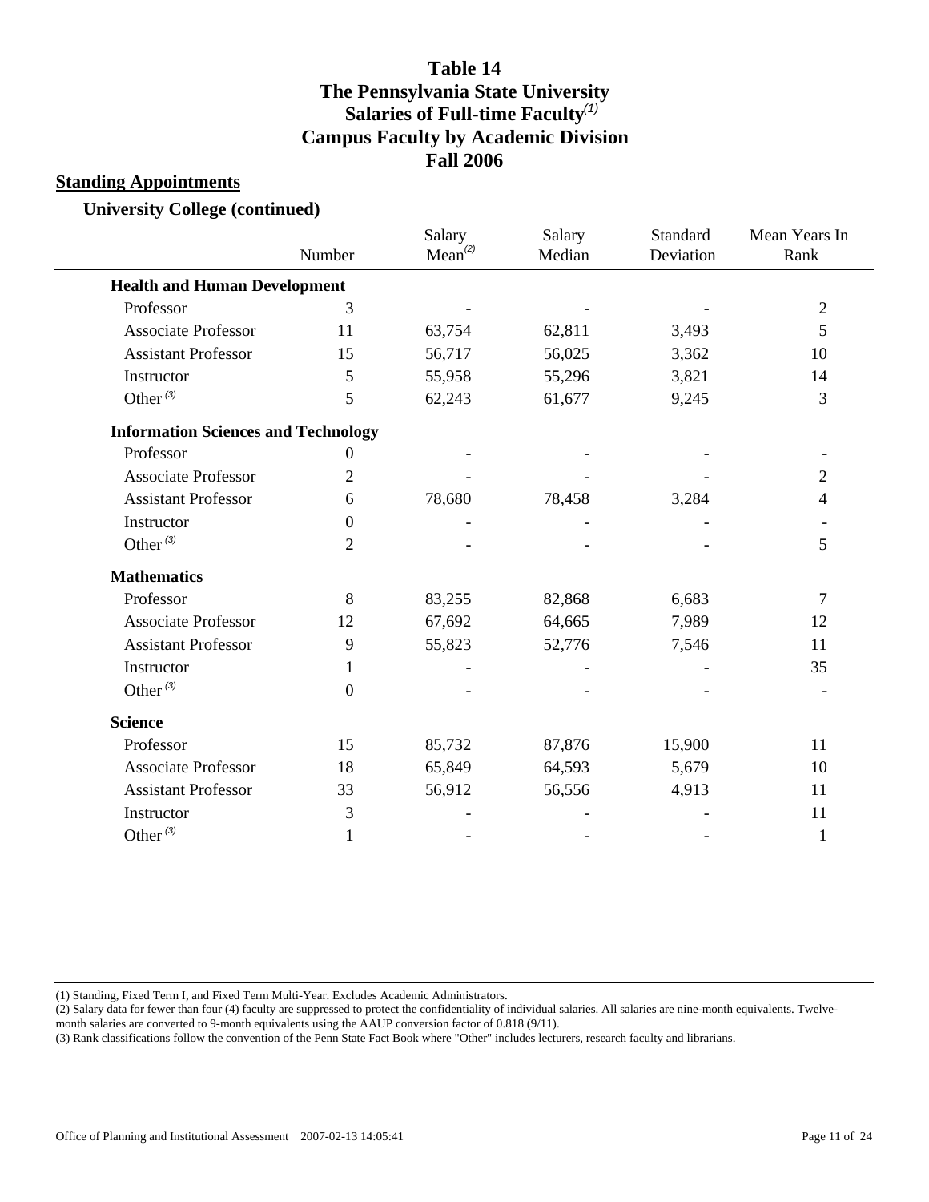# Table 14
# The Pennsylvania State University
# Salaries of Full-time Faculty[1]
# Campus Faculty by Academic Division
# Fall 2006

## Standing Appointments

### University College (continued)

| | Number | Salary Mean[2] | Salary Median | Standard Deviation | Mean Years In Rank |
|---|---|---|---|---|---|
| **Health and Human Development** | | | | | |
| Professor | 3 | - | - | - | 2 |
| Associate Professor | 11 | 63,754 | 62,811 | 3,493 | 5 |
| Assistant Professor | 15 | 56,717 | 56,025 | 3,362 | 10 |
| Instructor | 5 | 55,958 | 55,296 | 3,821 | 14 |
| Other[3] | 5 | 62,243 | 61,677 | 9,245 | 3 |
| **Information Sciences and Technology** | | | | | |
| Professor | 0 | - | - | - | - |
| Associate Professor | 2 | - | - | - | 2 |
| Assistant Professor | 6 | 78,680 | 78,458 | 3,284 | 4 |
| Instructor | 0 | - | - | - | - |
| Other[3] | 2 | - | - | - | 5 |
| **Mathematics** | | | | | |
| Professor | 8 | 83,255 | 82,868 | 6,683 | 7 |
| Associate Professor | 12 | 67,692 | 64,665 | 7,989 | 12 |
| Assistant Professor | 9 | 55,823 | 52,776 | 7,546 | 11 |
| Instructor | 1 | - | - | - | 35 |
| Other[3] | 0 | - | - | - | - |
| **Science** | | | | | |
| Professor | 15 | 85,732 | 87,876 | 15,900 | 11 |
| Associate Professor | 18 | 65,849 | 64,593 | 5,679 | 10 |
| Assistant Professor | 33 | 56,912 | 56,556 | 4,913 | 11 |
| Instructor | 3 | - | - | - | 11 |
| Other[3] | 1 | - | - | - | 1 |

(1) Standing, Fixed Term I, and Fixed Term Multi-Year. Excludes Academic Administrators.

(2) Salary data for fewer than four (4) faculty are suppressed to protect the confidentiality of individual salaries. All salaries are nine-month equivalents. Twelve-month salaries are converted to 9-month equivalents using the AAUP conversion factor of 0.818 (9/11).

(3) Rank classifications follow the convention of the Penn State Fact Book where "Other" includes lecturers, research faculty and librarians.

Office of Planning and Institutional Assessment 2007-02-13 14:05:41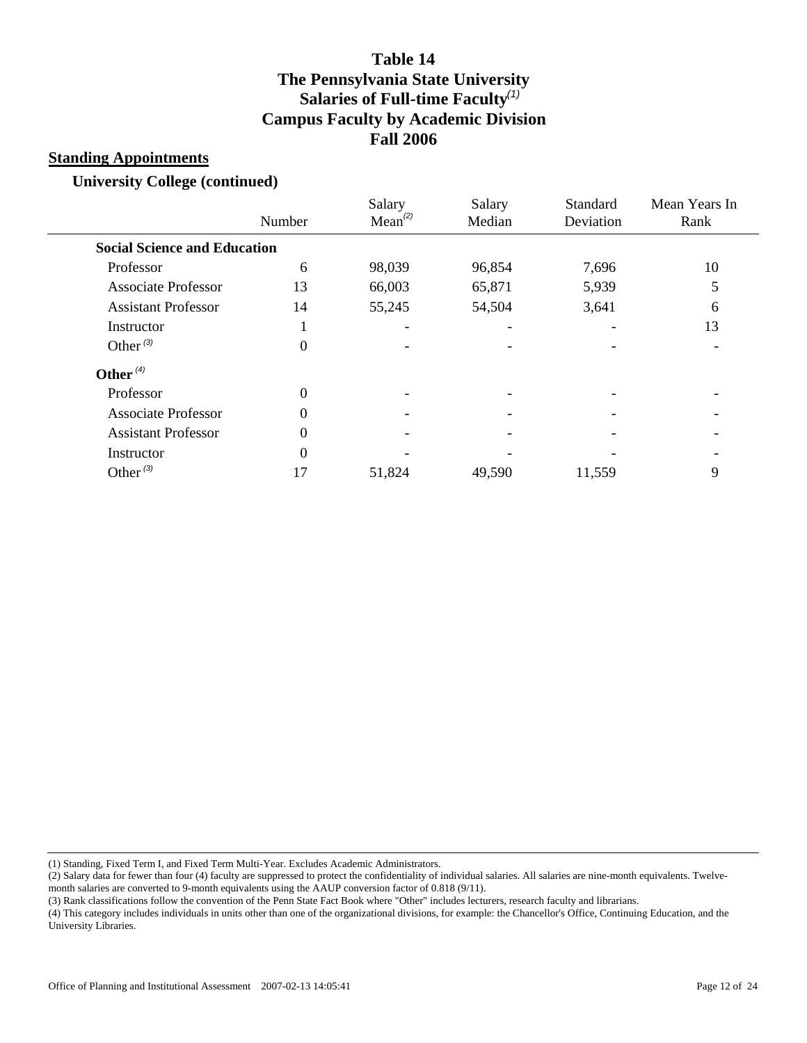# Table 14
# The Pennsylvania State University
# Salaries of Full-time Faculty[(1)]
# Campus Faculty by Academic Division
# Fall 2006

## Standing Appointments

### University College (continued)

| | Number | Salary Mean[(2)] | Salary Median | Standard Deviation | Mean Years In Rank |
|---|---|---|---|---|---|
| **Social Science and Education** | | | | | |
| Professor | 6 | 98,039 | 96,854 | 7,696 | 10 |
| Associate Professor | 13 | 66,003 | 65,871 | 5,939 | 5 |
| Assistant Professor | 14 | 55,245 | 54,504 | 3,641 | 6 |
| Instructor | 1 | - | - | - | 13 |
| Other [(3)] | 0 | - | - | - | - |
| **Other [(4)]** | | | | | |
| Professor | 0 | - | - | - | - |
| Associate Professor | 0 | - | - | - | - |
| Assistant Professor | 0 | - | - | - | - |
| Instructor | 0 | - | - | - | - |
| Other [(3)] | 17 | 51,824 | 49,590 | 11,559 | 9 |

(1) Standing, Fixed Term I, and Fixed Term Multi-Year. Excludes Academic Administrators.

(2) Salary data for fewer than four (4) faculty are suppressed to protect the confidentiality of individual salaries. All salaries are nine-month equivalents. Twelve-month salaries are converted to 9-month equivalents using the AAUP conversion factor of 0.818 (9/11).

(3) Rank classifications follow the convention of the Penn State Fact Book where "Other" includes lecturers, research faculty and librarians.

(4) This category includes individuals in units other than one of the organizational divisions, for example: the Chancellor's Office, Continuing Education, and the University Libraries.

Office of Planning and Institutional Assessment 2007-02-13 14:05:41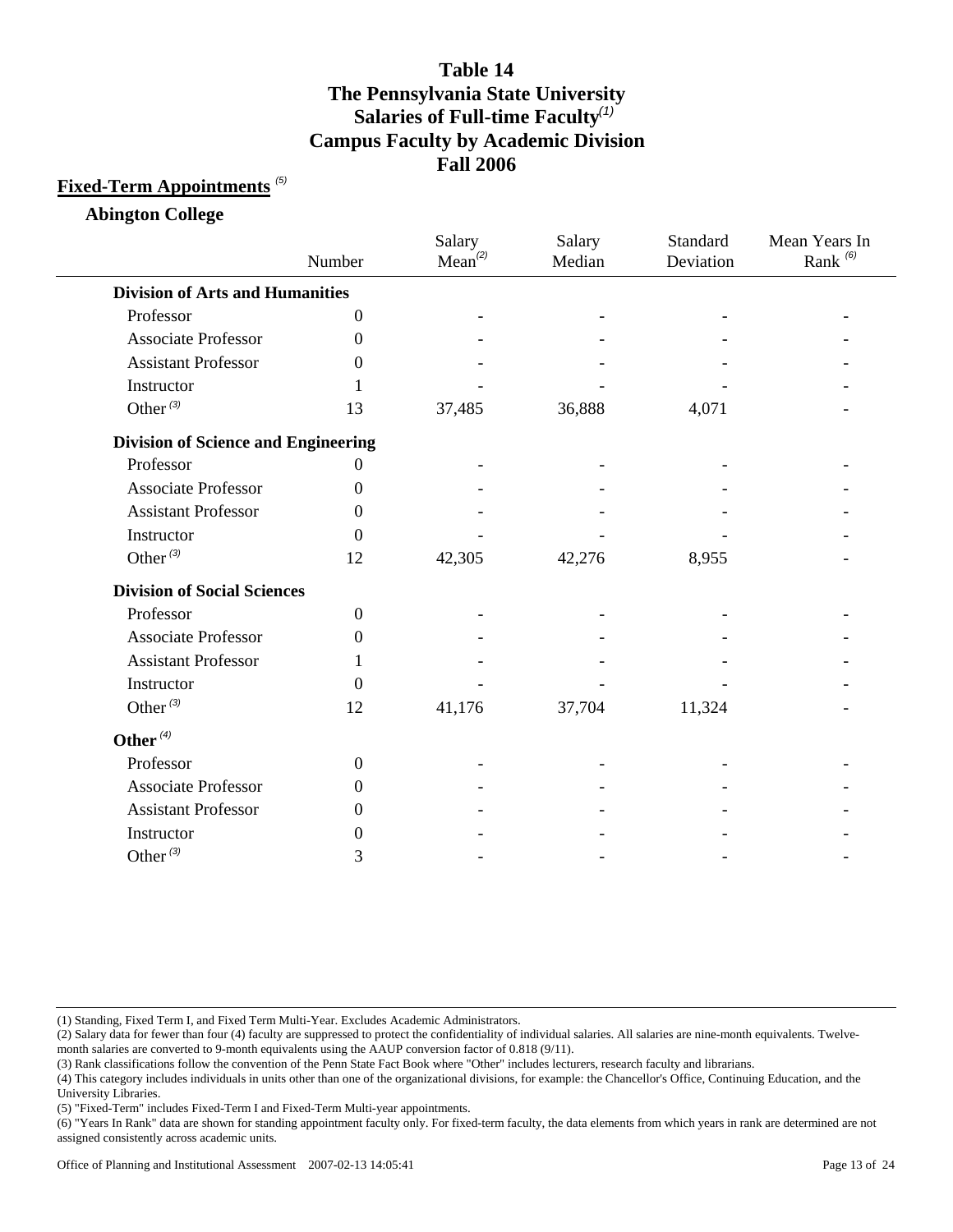# Table 14
# The Pennsylvania State University
# Salaries of Full-time Faculty[(1)]
# Campus Faculty by Academic Division
# Fall 2006

## Fixed-Term Appointments [(5)]

### Abington College

| | Number | Salary Mean[(2)] | Salary Median | Standard Deviation | Mean Years In Rank [(6)] |
|---|---|---|---|---|---|
| **Division of Arts and Humanities** | | | | | |
| Professor | 0 | - | - | - | - |
| Associate Professor | 0 | - | - | - | - |
| Assistant Professor | 0 | - | - | - | - |
| Instructor | 1 | - | - | - | - |
| Other [(3)] | 13 | 37,485 | 36,888 | 4,071 | - |
| **Division of Science and Engineering** | | | | | |
| Professor | 0 | - | - | - | - |
| Associate Professor | 0 | - | - | - | - |
| Assistant Professor | 0 | - | - | - | - |
| Instructor | 0 | - | - | - | - |
| Other [(3)] | 12 | 42,305 | 42,276 | 8,955 | - |
| **Division of Social Sciences** | | | | | |
| Professor | 0 | - | - | - | - |
| Associate Professor | 0 | - | - | - | - |
| Assistant Professor | 1 | - | - | - | - |
| Instructor | 0 | - | - | - | - |
| Other [(3)] | 12 | 41,176 | 37,704 | 11,324 | - |
| **Other [(4)]** | | | | | |
| Professor | 0 | - | - | - | - |
| Associate Professor | 0 | - | - | - | - |
| Assistant Professor | 0 | - | - | - | - |
| Instructor | 0 | - | - | - | - |
| Other [(3)] | 3 | - | - | - | - |

(1) Standing, Fixed Term I, and Fixed Term Multi-Year. Excludes Academic Administrators.

(2) Salary data for fewer than four (4) faculty are suppressed to protect the confidentiality of individual salaries. All salaries are nine-month equivalents. Twelve-month salaries are converted to 9-month equivalents using the AAUP conversion factor of 0.818 (9/11).

(3) Rank classifications follow the convention of the Penn State Fact Book where "Other" includes lecturers, research faculty and librarians.

(4) This category includes individuals in units other than one of the organizational divisions, for example: the Chancellor's Office, Continuing Education, and the University Libraries.

(5) "Fixed-Term" includes Fixed-Term I and Fixed-Term Multi-year appointments.

(6) "Years In Rank" data are shown for standing appointment faculty only. For fixed-term faculty, the data elements from which years in rank are determined are not assigned consistently across academic units.

Office of Planning and Institutional Assessment 2007-02-13 14:05:41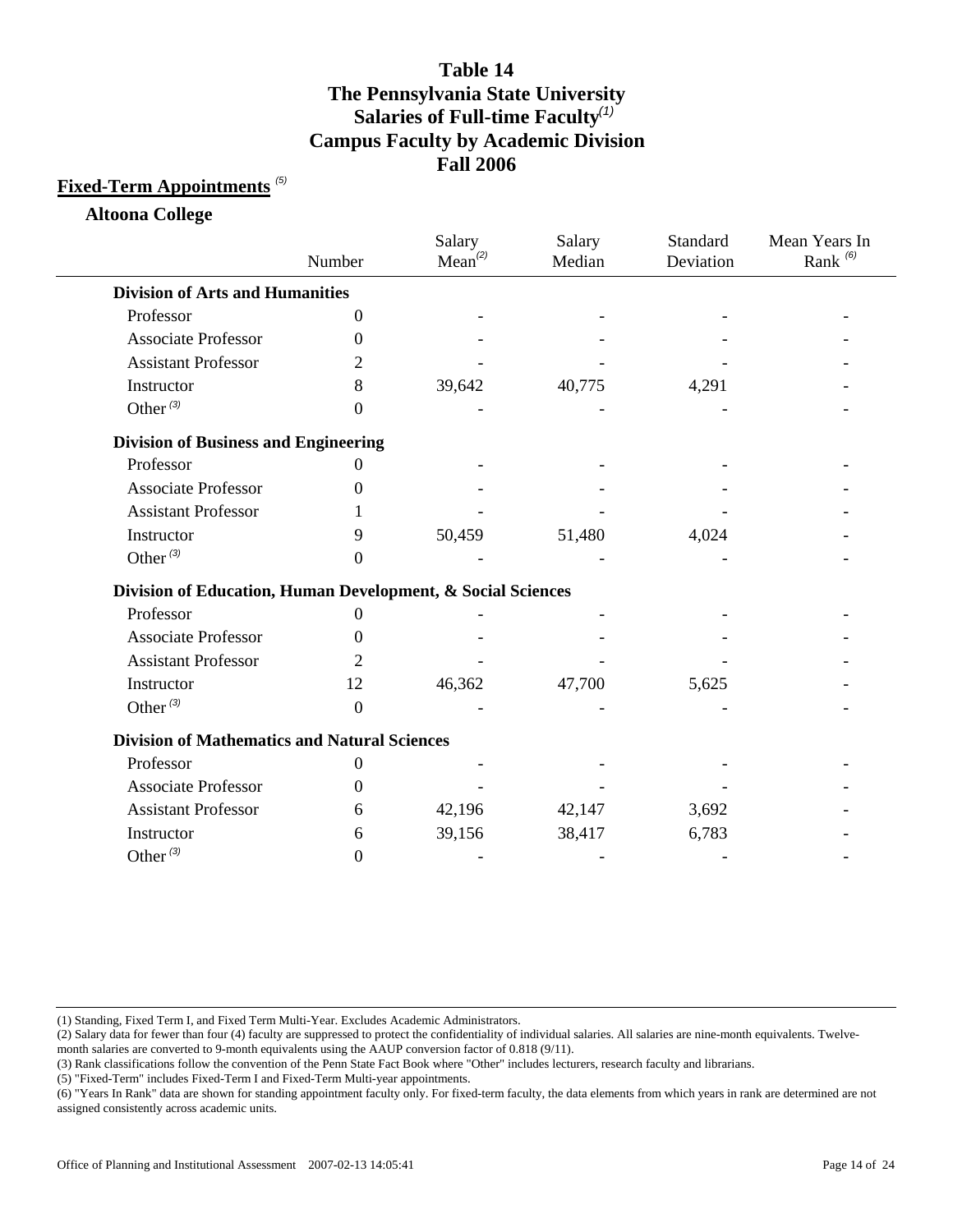# Table 14
# The Pennsylvania State University
# Salaries of Full-time Faculty[1]
# Campus Faculty by Academic Division
# Fall 2006

## Fixed-Term Appointments [5]

### Altoona College

| | Number | Salary Mean[2] | Salary Median | Standard Deviation | Mean Years In Rank [6] |
|---|---|---|---|---|---|
| **Division of Arts and Humanities** | | | | | |
| Professor | 0 | - | - | - | - |
| Associate Professor | 0 | - | - | - | - |
| Assistant Professor | 2 | - | - | - | - |
| Instructor | 8 | 39,642 | 40,775 | 4,291 | - |
| Other [3] | 0 | - | - | - | - |
| **Division of Business and Engineering** | | | | | |
| Professor | 0 | - | - | - | - |
| Associate Professor | 0 | - | - | - | - |
| Assistant Professor | 1 | - | - | - | - |
| Instructor | 9 | 50,459 | 51,480 | 4,024 | - |
| Other [3] | 0 | - | - | - | - |
| **Division of Education, Human Development, & Social Sciences** | | | | | |
| Professor | 0 | - | - | - | - |
| Associate Professor | 0 | - | - | - | - |
| Assistant Professor | 2 | - | - | - | - |
| Instructor | 12 | 46,362 | 47,700 | 5,625 | - |
| Other [3] | 0 | - | - | - | - |
| **Division of Mathematics and Natural Sciences** | | | | | |
| Professor | 0 | - | - | - | - |
| Associate Professor | 0 | - | - | - | - |
| Assistant Professor | 6 | 42,196 | 42,147 | 3,692 | - |
| Instructor | 6 | 39,156 | 38,417 | 6,783 | - |
| Other [3] | 0 | - | - | - | - |

(1) Standing, Fixed Term I, and Fixed Term Multi-Year. Excludes Academic Administrators.

(2) Salary data for fewer than four (4) faculty are suppressed to protect the confidentiality of individual salaries. All salaries are nine-month equivalents. Twelve-month salaries are converted to 9-month equivalents using the AAUP conversion factor of 0.818 (9/11).

(3) Rank classifications follow the convention of the Penn State Fact Book where "Other" includes lecturers, research faculty and librarians.

(5) "Fixed-Term" includes Fixed-Term I and Fixed-Term Multi-year appointments.

(6) "Years In Rank" data are shown for standing appointment faculty only. For fixed-term faculty, the data elements from which years in rank are determined are not assigned consistently across academic units.

Office of Planning and Institutional Assessment 2007-02-13 14:05:41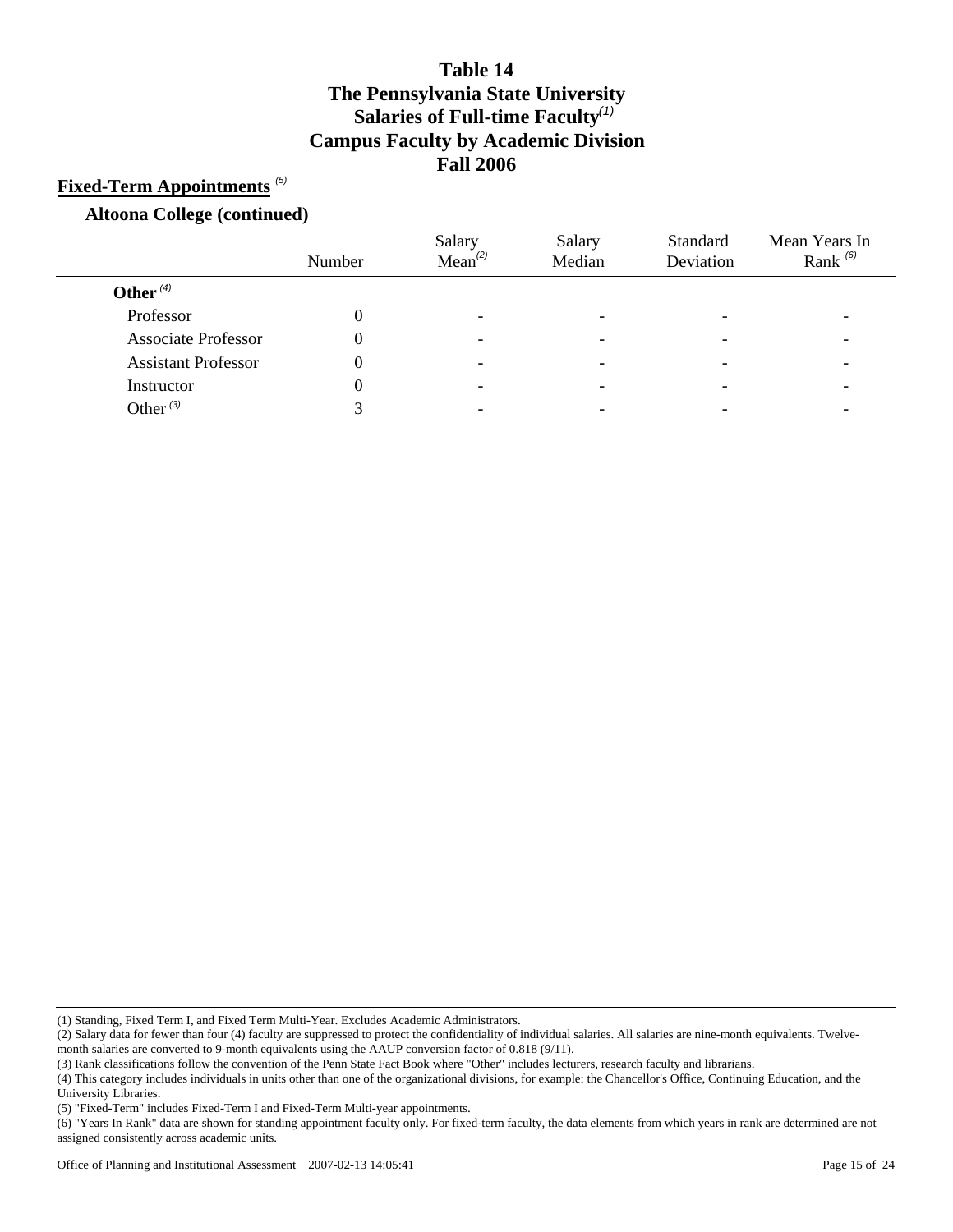# Table 14
# The Pennsylvania State University
# Salaries of Full-time Faculty[1]
# Campus Faculty by Academic Division
# Fall 2006

## Fixed-Term Appointments [5]

### Altoona College (continued)

| | Number | Salary Mean[2] | Salary Median | Standard Deviation | Mean Years In Rank [6] |
|---|---|---|---|---|---|
| **Other [4]** | | | | | |
| Professor | 0 | - | - | - | - |
| Associate Professor | 0 | - | - | - | - |
| Assistant Professor | 0 | - | - | - | - |
| Instructor | 0 | - | - | - | - |
| Other [3] | 3 | - | - | - | - |

(1) Standing, Fixed Term I, and Fixed Term Multi-Year. Excludes Academic Administrators.
(2) Salary data for fewer than four (4) faculty are suppressed to protect the confidentiality of individual salaries. All salaries are nine-month equivalents. Twelve-month salaries are converted to 9-month equivalents using the AAUP conversion factor of 0.818 (9/11).
(3) Rank classifications follow the convention of the Penn State Fact Book where "Other" includes lecturers, research faculty and librarians.
(4) This category includes individuals in units other than one of the organizational divisions, for example: the Chancellor's Office, Continuing Education, and the University Libraries.
(5) "Fixed-Term" includes Fixed-Term I and Fixed-Term Multi-year appointments.
(6) "Years In Rank" data are shown for standing appointment faculty only. For fixed-term faculty, the data elements from which years in rank are determined are not assigned consistently across academic units.

Office of Planning and Institutional Assessment 2007-02-13 14:05:41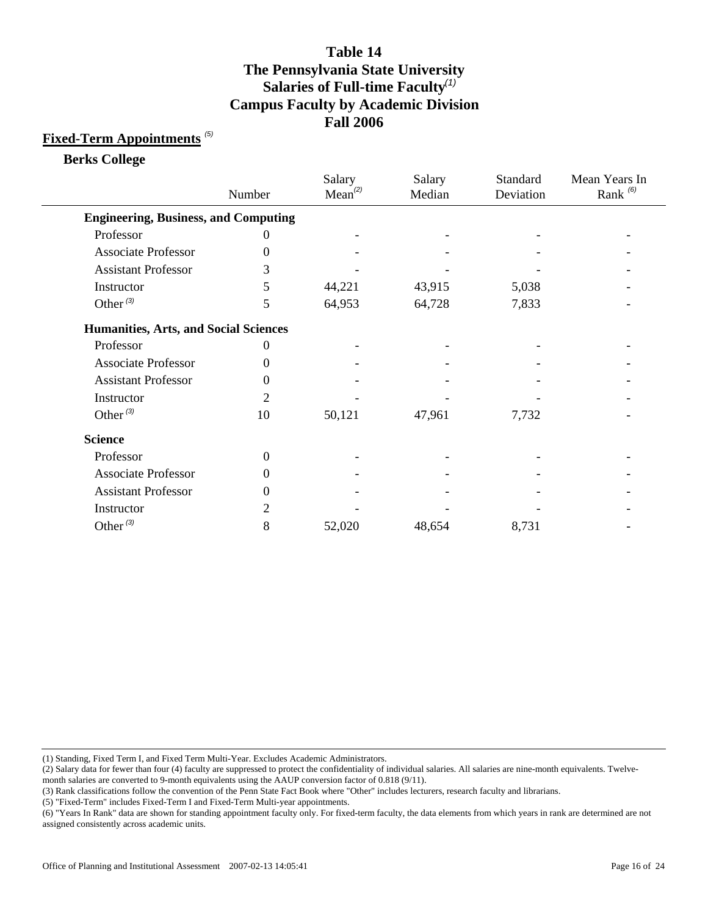# Table 14
# The Pennsylvania State University
# Salaries of Full-time Faculty[(1)]
# Campus Faculty by Academic Division
# Fall 2006

## Fixed-Term Appointments [(5)]

### Berks College

| | Number | Salary Mean[(2)] | Salary Median | Standard Deviation | Mean Years In Rank [(6)] |
|---|---|---|---|---|---|
| **Engineering, Business, and Computing** | | | | | |
| Professor | 0 | - | - | - | - |
| Associate Professor | 0 | - | - | - | - |
| Assistant Professor | 3 | - | - | - | - |
| Instructor | 5 | 44,221 | 43,915 | 5,038 | - |
| Other [(3)] | 5 | 64,953 | 64,728 | 7,833 | - |
| **Humanities, Arts, and Social Sciences** | | | | | |
| Professor | 0 | - | - | - | - |
| Associate Professor | 0 | - | - | - | - |
| Assistant Professor | 0 | - | - | - | - |
| Instructor | 2 | - | - | - | - |
| Other [(3)] | 10 | 50,121 | 47,961 | 7,732 | - |
| **Science** | | | | | |
| Professor | 0 | - | - | - | - |
| Associate Professor | 0 | - | - | - | - |
| Assistant Professor | 0 | - | - | - | - |
| Instructor | 2 | - | - | - | - |
| Other [(3)] | 8 | 52,020 | 48,654 | 8,731 | - |

(1) Standing, Fixed Term I, and Fixed Term Multi-Year. Excludes Academic Administrators.
(2) Salary data for fewer than four (4) faculty are suppressed to protect the confidentiality of individual salaries. All salaries are nine-month equivalents. Twelve-month salaries are converted to 9-month equivalents using the AAUP conversion factor of 0.818 (9/11).
(3) Rank classifications follow the convention of the Penn State Fact Book where "Other" includes lecturers, research faculty and librarians.
(5) "Fixed-Term" includes Fixed-Term I and Fixed-Term Multi-year appointments.
(6) "Years In Rank" data are shown for standing appointment faculty only. For fixed-term faculty, the data elements from which years in rank are determined are not assigned consistently across academic units.

Office of Planning and Institutional Assessment 2007-02-13 14:05:41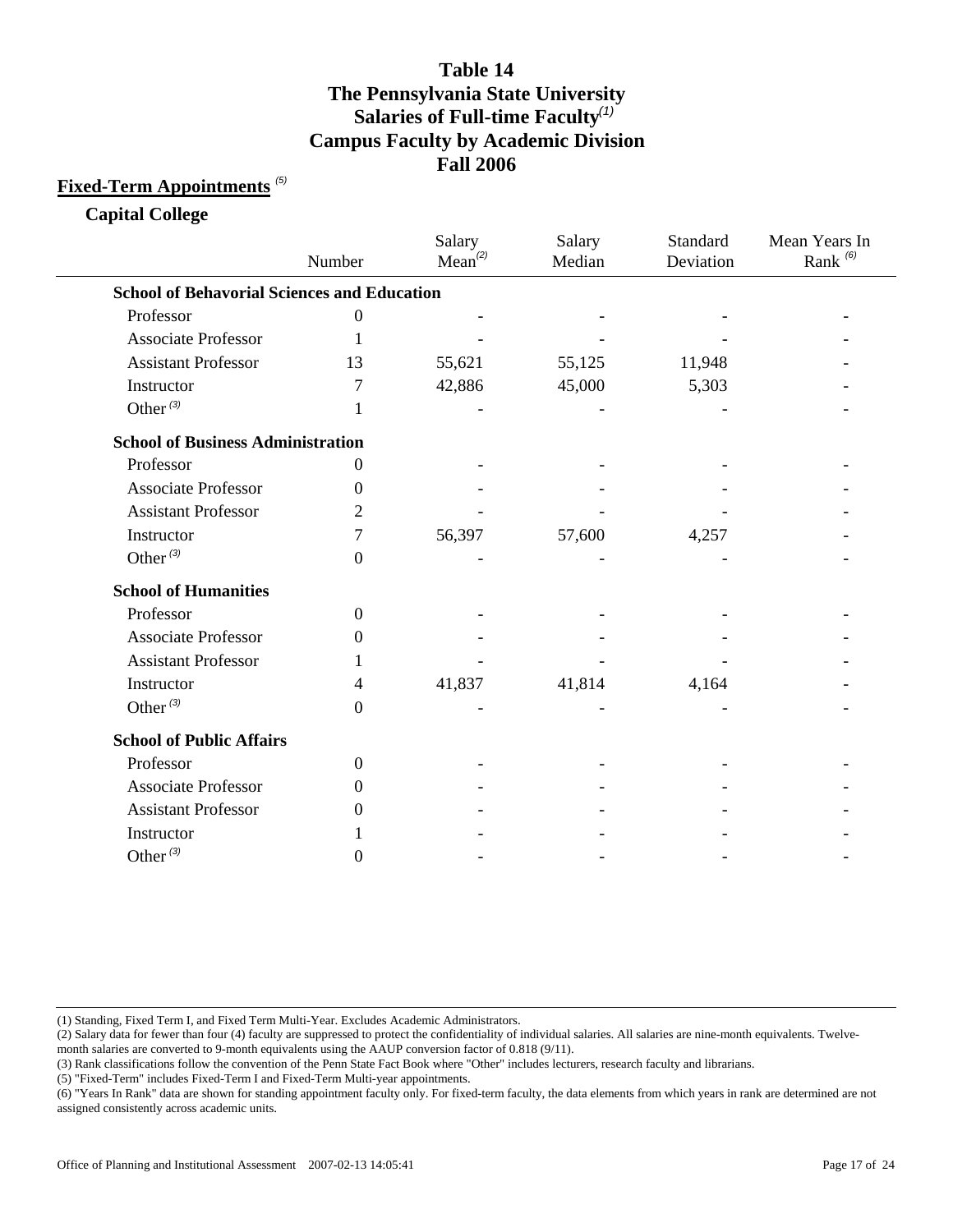# Table 14
# The Pennsylvania State University
# Salaries of Full-time Faculty[1]
# Campus Faculty by Academic Division
# Fall 2006

## Fixed-Term Appointments [5]

### Capital College

| | Number | Salary Mean[2] | Salary Median | Standard Deviation | Mean Years In Rank [6] |
|---|---|---|---|---|---|
| **School of Behavorial Sciences and Education** | | | | | |
| Professor | 0 | - | - | - | - |
| Associate Professor | 1 | - | - | - | - |
| Assistant Professor | 13 | 55,621 | 55,125 | 11,948 | - |
| Instructor | 7 | 42,886 | 45,000 | 5,303 | - |
| Other [3] | 1 | - | - | - | - |
| **School of Business Administration** | | | | | |
| Professor | 0 | - | - | - | - |
| Associate Professor | 0 | - | - | - | - |
| Assistant Professor | 2 | - | - | - | - |
| Instructor | 7 | 56,397 | 57,600 | 4,257 | - |
| Other [3] | 0 | - | - | - | - |
| **School of Humanities** | | | | | |
| Professor | 0 | - | - | - | - |
| Associate Professor | 0 | - | - | - | - |
| Assistant Professor | 1 | - | - | - | - |
| Instructor | 4 | 41,837 | 41,814 | 4,164 | - |
| Other [3] | 0 | - | - | - | - |
| **School of Public Affairs** | | | | | |
| Professor | 0 | - | - | - | - |
| Associate Professor | 0 | - | - | - | - |
| Assistant Professor | 0 | - | - | - | - |
| Instructor | 1 | - | - | - | - |
| Other [3] | 0 | - | - | - | - |

(1) Standing, Fixed Term I, and Fixed Term Multi-Year. Excludes Academic Administrators.

(2) Salary data for fewer than four (4) faculty are suppressed to protect the confidentiality of individual salaries. All salaries are nine-month equivalents. Twelve-month salaries are converted to 9-month equivalents using the AAUP conversion factor of 0.818 (9/11).

(3) Rank classifications follow the convention of the Penn State Fact Book where "Other" includes lecturers, research faculty and librarians.

(5) "Fixed-Term" includes Fixed-Term I and Fixed-Term Multi-year appointments.

(6) "Years In Rank" data are shown for standing appointment faculty only. For fixed-term faculty, the data elements from which years in rank are determined are not assigned consistently across academic units.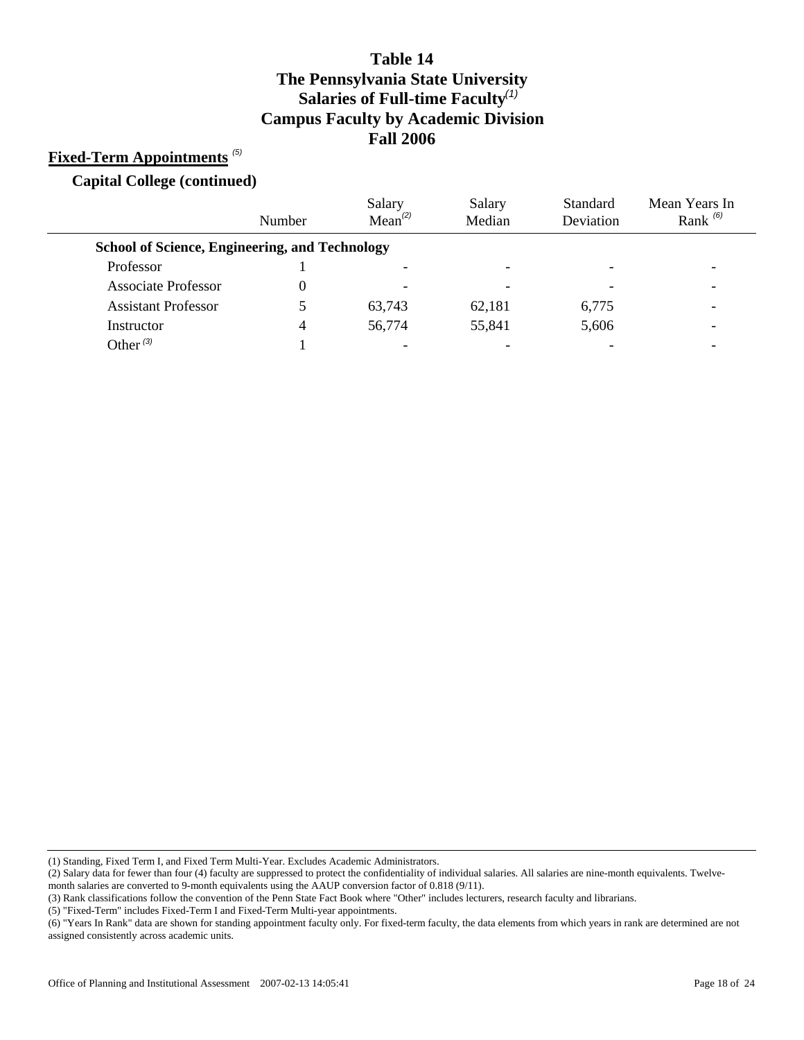# Table 14
# The Pennsylvania State University
# Salaries of Full-time Faculty[1]
# Campus Faculty by Academic Division
# Fall 2006

## Fixed-Term Appointments [5]

### Capital College (continued)

| | Number | Salary Mean[2] | Salary Median | Standard Deviation | Mean Years In Rank [6] |
|---|---|---|---|---|---|
| **School of Science, Engineering, and Technology** | | | | | |
| Professor | 1 | - | - | - | - |
| Associate Professor | 0 | - | - | - | - |
| Assistant Professor | 5 | 63,743 | 62,181 | 6,775 | - |
| Instructor | 4 | 56,774 | 55,841 | 5,606 | - |
| Other [3] | 1 | - | - | - | - |

(1) Standing, Fixed Term I, and Fixed Term Multi-Year. Excludes Academic Administrators.

(2) Salary data for fewer than four (4) faculty are suppressed to protect the confidentiality of individual salaries. All salaries are nine-month equivalents. Twelve-month salaries are converted to 9-month equivalents using the AAUP conversion factor of 0.818 (9/11).

(3) Rank classifications follow the convention of the Penn State Fact Book where "Other" includes lecturers, research faculty and librarians.

(5) "Fixed-Term" includes Fixed-Term I and Fixed-Term Multi-year appointments.

(6) "Years In Rank" data are shown for standing appointment faculty only. For fixed-term faculty, the data elements from which years in rank are determined are not assigned consistently across academic units.

Office of Planning and Institutional Assessment 2007-02-13 14:05:41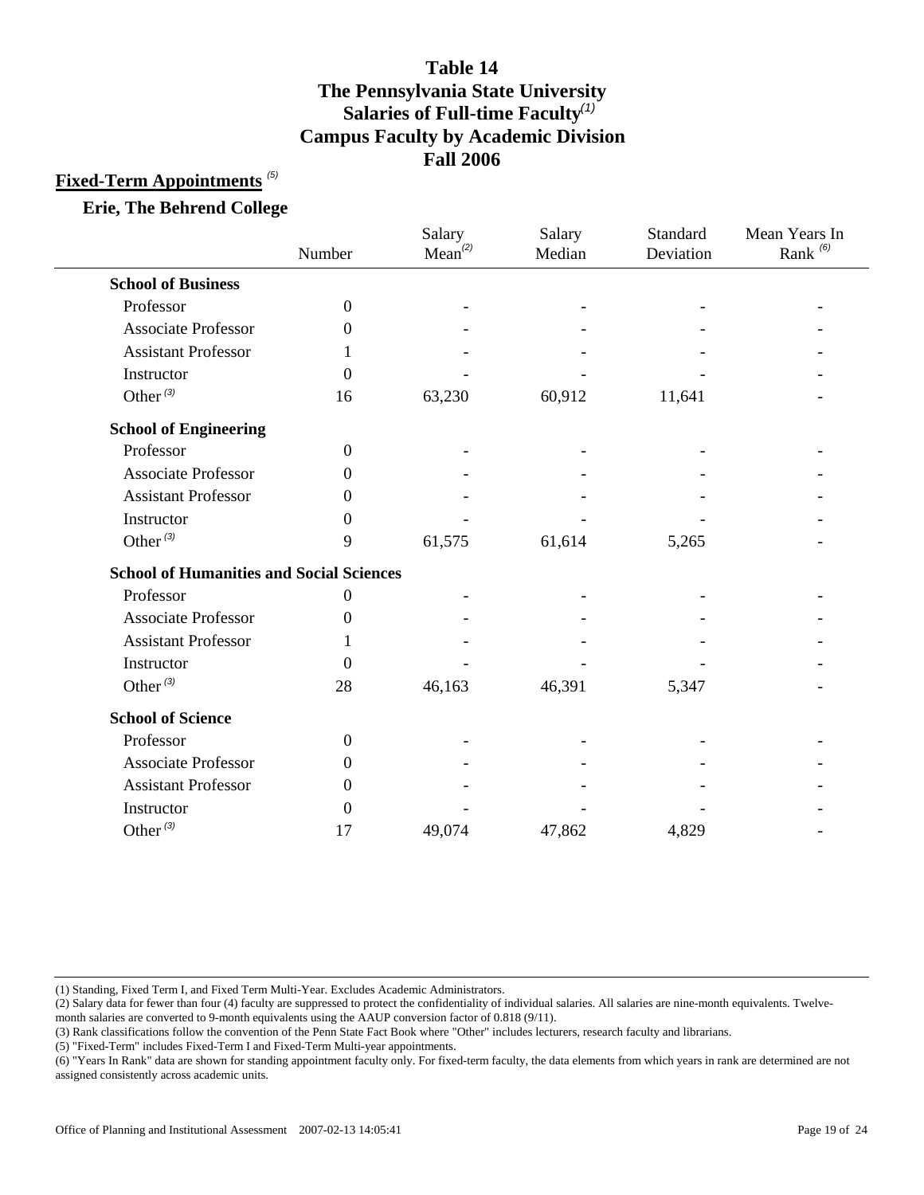# Table 14
# The Pennsylvania State University
# Salaries of Full-time Faculty[1]
# Campus Faculty by Academic Division
# Fall 2006

## Fixed-Term Appointments [5]

### Erie, The Behrend College

| | Number | Salary Mean[2] | Salary Median | Standard Deviation | Mean Years In Rank [6] |
|---|---|---|---|---|---|
| **School of Business** | | | | | |
| Professor | 0 | - | - | - | - |
| Associate Professor | 0 | - | - | - | - |
| Assistant Professor | 1 | - | - | - | - |
| Instructor | 0 | - | - | - | - |
| Other [3] | 16 | 63,230 | 60,912 | 11,641 | - |
| **School of Engineering** | | | | | |
| Professor | 0 | - | - | - | - |
| Associate Professor | 0 | - | - | - | - |
| Assistant Professor | 0 | - | - | - | - |
| Instructor | 0 | - | - | - | - |
| Other [3] | 9 | 61,575 | 61,614 | 5,265 | - |
| **School of Humanities and Social Sciences** | | | | | |
| Professor | 0 | - | - | - | - |
| Associate Professor | 0 | - | - | - | - |
| Assistant Professor | 1 | - | - | - | - |
| Instructor | 0 | - | - | - | - |
| Other [3] | 28 | 46,163 | 46,391 | 5,347 | - |
| **School of Science** | | | | | |
| Professor | 0 | - | - | - | - |
| Associate Professor | 0 | - | - | - | - |
| Assistant Professor | 0 | - | - | - | - |
| Instructor | 0 | - | - | - | - |
| Other [3] | 17 | 49,074 | 47,862 | 4,829 | - |

(1) Standing, Fixed Term I, and Fixed Term Multi-Year. Excludes Academic Administrators.

(2) Salary data for fewer than four (4) faculty are suppressed to protect the confidentiality of individual salaries. All salaries are nine-month equivalents. Twelve-month salaries are converted to 9-month equivalents using the AAUP conversion factor of 0.818 (9/11).

(3) Rank classifications follow the convention of the Penn State Fact Book where "Other" includes lecturers, research faculty and librarians.

(5) "Fixed-Term" includes Fixed-Term I and Fixed-Term Multi-year appointments.

(6) "Years In Rank" data are shown for standing appointment faculty only. For fixed-term faculty, the data elements from which years in rank are determined are not assigned consistently across academic units.

Office of Planning and Institutional Assessment 2007-02-13 14:05:41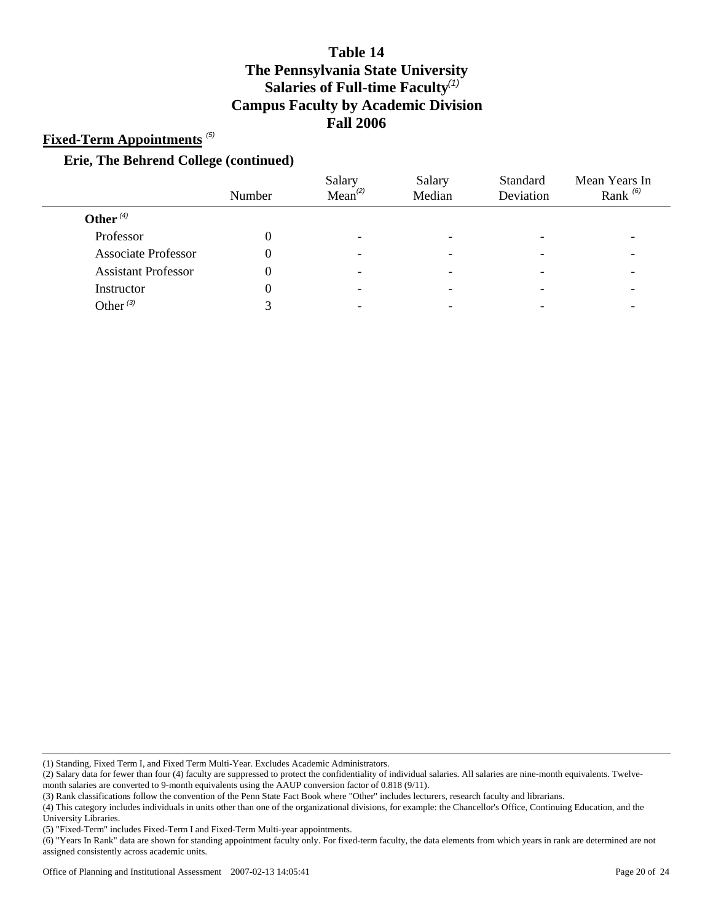# Table 14
# The Pennsylvania State University
# Salaries of Full-time Faculty[(1)]
# Campus Faculty by Academic Division
# Fall 2006

## Fixed-Term Appointments [(5)]

### Erie, The Behrend College (continued)

| | Number | Salary Mean[(2)] | Salary Median | Standard Deviation | Mean Years In Rank [(6)] |
|---|---|---|---|---|---|
| **Other [(4)]** | | | | | |
| Professor | 0 | - | - | - | - |
| Associate Professor | 0 | - | - | - | - |
| Assistant Professor | 0 | - | - | - | - |
| Instructor | 0 | - | - | - | - |
| Other [(3)] | 3 | - | - | - | - |

(1) Standing, Fixed Term I, and Fixed Term Multi-Year. Excludes Academic Administrators.

(2) Salary data for fewer than four (4) faculty are suppressed to protect the confidentiality of individual salaries. All salaries are nine-month equivalents. Twelve-month salaries are converted to 9-month equivalents using the AAUP conversion factor of 0.818 (9/11).

(3) Rank classifications follow the convention of the Penn State Fact Book where "Other" includes lecturers, research faculty and librarians.

(4) This category includes individuals in units other than one of the organizational divisions, for example: the Chancellor's Office, Continuing Education, and the University Libraries.

(5) "Fixed-Term" includes Fixed-Term I and Fixed-Term Multi-year appointments.

(6) "Years In Rank" data are shown for standing appointment faculty only. For fixed-term faculty, the data elements from which years in rank are determined are not assigned consistently across academic units.

Office of Planning and Institutional Assessment 2007-02-13 14:05:41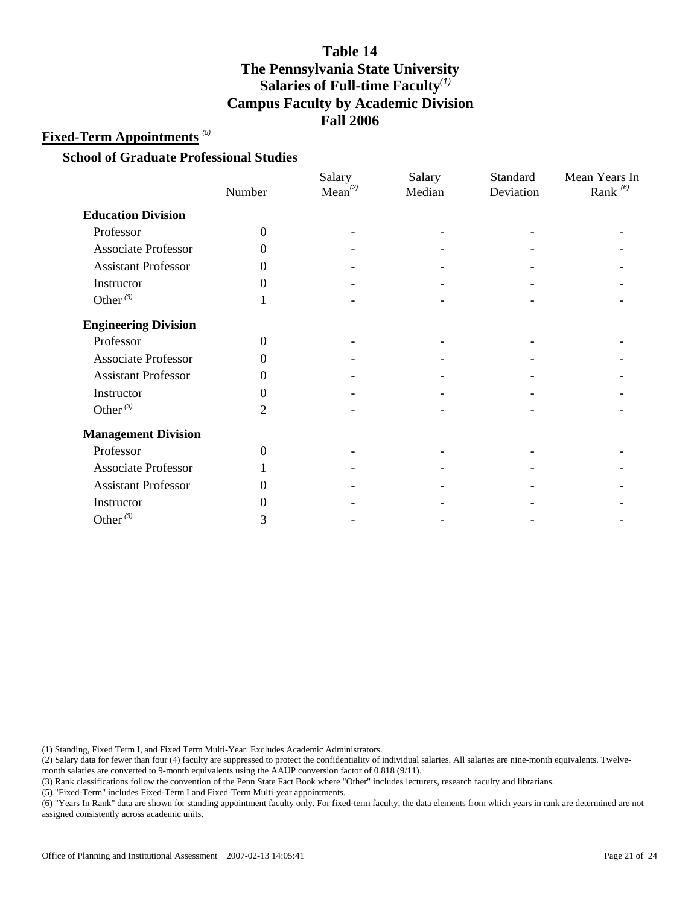# Table 14
# The Pennsylvania State University
# Salaries of Full-time Faculty[1]
# Campus Faculty by Academic Division
# Fall 2006

## Fixed-Term Appointments [5]

### School of Graduate Professional Studies

| | Number | Salary Mean[2] | Salary Median | Standard Deviation | Mean Years In Rank [6] |
|---|---|---|---|---|---|
| **Education Division** | | | | | |
| Professor | 0 | - | - | - | - |
| Associate Professor | 0 | - | - | - | - |
| Assistant Professor | 0 | - | - | - | - |
| Instructor | 0 | - | - | - | - |
| Other [3] | 1 | - | - | - | - |
| **Engineering Division** | | | | | |
| Professor | 0 | - | - | - | - |
| Associate Professor | 0 | - | - | - | - |
| Assistant Professor | 0 | - | - | - | - |
| Instructor | 0 | - | - | - | - |
| Other [3] | 2 | - | - | - | - |
| **Management Division** | | | | | |
| Professor | 0 | - | - | - | - |
| Associate Professor | 1 | - | - | - | - |
| Assistant Professor | 0 | - | - | - | - |
| Instructor | 0 | - | - | - | - |
| Other [3] | 3 | - | - | - | - |

(1) Standing, Fixed Term I, and Fixed Term Multi-Year. Excludes Academic Administrators.
(2) Salary data for fewer than four (4) faculty are suppressed to protect the confidentiality of individual salaries. All salaries are nine-month equivalents. Twelve-month salaries are converted to 9-month equivalents using the AAUP conversion factor of 0.818 (9/11).
(3) Rank classifications follow the convention of the Penn State Fact Book where "Other" includes lecturers, research faculty and librarians.
(5) "Fixed-Term" includes Fixed-Term I and Fixed-Term Multi-year appointments.
(6) "Years In Rank" data are shown for standing appointment faculty only. For fixed-term faculty, the data elements from which years in rank are determined are not assigned consistently across academic units.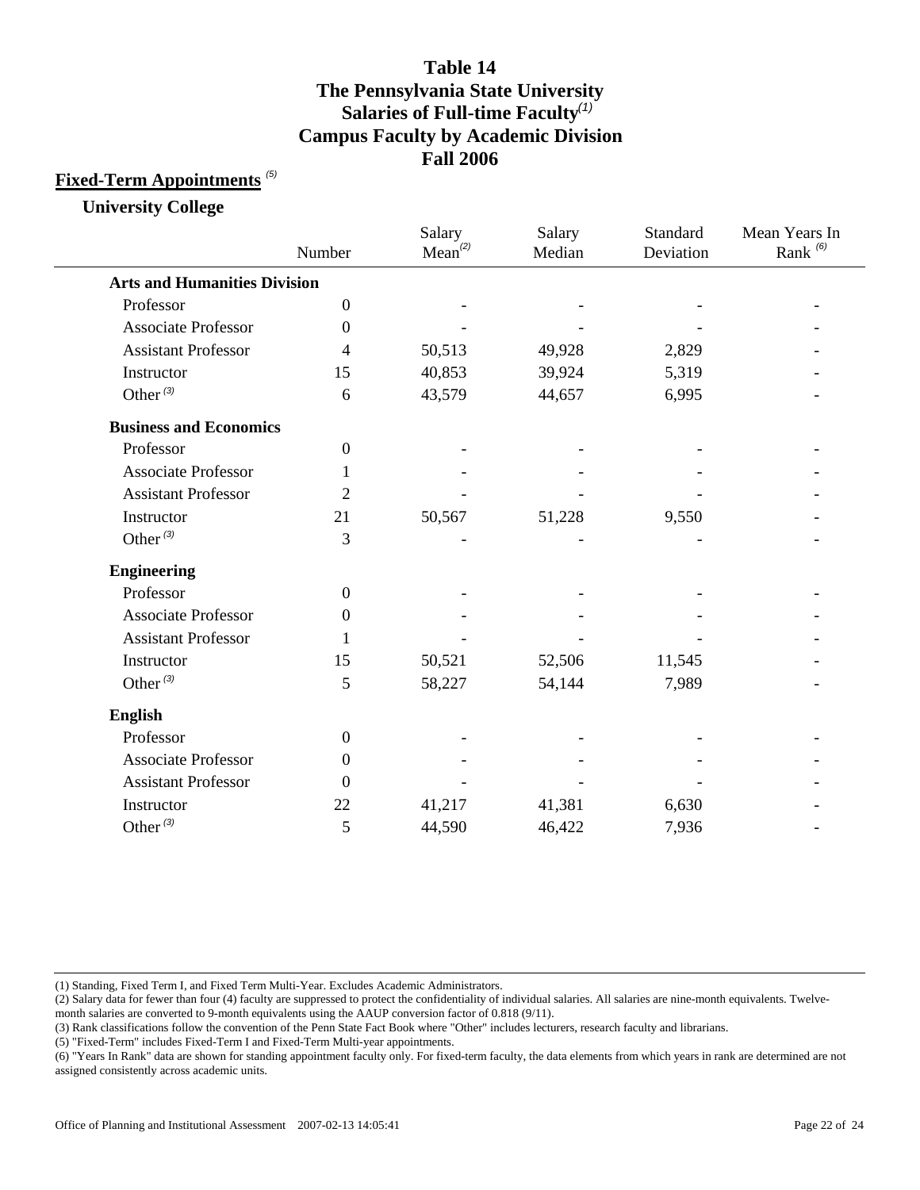# Table 14
# The Pennsylvania State University
# Salaries of Full-time Faculty[(1)]
# Campus Faculty by Academic Division
# Fall 2006

## Fixed-Term Appointments [(5)]

### University College

| | Number | Salary Mean[(2)] | Salary Median | Standard Deviation | Mean Years In Rank [(6)] |
|---|---|---|---|---|---|
| **Arts and Humanities Division** | | | | | |
| Professor | 0 | - | - | - | - |
| Associate Professor | 0 | - | - | - | - |
| Assistant Professor | 4 | 50,513 | 49,928 | 2,829 | - |
| Instructor | 15 | 40,853 | 39,924 | 5,319 | - |
| Other [(3)] | 6 | 43,579 | 44,657 | 6,995 | - |
| **Business and Economics** | | | | | |
| Professor | 0 | - | - | - | - |
| Associate Professor | 1 | - | - | - | - |
| Assistant Professor | 2 | - | - | - | - |
| Instructor | 21 | 50,567 | 51,228 | 9,550 | - |
| Other [(3)] | 3 | - | - | - | - |
| **Engineering** | | | | | |
| Professor | 0 | - | - | - | - |
| Associate Professor | 0 | - | - | - | - |
| Assistant Professor | 1 | - | - | - | - |
| Instructor | 15 | 50,521 | 52,506 | 11,545 | - |
| Other [(3)] | 5 | 58,227 | 54,144 | 7,989 | - |
| **English** | | | | | |
| Professor | 0 | - | - | - | - |
| Associate Professor | 0 | - | - | - | - |
| Assistant Professor | 0 | - | - | - | - |
| Instructor | 22 | 41,217 | 41,381 | 6,630 | - |
| Other [(3)] | 5 | 44,590 | 46,422 | 7,936 | - |

(1) Standing, Fixed Term I, and Fixed Term Multi-Year. Excludes Academic Administrators.

(2) Salary data for fewer than four (4) faculty are suppressed to protect the confidentiality of individual salaries. All salaries are nine-month equivalents. Twelve-month salaries are converted to 9-month equivalents using the AAUP conversion factor of 0.818 (9/11).

(3) Rank classifications follow the convention of the Penn State Fact Book where "Other" includes lecturers, research faculty and librarians.

(5) "Fixed-Term" includes Fixed-Term I and Fixed-Term Multi-year appointments.

(6) "Years In Rank" data are shown for standing appointment faculty only. For fixed-term faculty, the data elements from which years in rank are determined are not assigned consistently across academic units.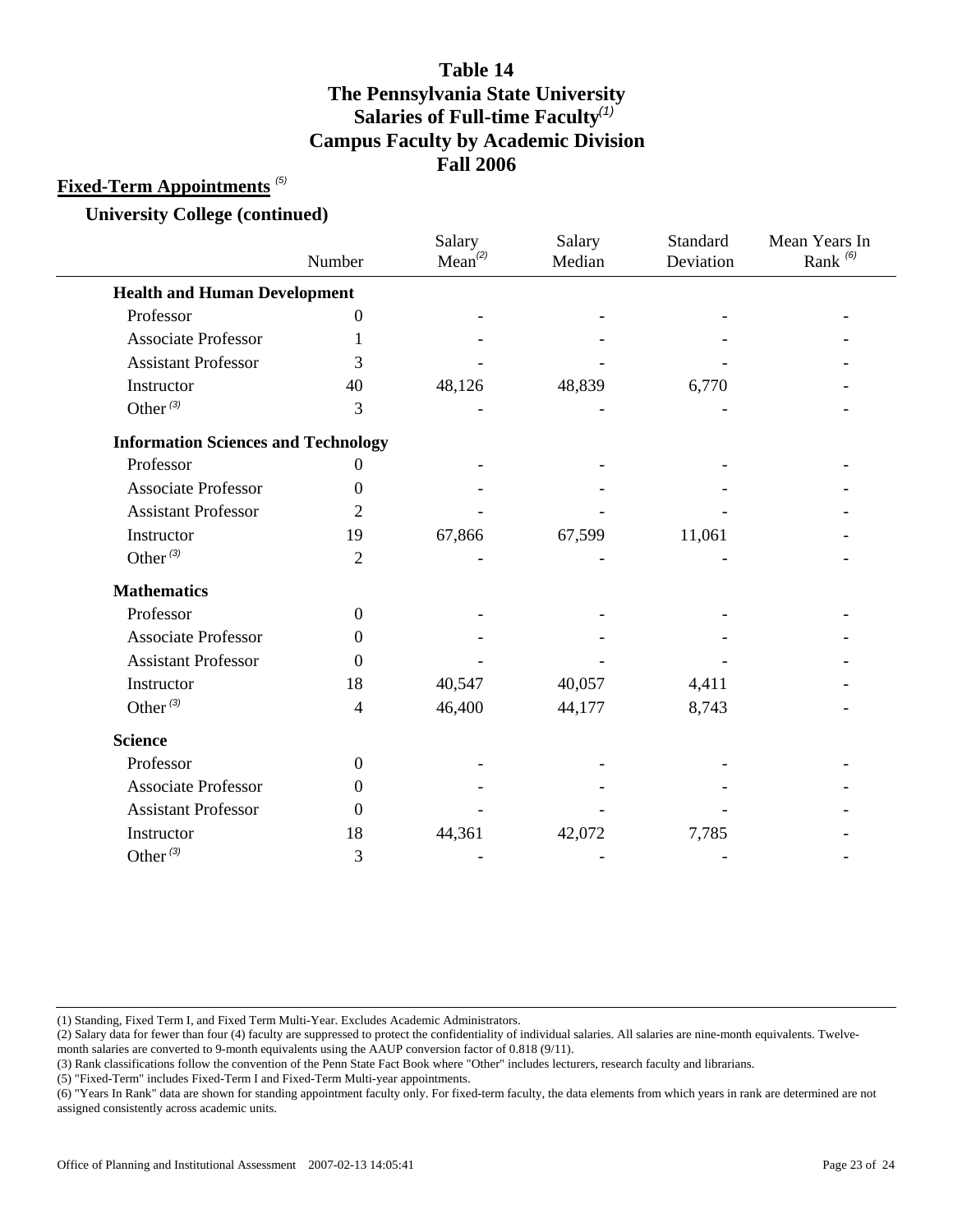# Table 14
# The Pennsylvania State University
# Salaries of Full-time Faculty(1)
# Campus Faculty by Academic Division
# Fall 2006

## Fixed-Term Appointments (5)

### University College (continued)

| | Number | Salary Mean(2) | Salary Median | Standard Deviation | Mean Years In Rank (6) |
|---|---|---|---|---|---|
| **Health and Human Development** | | | | | |
| Professor | 0 | - | - | - | - |
| Associate Professor | 1 | - | - | - | - |
| Assistant Professor | 3 | - | - | - | - |
| Instructor | 40 | 48,126 | 48,839 | 6,770 | - |
| Other (3) | 3 | - | - | - | - |
| **Information Sciences and Technology** | | | | | |
| Professor | 0 | - | - | - | - |
| Associate Professor | 0 | - | - | - | - |
| Assistant Professor | 2 | - | - | - | - |
| Instructor | 19 | 67,866 | 67,599 | 11,061 | - |
| Other (3) | 2 | - | - | - | - |
| **Mathematics** | | | | | |
| Professor | 0 | - | - | - | - |
| Associate Professor | 0 | - | - | - | - |
| Assistant Professor | 0 | - | - | - | - |
| Instructor | 18 | 40,547 | 40,057 | 4,411 | - |
| Other (3) | 4 | 46,400 | 44,177 | 8,743 | - |
| **Science** | | | | | |
| Professor | 0 | - | - | - | - |
| Associate Professor | 0 | - | - | - | - |
| Assistant Professor | 0 | - | - | - | - |
| Instructor | 18 | 44,361 | 42,072 | 7,785 | - |
| Other (3) | 3 | - | - | - | - |

(1) Standing, Fixed Term I, and Fixed Term Multi-Year. Excludes Academic Administrators.

(2) Salary data for fewer than four (4) faculty are suppressed to protect the confidentiality of individual salaries. All salaries are nine-month equivalents. Twelve-month salaries are converted to 9-month equivalents using the AAUP conversion factor of 0.818 (9/11).

(3) Rank classifications follow the convention of the Penn State Fact Book where "Other" includes lecturers, research faculty and librarians.

(5) "Fixed-Term" includes Fixed-Term I and Fixed-Term Multi-year appointments.

(6) "Years In Rank" data are shown for standing appointment faculty only. For fixed-term faculty, the data elements from which years in rank are determined are not assigned consistently across academic units.

Office of Planning and Institutional Assessment 2007-02-13 14:05:41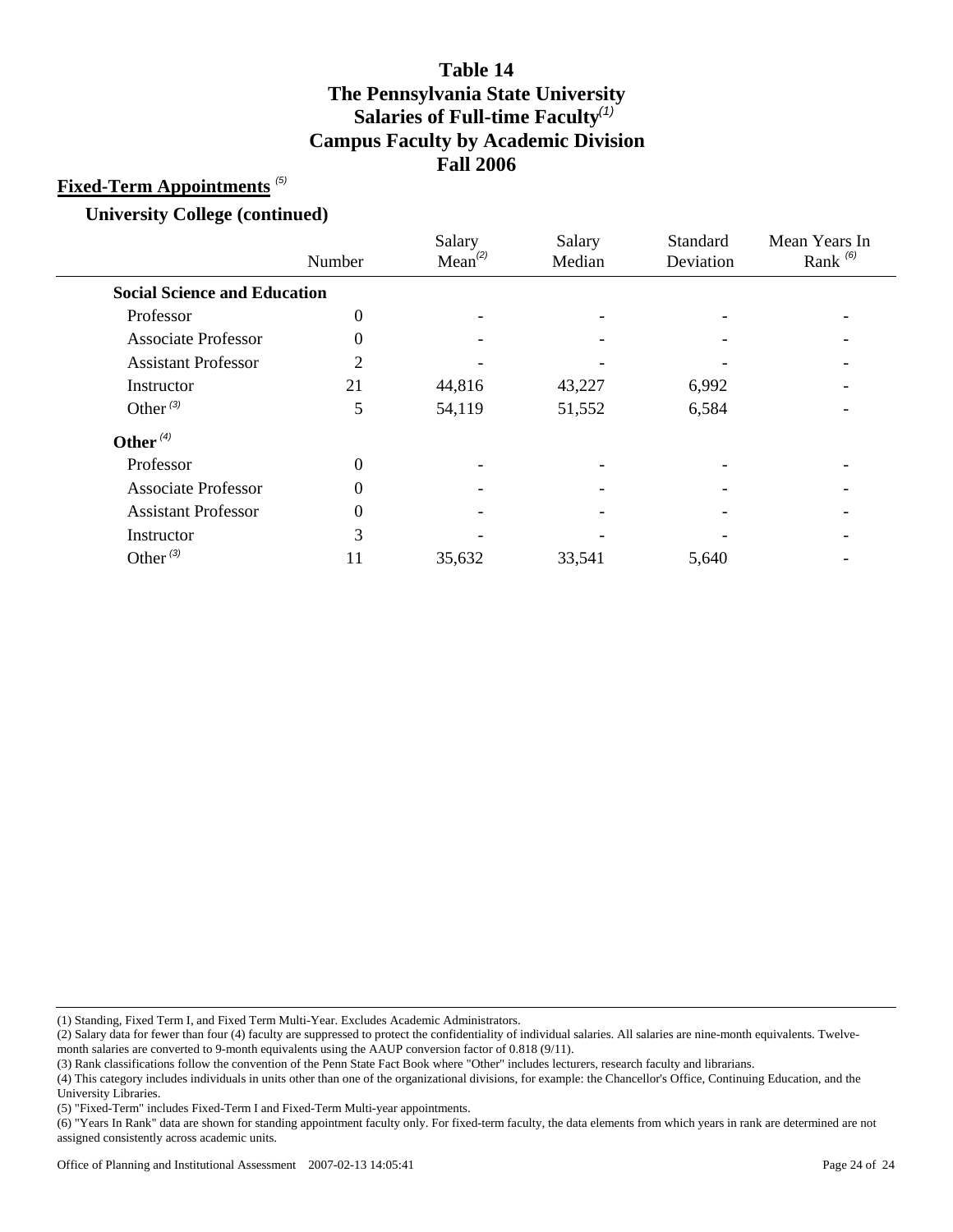# Table 14
# The Pennsylvania State University
# Salaries of Full-time Faculty[1]
# Campus Faculty by Academic Division
# Fall 2006

## Fixed-Term Appointments [5]

### University College (continued)

| | Number | Salary Mean[2] | Salary Median | Standard Deviation | Mean Years In Rank [6] |
|---|---|---|---|---|---|
| **Social Science and Education** | | | | | |
| Professor | 0 | - | - | - | - |
| Associate Professor | 0 | - | - | - | - |
| Assistant Professor | 2 | - | - | - | - |
| Instructor | 21 | 44,816 | 43,227 | 6,992 | - |
| Other [3] | 5 | 54,119 | 51,552 | 6,584 | - |
| **Other [4]** | | | | | |
| Professor | 0 | - | - | - | - |
| Associate Professor | 0 | - | - | - | - |
| Assistant Professor | 0 | - | - | - | - |
| Instructor | 3 | - | - | - | - |
| Other [3] | 11 | 35,632 | 33,541 | 5,640 | - |

(1) Standing, Fixed Term I, and Fixed Term Multi-Year. Excludes Academic Administrators.

(2) Salary data for fewer than four (4) faculty are suppressed to protect the confidentiality of individual salaries. All salaries are nine-month equivalents. Twelve-month salaries are converted to 9-month equivalents using the AAUP conversion factor of 0.818 (9/11).

(3) Rank classifications follow the convention of the Penn State Fact Book where "Other" includes lecturers, research faculty and librarians.

(4) This category includes individuals in units other than one of the organizational divisions, for example: the Chancellor's Office, Continuing Education, and the University Libraries.

(5) "Fixed-Term" includes Fixed-Term I and Fixed-Term Multi-year appointments.

(6) "Years In Rank" data are shown for standing appointment faculty only. For fixed-term faculty, the data elements from which years in rank are determined are not assigned consistently across academic units.

Office of Planning and Institutional Assessment 2007-02-13 14:05:41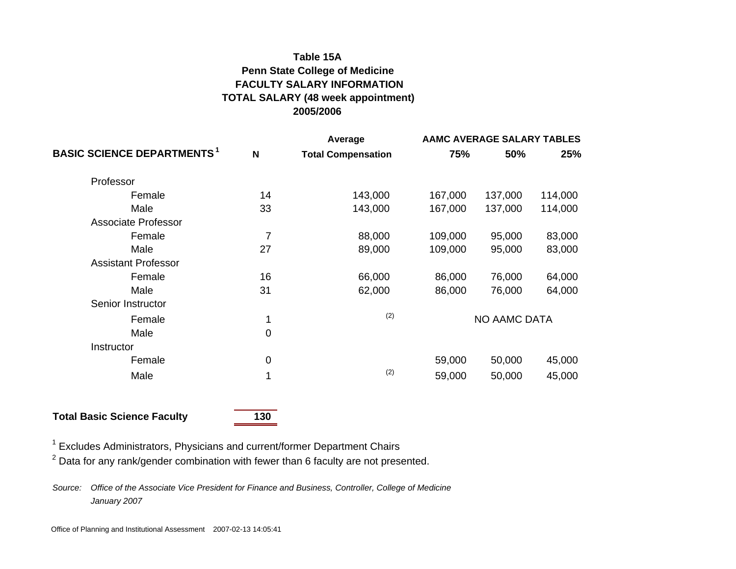**Table 15A**
**Penn State College of Medicine**
**FACULTY SALARY INFORMATION**
**TOTAL SALARY (48 week appointment)**
**2005/2006**

| BASIC SCIENCE DEPARTMENTS[1] | N | Average Total Compensation | AAMC AVERAGE SALARY TABLES 75% | 50% | 25% |
|---|---|---|---|---|---|
| Professor | | | | | |
| Female | 14 | 143,000 | 167,000 | 137,000 | 114,000 |
| Male | 33 | 143,000 | 167,000 | 137,000 | 114,000 |
| Associate Professor | | | | | |
| Female | 7 | 88,000 | 109,000 | 95,000 | 83,000 |
| Male | 27 | 89,000 | 109,000 | 95,000 | 83,000 |
| Assistant Professor | | | | | |
| Female | 16 | 66,000 | 86,000 | 76,000 | 64,000 |
| Male | 31 | 62,000 | 86,000 | 76,000 | 64,000 |
| Senior Instructor | | | | | |
| Female | 1 | (2) | | NO AAMC DATA | |
| Male | 0 | | | | |
| Instructor | | | | | |
| Female | 0 | | 59,000 | 50,000 | 45,000 |
| Male | 1 | (2) | 59,000 | 50,000 | 45,000 |
| **Total Basic Science Faculty** | **130** | | | | |

[1] Excludes Administrators, Physicians and current/former Department Chairs

[2] Data for any rank/gender combination with fewer than 6 faculty are not presented.

*Source: Office of the Associate Vice President for Finance and Business, Controller, College of Medicine January 2007*

Office of Planning and Institutional Assessment 2007-02-13 14:05:41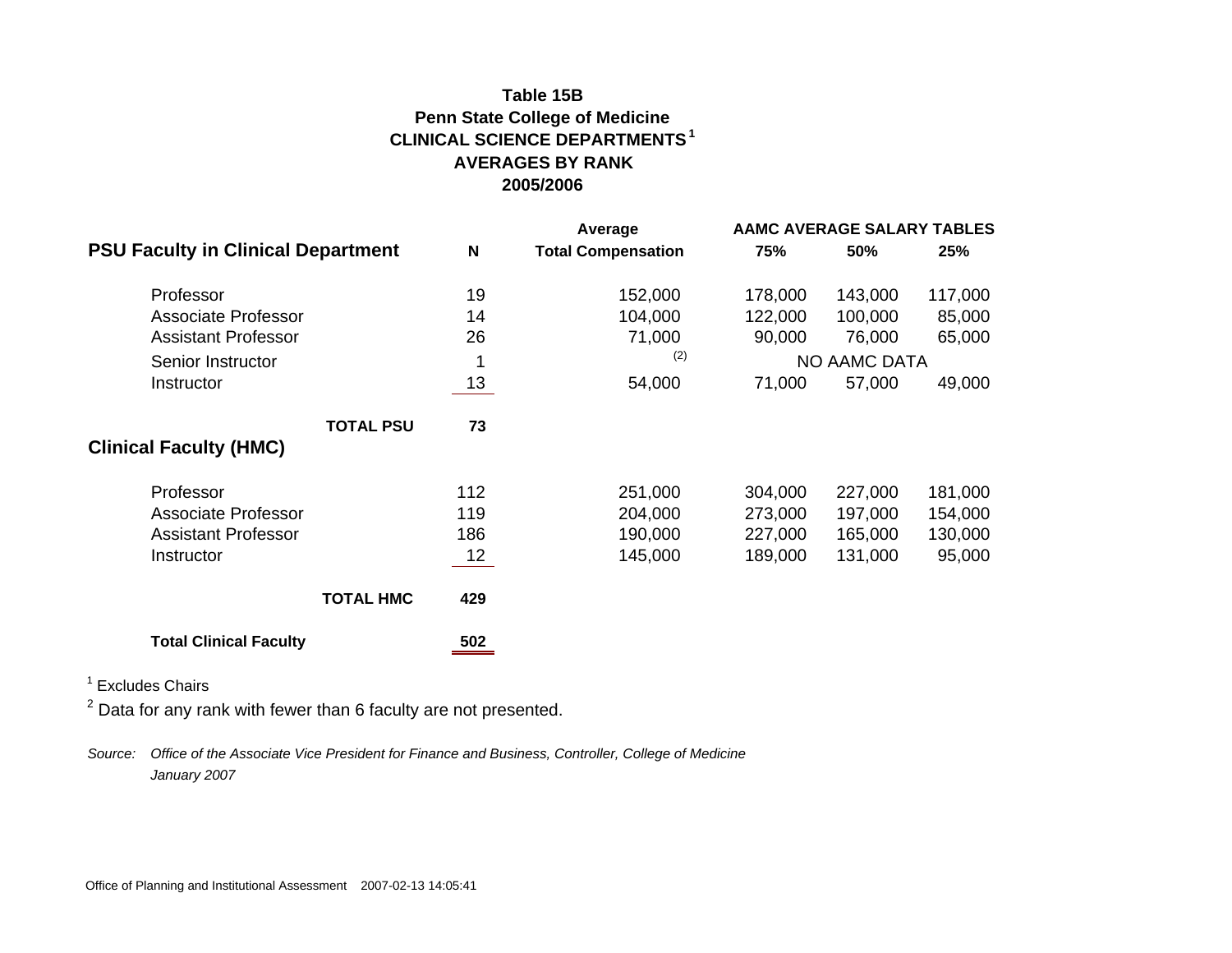# Table 15B
## Penn State College of Medicine
## CLINICAL SCIENCE DEPARTMENTS [1]
## AVERAGES BY RANK
## 2005/2006

| | | Average | AAMC AVERAGE SALARY TABLES | | |
|---|---|---|---|---|---|
| **PSU Faculty in Clinical Department** | **N** | **Total Compensation** | **75%** | **50%** | **25%** |
| Professor | 19 | 152,000 | 178,000 | 143,000 | 117,000 |
| Associate Professor | 14 | 104,000 | 122,000 | 100,000 | 85,000 |
| Assistant Professor | 26 | 71,000 | 90,000 | 76,000 | 65,000 |
| Senior Instructor | 1 | (2) | | NO AAMC DATA | |
| Instructor | 13 | 54,000 | 71,000 | 57,000 | 49,000 |
| **TOTAL PSU** | **73** | | | | |
| **Clinical Faculty (HMC)** | | | | | |
| Professor | 112 | 251,000 | 304,000 | 227,000 | 181,000 |
| Associate Professor | 119 | 204,000 | 273,000 | 197,000 | 154,000 |
| Assistant Professor | 186 | 190,000 | 227,000 | 165,000 | 130,000 |
| Instructor | 12 | 145,000 | 189,000 | 131,000 | 95,000 |
| **TOTAL HMC** | **429** | | | | |
| **Total Clinical Faculty** | **502** | | | | |

[1] Excludes Chairs

[2] Data for any rank with fewer than 6 faculty are not presented.

*Source: Office of the Associate Vice President for Finance and Business, Controller, College of Medicine*
*January 2007*

Office of Planning and Institutional Assessment 2007-02-13 14:05:41